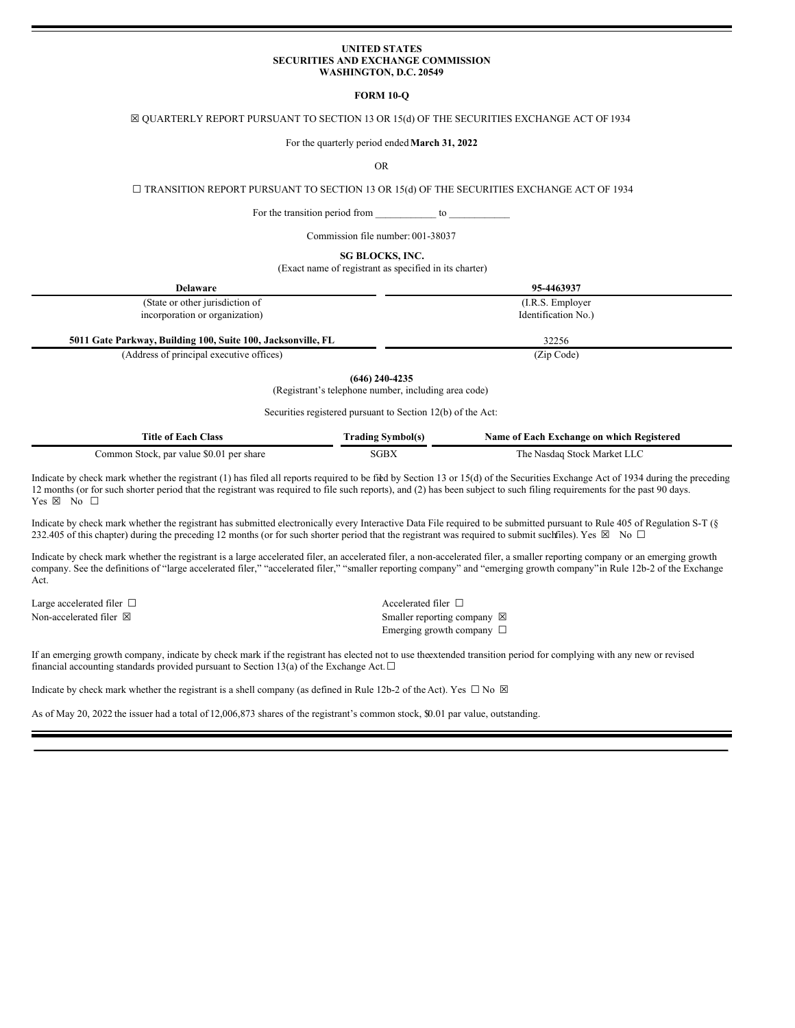**UNITED STATES**
**SECURITIES AND EXCHANGE COMMISSION**
**WASHINGTON, D.C. 20549**

**FORM 10-Q**

☒ QUARTERLY REPORT PURSUANT TO SECTION 13 OR 15(d) OF THE SECURITIES EXCHANGE ACT OF 1934

For the quarterly period ended **March 31, 2022**

OR

☐ TRANSITION REPORT PURSUANT TO SECTION 13 OR 15(d) OF THE SECURITIES EXCHANGE ACT OF 1934

For the transition period from ____________ to ____________

Commission file number: 001-38037

**SG BLOCKS, INC.**
(Exact name of registrant as specified in its charter)

| **Delaware** | **95-4463937** |
|---|---|
| (State or other jurisdiction of incorporation or organization) | (I.R.S. Employer Identification No.) |
| **5011 Gate Parkway, Building 100, Suite 100, Jacksonville, FL** | 32256 |
| (Address of principal executive offices) | (Zip Code) |

**(646) 240-4235**
(Registrant's telephone number, including area code)

Securities registered pursuant to Section 12(b) of the Act:

| Title of Each Class | Trading Symbol(s) | Name of Each Exchange on which Registered |
|---|---|---|
| Common Stock, par value $0.01 per share | SGBX | The Nasdaq Stock Market LLC |

Indicate by check mark whether the registrant (1) has filed all reports required to be filed by Section 13 or 15(d) of the Securities Exchange Act of 1934 during the preceding 12 months (or for such shorter period that the registrant was required to file such reports), and (2) has been subject to such filing requirements for the past 90 days. Yes ☒ No ☐

Indicate by check mark whether the registrant has submitted electronically every Interactive Data File required to be submitted pursuant to Rule 405 of Regulation S-T (§ 232.405 of this chapter) during the preceding 12 months (or for such shorter period that the registrant was required to submit such files). Yes ☒ No ☐

Indicate by check mark whether the registrant is a large accelerated filer, an accelerated filer, a non-accelerated filer, a smaller reporting company or an emerging growth company. See the definitions of "large accelerated filer," "accelerated filer," "smaller reporting company" and "emerging growth company" in Rule 12b-2 of the Exchange Act.

| | |
|---|---|
| Large accelerated filer ☐ | Accelerated filer ☐ |
| Non-accelerated filer ☒ | Smaller reporting company ☒ |
| | Emerging growth company ☐ |

If an emerging growth company, indicate by check mark if the registrant has elected not to use the extended transition period for complying with any new or revised financial accounting standards provided pursuant to Section 13(a) of the Exchange Act. ☐

Indicate by check mark whether the registrant is a shell company (as defined in Rule 12b-2 of the Act). Yes ☐ No ☒

As of May 20, 2022 the issuer had a total of 12,006,873 shares of the registrant's common stock, $0.01 par value, outstanding.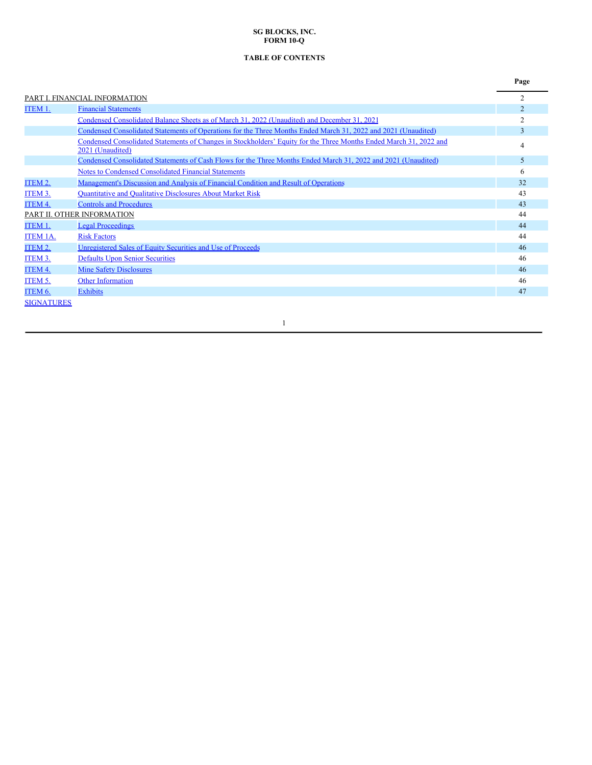**SG BLOCKS, INC.**
**FORM 10-Q**

**TABLE OF CONTENTS**

| | | Page |
|---|---|---|
| PART I. FINANCIAL INFORMATION | | 2 |
| ITEM 1. | Financial Statements | 2 |
| | Condensed Consolidated Balance Sheets as of March 31, 2022 (Unaudited) and December 31, 2021 | 2 |
| | Condensed Consolidated Statements of Operations for the Three Months Ended March 31, 2022 and 2021 (Unaudited) | 3 |
| | Condensed Consolidated Statements of Changes in Stockholders' Equity for the Three Months Ended March 31, 2022 and 2021 (Unaudited) | 4 |
| | Condensed Consolidated Statements of Cash Flows for the Three Months Ended March 31, 2022 and 2021 (Unaudited) | 5 |
| | Notes to Condensed Consolidated Financial Statements | 6 |
| ITEM 2. | Management's Discussion and Analysis of Financial Condition and Result of Operations | 32 |
| ITEM 3. | Quantitative and Qualitative Disclosures About Market Risk | 43 |
| ITEM 4. | Controls and Procedures | 43 |
| PART II. OTHER INFORMATION | | 44 |
| ITEM 1. | Legal Proceedings | 44 |
| ITEM 1A. | Risk Factors | 44 |
| ITEM 2. | Unregistered Sales of Equity Securities and Use of Proceeds | 46 |
| ITEM 3. | Defaults Upon Senior Securities | 46 |
| ITEM 4. | Mine Safety Disclosures | 46 |
| ITEM 5. | Other Information | 46 |
| ITEM 6. | Exhibits | 47 |
| SIGNATURES | | |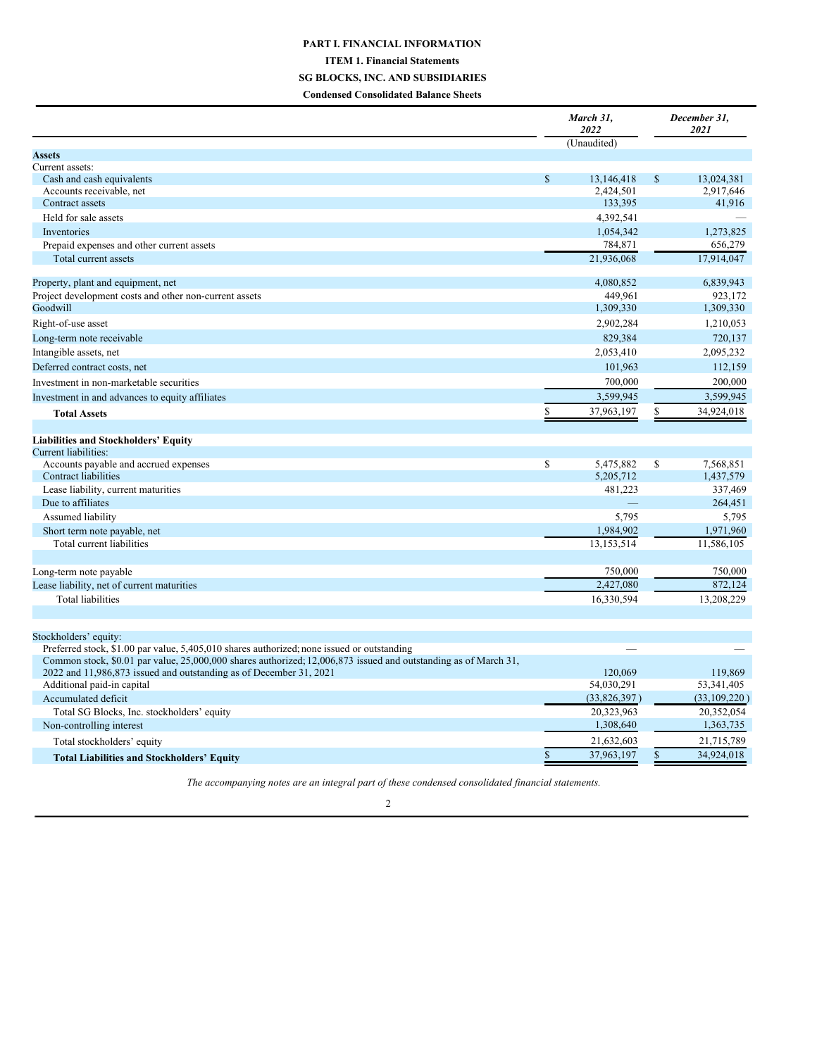# PART I. FINANCIAL INFORMATION

## ITEM 1. Financial Statements

## SG BLOCKS, INC. AND SUBSIDIARIES

### Condensed Consolidated Balance Sheets

| | March 31, 2022 (Unaudited) | December 31, 2021 |
|---|---|---|
| **Assets** | | |
| Current assets: | | |
| Cash and cash equivalents | $ 13,146,418 | $ 13,024,381 |
| Accounts receivable, net | 2,424,501 | 2,917,646 |
| Contract assets | 133,395 | 41,916 |
| Held for sale assets | 4,392,541 | — |
| Inventories | 1,054,342 | 1,273,825 |
| Prepaid expenses and other current assets | 784,871 | 656,279 |
| Total current assets | 21,936,068 | 17,914,047 |
| Property, plant and equipment, net | 4,080,852 | 6,839,943 |
| Project development costs and other non-current assets | 449,961 | 923,172 |
| Goodwill | 1,309,330 | 1,309,330 |
| Right-of-use asset | 2,902,284 | 1,210,053 |
| Long-term note receivable | 829,384 | 720,137 |
| Intangible assets, net | 2,053,410 | 2,095,232 |
| Deferred contract costs, net | 101,963 | 112,159 |
| Investment in non-marketable securities | 700,000 | 200,000 |
| Investment in and advances to equity affiliates | 3,599,945 | 3,599,945 |
| **Total Assets** | $ 37,963,197 | $ 34,924,018 |
| **Liabilities and Stockholders' Equity** | | |
| Current liabilities: | | |
| Accounts payable and accrued expenses | $ 5,475,882 | $ 7,568,851 |
| Contract liabilities | 5,205,712 | 1,437,579 |
| Lease liability, current maturities | 481,223 | 337,469 |
| Due to affiliates | — | 264,451 |
| Assumed liability | 5,795 | 5,795 |
| Short term note payable, net | 1,984,902 | 1,971,960 |
| Total current liabilities | 13,153,514 | 11,586,105 |
| Long-term note payable | 750,000 | 750,000 |
| Lease liability, net of current maturities | 2,427,080 | 872,124 |
| Total liabilities | 16,330,594 | 13,208,229 |
| Stockholders' equity: | | |
| Preferred stock, $1.00 par value, 5,405,010 shares authorized; none issued or outstanding | — | — |
| Common stock, $0.01 par value, 25,000,000 shares authorized; 12,006,873 issued and outstanding as of March 31, 2022 and 11,986,873 issued and outstanding as of December 31, 2021 | 120,069 | 119,869 |
| Additional paid-in capital | 54,030,291 | 53,341,405 |
| Accumulated deficit | (33,826,397) | (33,109,220) |
| Total SG Blocks, Inc. stockholders' equity | 20,323,963 | 20,352,054 |
| Non-controlling interest | 1,308,640 | 1,363,735 |
| Total stockholders' equity | 21,632,603 | 21,715,789 |
| **Total Liabilities and Stockholders' Equity** | $ 37,963,197 | $ 34,924,018 |

*The accompanying notes are an integral part of these condensed consolidated financial statements.*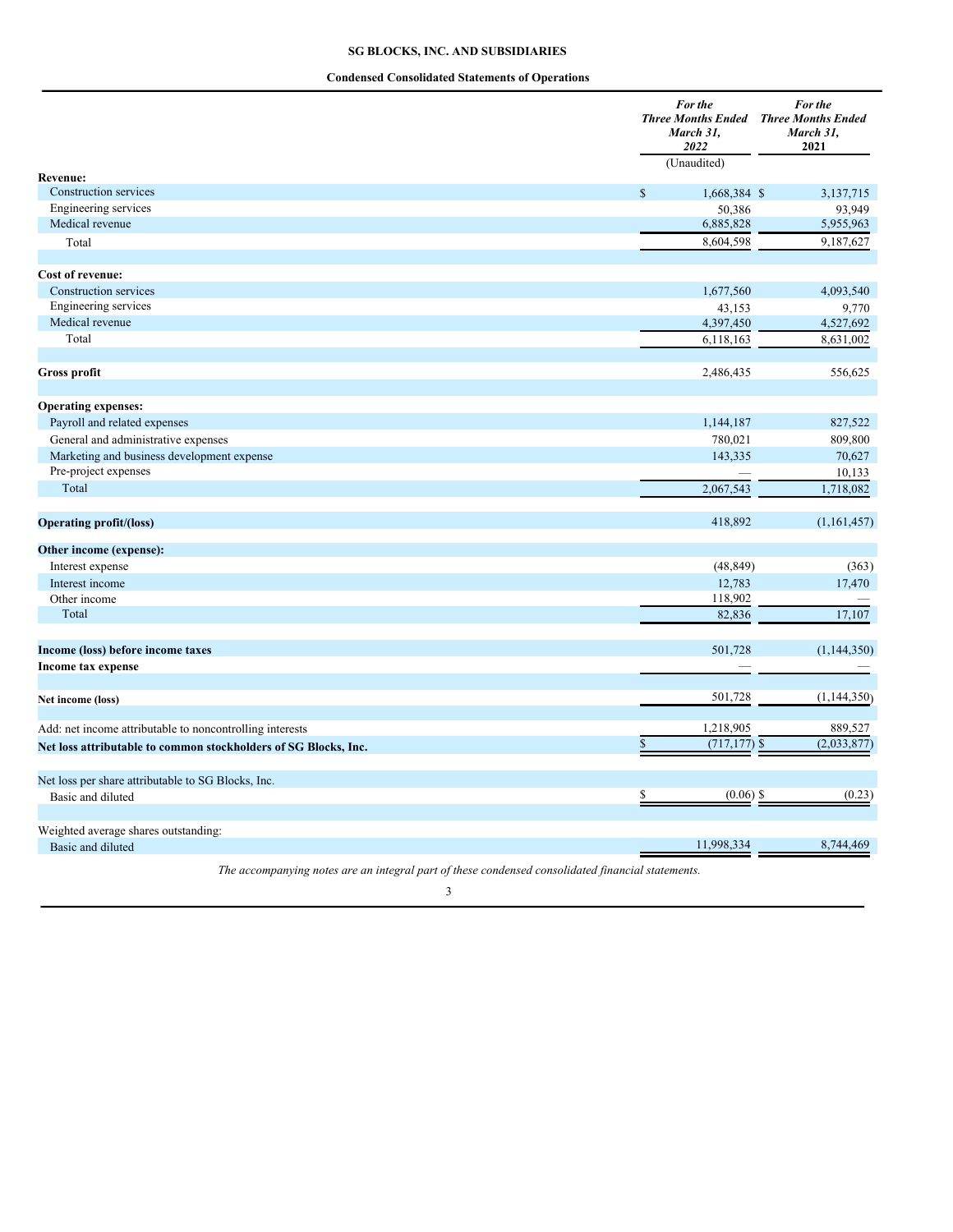# SG BLOCKS, INC. AND SUBSIDIARIES

## Condensed Consolidated Statements of Operations

| | *For the Three Months Ended March 31, 2022* | *For the Three Months Ended March 31,* **2021** |
|---|---|---|
| | (Unaudited) | |
| **Revenue:** | | |
| Construction services | $ 1,668,384 | $ 3,137,715 |
| Engineering services | 50,386 | 93,949 |
| Medical revenue | 6,885,828 | 5,955,963 |
| Total | 8,604,598 | 9,187,627 |
| | | |
| **Cost of revenue:** | | |
| Construction services | 1,677,560 | 4,093,540 |
| Engineering services | 43,153 | 9,770 |
| Medical revenue | 4,397,450 | 4,527,692 |
| Total | 6,118,163 | 8,631,002 |
| | | |
| **Gross profit** | 2,486,435 | 556,625 |
| | | |
| **Operating expenses:** | | |
| Payroll and related expenses | 1,144,187 | 827,522 |
| General and administrative expenses | 780,021 | 809,800 |
| Marketing and business development expense | 143,335 | 70,627 |
| Pre-project expenses | — | 10,133 |
| Total | 2,067,543 | 1,718,082 |
| | | |
| **Operating profit/(loss)** | 418,892 | (1,161,457) |
| | | |
| **Other income (expense):** | | |
| Interest expense | (48,849) | (363) |
| Interest income | 12,783 | 17,470 |
| Other income | 118,902 | — |
| Total | 82,836 | 17,107 |
| | | |
| **Income (loss) before income taxes** | 501,728 | (1,144,350) |
| **Income tax expense** | — | — |
| | | |
| **Net income (loss)** | 501,728 | (1,144,350) |
| | | |
| Add: net income attributable to noncontrolling interests | 1,218,905 | 889,527 |
| **Net loss attributable to common stockholders of SG Blocks, Inc.** | $ (717,177) | $ (2,033,877) |
| | | |
| Net loss per share attributable to SG Blocks, Inc. | | |
| Basic and diluted | $ (0.06) | $ (0.23) |
| | | |
| Weighted average shares outstanding: | | |
| Basic and diluted | 11,998,334 | 8,744,469 |

*The accompanying notes are an integral part of these condensed consolidated financial statements.*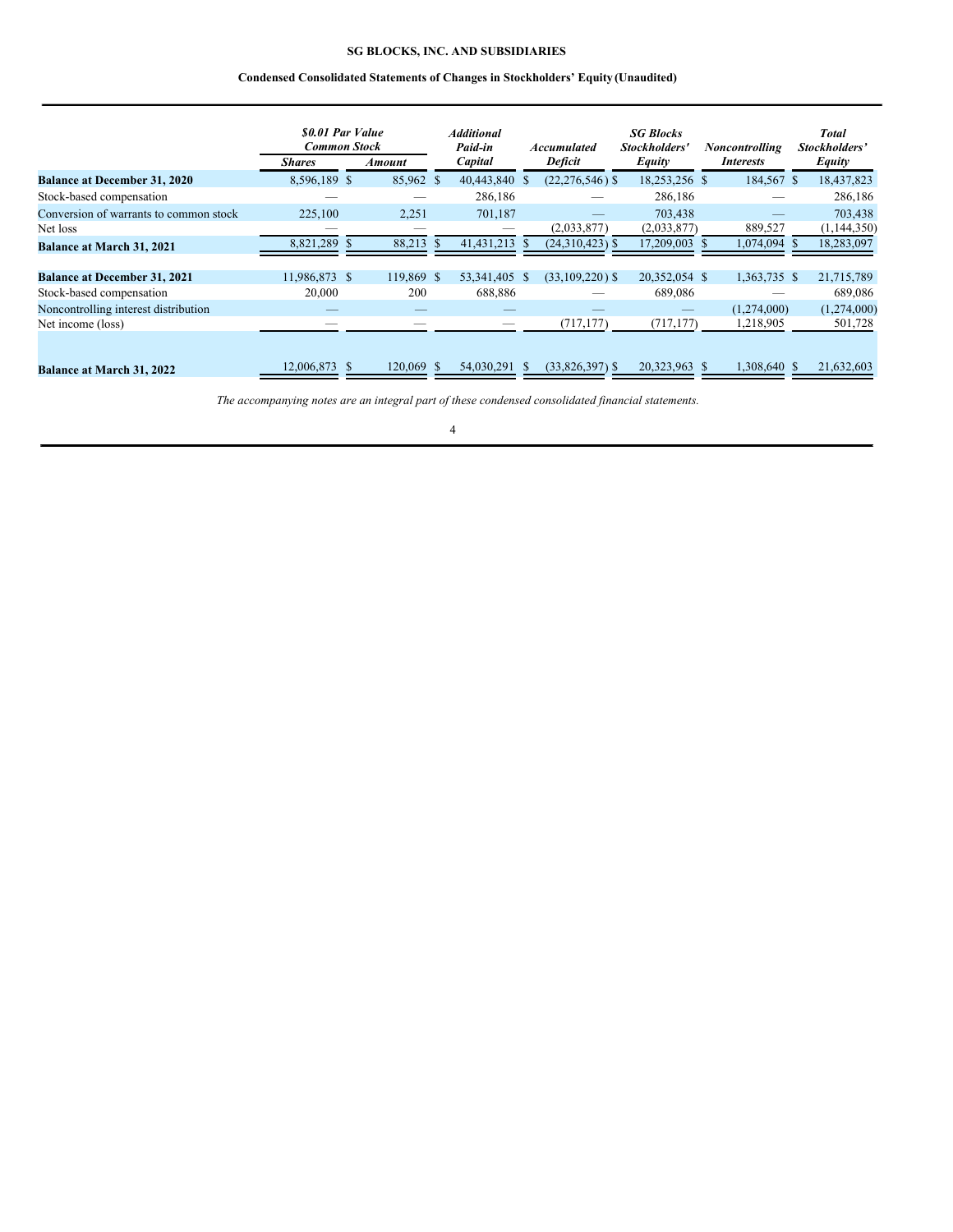**SG BLOCKS, INC. AND SUBSIDIARIES**

**Condensed Consolidated Statements of Changes in Stockholders' Equity (Unaudited)**

| | *$0.01 Par Value Common Stock* | | *Additional Paid-in* | *Accumulated* | *SG Blocks Stockholders'* | *Noncontrolling* | *Total Stockholders'* |
|---|---|---|---|---|---|---|---|
| | *Shares* | *Amount* | *Capital* | *Deficit* | *Equity* | *Interests* | *Equity* |
| **Balance at December 31, 2020** | 8,596,189 | $ 85,962 | $ 40,443,840 | $ (22,276,546) | $ 18,253,256 | $ 184,567 | $ 18,437,823 |
| Stock-based compensation | — | — | 286,186 | — | 286,186 | — | 286,186 |
| Conversion of warrants to common stock | 225,100 | 2,251 | 701,187 | — | 703,438 | — | 703,438 |
| Net loss | — | — | — | (2,033,877) | (2,033,877) | 889,527 | (1,144,350) |
| **Balance at March 31, 2021** | 8,821,289 | $ 88,213 | $ 41,431,213 | $ (24,310,423) | $ 17,209,003 | $ 1,074,094 | $ 18,283,097 |
| | | | | | | | |
| **Balance at December 31, 2021** | 11,986,873 | $ 119,869 | $ 53,341,405 | $ (33,109,220) | $ 20,352,054 | $ 1,363,735 | $ 21,715,789 |
| Stock-based compensation | 20,000 | 200 | 688,886 | — | 689,086 | — | 689,086 |
| Noncontrolling interest distribution | — | — | — | — | — | (1,274,000) | (1,274,000) |
| Net income (loss) | — | — | — | (717,177) | (717,177) | 1,218,905 | 501,728 |
| **Balance at March 31, 2022** | 12,006,873 | $ 120,069 | $ 54,030,291 | $ (33,826,397) | $ 20,323,963 | $ 1,308,640 | $ 21,632,603 |

*The accompanying notes are an integral part of these condensed consolidated financial statements.*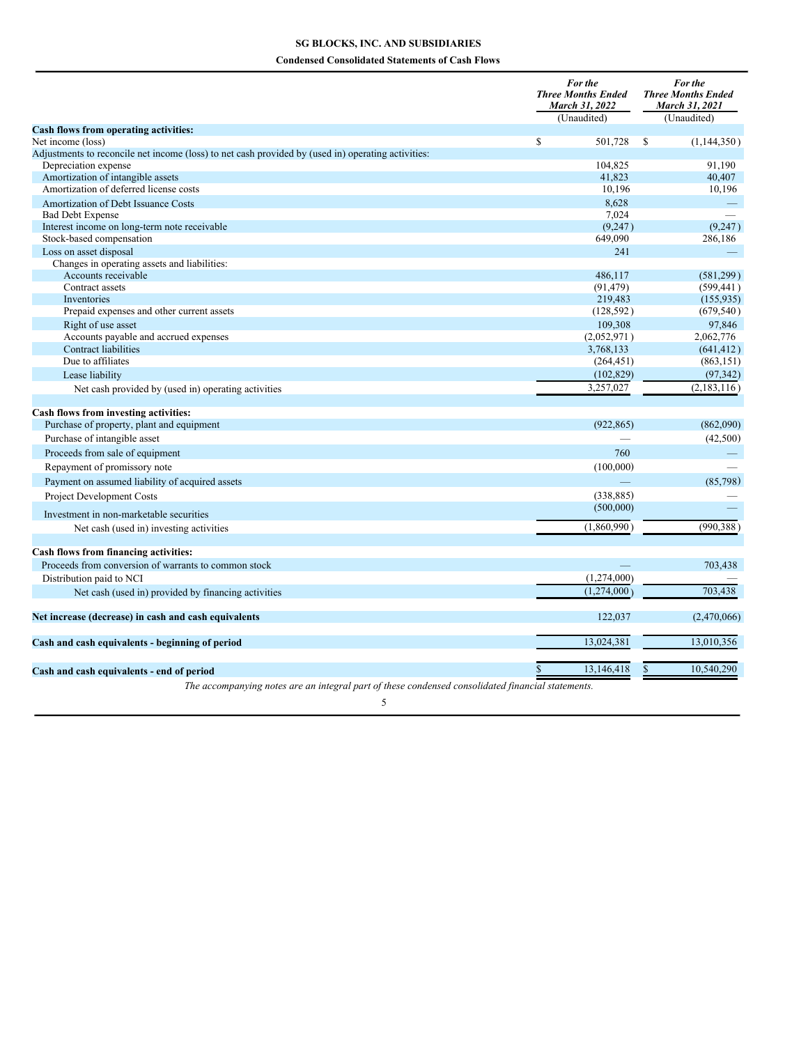**SG BLOCKS, INC. AND SUBSIDIARIES**

**Condensed Consolidated Statements of Cash Flows**

| | *For the Three Months Ended March 31, 2022* (Unaudited) | *For the Three Months Ended March 31, 2021* (Unaudited) |
|---|---|---|
| **Cash flows from operating activities:** | | |
| Net income (loss) | $ 501,728 | $ (1,144,350) |
| Adjustments to reconcile net income (loss) to net cash provided by (used in) operating activities: | | |
| Depreciation expense | 104,825 | 91,190 |
| Amortization of intangible assets | 41,823 | 40,407 |
| Amortization of deferred license costs | 10,196 | 10,196 |
| Amortization of Debt Issuance Costs | 8,628 | — |
| Bad Debt Expense | 7,024 | — |
| Interest income on long-term note receivable | (9,247) | (9,247) |
| Stock-based compensation | 649,090 | 286,186 |
| Loss on asset disposal | 241 | — |
| Changes in operating assets and liabilities: | | |
| Accounts receivable | 486,117 | (581,299) |
| Contract assets | (91,479) | (599,441) |
| Inventories | 219,483 | (155,935) |
| Prepaid expenses and other current assets | (128,592) | (679,540) |
| Right of use asset | 109,308 | 97,846 |
| Accounts payable and accrued expenses | (2,052,971) | 2,062,776 |
| Contract liabilities | 3,768,133 | (641,412) |
| Due to affiliates | (264,451) | (863,151) |
| Lease liability | (102,829) | (97,342) |
| Net cash provided by (used in) operating activities | 3,257,027 | (2,183,116) |
| | | |
| **Cash flows from investing activities:** | | |
| Purchase of property, plant and equipment | (922,865) | (862,090) |
| Purchase of intangible asset | — | (42,500) |
| Proceeds from sale of equipment | 760 | — |
| Repayment of promissory note | (100,000) | — |
| Payment on assumed liability of acquired assets | — | (85,798) |
| Project Development Costs | (338,885) | — |
| Investment in non-marketable securities | (500,000) | — |
| Net cash (used in) investing activities | (1,860,990) | (990,388) |
| | | |
| **Cash flows from financing activities:** | | |
| Proceeds from conversion of warrants to common stock | — | 703,438 |
| Distribution paid to NCI | (1,274,000) | — |
| Net cash (used in) provided by financing activities | (1,274,000) | 703,438 |
| | | |
| **Net increase (decrease) in cash and cash equivalents** | 122,037 | (2,470,066) |
| | | |
| **Cash and cash equivalents - beginning of period** | 13,024,381 | 13,010,356 |
| | | |
| **Cash and cash equivalents - end of period** | $ 13,146,418 | $ 10,540,290 |

*The accompanying notes are an integral part of these condensed consolidated financial statements.*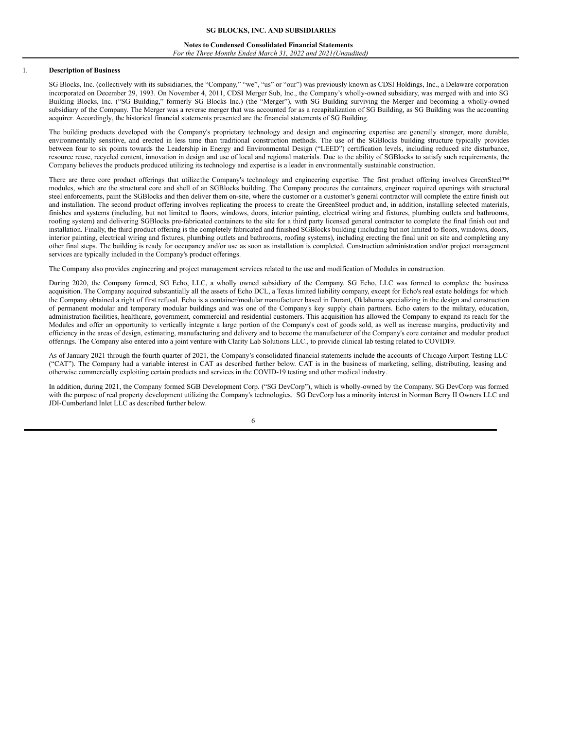## 1. Description of Business

SG Blocks, Inc. (collectively with its subsidiaries, the "Company," "we", "us" or "our") was previously known as CDSI Holdings, Inc., a Delaware corporation incorporated on December 29, 1993. On November 4, 2011, CDSI Merger Sub, Inc., the Company's wholly-owned subsidiary, was merged with and into SG Building Blocks, Inc. ("SG Building," formerly SG Blocks Inc.) (the "Merger"), with SG Building surviving the Merger and becoming a wholly-owned subsidiary of the Company. The Merger was a reverse merger that was accounted for as a recapitalization of SG Building, as SG Building was the accounting acquirer. Accordingly, the historical financial statements presented are the financial statements of SG Building.

The building products developed with the Company's proprietary technology and design and engineering expertise are generally stronger, more durable, environmentally sensitive, and erected in less time than traditional construction methods. The use of the SGBlocks building structure typically provides between four to six points towards the Leadership in Energy and Environmental Design ("LEED") certification levels, including reduced site disturbance, resource reuse, recycled content, innovation in design and use of local and regional materials. Due to the ability of SGBlocks to satisfy such requirements, the Company believes the products produced utilizing its technology and expertise is a leader in environmentally sustainable construction.

There are three core product offerings that utilizethe Company's technology and engineering expertise. The first product offering involves GreenSteel™ modules, which are the structural core and shell of an SGBlocks building. The Company procures the containers, engineer required openings with structural steel enforcements, paint the SGBlocks and then deliver them on-site, where the customer or a customer's general contractor will complete the entire finish out and installation. The second product offering involves replicating the process to create the GreenSteel product and, in addition, installing selected materials, finishes and systems (including, but not limited to floors, windows, doors, interior painting, electrical wiring and fixtures, plumbing outlets and bathrooms, roofing system) and delivering SGBlocks pre-fabricated containers to the site for a third party licensed general contractor to complete the final finish out and installation. Finally, the third product offering is the completely fabricated and finished SGBlocks building (including but not limited to floors, windows, doors, interior painting, electrical wiring and fixtures, plumbing outlets and bathrooms, roofing systems), including erecting the final unit on site and completing any other final steps. The building is ready for occupancy and/or use as soon as installation is completed. Construction administration and/or project management services are typically included in the Company's product offerings.

The Company also provides engineering and project management services related to the use and modification of Modules in construction.

During 2020, the Company formed, SG Echo, LLC, a wholly owned subsidiary of the Company. SG Echo, LLC was formed to complete the business acquisition. The Company acquired substantially all the assets of Echo DCL, a Texas limited liability company, except for Echo's real estate holdings for which the Company obtained a right of first refusal. Echo is a container/modular manufacturer based in Durant, Oklahoma specializing in the design and construction of permanent modular and temporary modular buildings and was one of the Company's key supply chain partners. Echo caters to the military, education, administration facilities, healthcare, government, commercial and residential customers. This acquisition has allowed the Company to expand its reach for the Modules and offer an opportunity to vertically integrate a large portion of the Company's cost of goods sold, as well as increase margins, productivity and efficiency in the areas of design, estimating, manufacturing and delivery and to become the manufacturer of the Company's core container and modular product offerings. The Company also entered into a joint venture with Clarity Lab Solutions LLC., to provide clinical lab testing related to COVID-19.

As of January 2021 through the fourth quarter of 2021, the Company's consolidated financial statements include the accounts of Chicago Airport Testing LLC ("CAT"). The Company had a variable interest in CAT as described further below. CAT is in the business of marketing, selling, distributing, leasing and otherwise commercially exploiting certain products and services in the COVID-19 testing and other medical industry.

In addition, during 2021, the Company formed SGB Development Corp. ("SG DevCorp"), which is wholly-owned by the Company. SG DevCorp was formed with the purpose of real property development utilizing the Company's technologies. SG DevCorp has a minority interest in Norman Berry II Owners LLC and JDI-Cumberland Inlet LLC as described further below.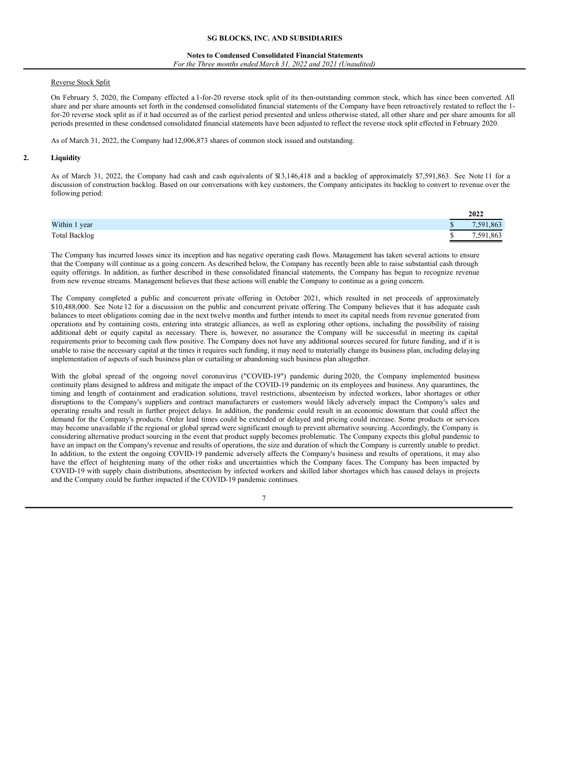Reverse Stock Split

On February 5, 2020, the Company effected a 1-for-20 reverse stock split of its then-outstanding common stock, which has since been converted. All share and per share amounts set forth in the condensed consolidated financial statements of the Company have been retroactively restated to reflect the 1-for-20 reverse stock split as if it had occurred as of the earliest period presented and unless otherwise stated, all other share and per share amounts for all periods presented in these condensed consolidated financial statements have been adjusted to reflect the reverse stock split effected in February 2020.

As of March 31, 2022, the Company had 12,006,873 shares of common stock issued and outstanding.

## 2. Liquidity

As of March 31, 2022, the Company had cash and cash equivalents of $13,146,418 and a backlog of approximately $7,591,863. See Note 11 for a discussion of construction backlog. Based on our conversations with key customers, the Company anticipates its backlog to convert to revenue over the following period:

| | 2022 |
|---|---|
| Within 1 year | $ 7,591,863 |
| Total Backlog | $ 7,591,863 |

The Company has incurred losses since its inception and has negative operating cash flows. Management has taken several actions to ensure that the Company will continue as a going concern. As described below, the Company has recently been able to raise substantial cash through equity offerings. In addition, as further described in these consolidated financial statements, the Company has begun to recognize revenue from new revenue streams. Management believes that these actions will enable the Company to continue as a going concern.

The Company completed a public and concurrent private offering in October 2021, which resulted in net proceeds of approximately $10,488,000. See Note 12 for a discussion on the public and concurrent private offering. The Company believes that it has adequate cash balances to meet obligations coming due in the next twelve months and further intends to meet its capital needs from revenue generated from operations and by containing costs, entering into strategic alliances, as well as exploring other options, including the possibility of raising additional debt or equity capital as necessary. There is, however, no assurance the Company will be successful in meeting its capital requirements prior to becoming cash flow positive. The Company does not have any additional sources secured for future funding, and if it is unable to raise the necessary capital at the times it requires such funding, it may need to materially change its business plan, including delaying implementation of aspects of such business plan or curtailing or abandoning such business plan altogether.

With the global spread of the ongoing novel coronavirus ("COVID-19") pandemic during 2020, the Company implemented business continuity plans designed to address and mitigate the impact of the COVID-19 pandemic on its employees and business. Any quarantines, the timing and length of containment and eradication solutions, travel restrictions, absenteeism by infected workers, labor shortages or other disruptions to the Company's suppliers and contract manufacturers or customers would likely adversely impact the Company's sales and operating results and result in further project delays. In addition, the pandemic could result in an economic downturn that could affect the demand for the Company's products. Order lead times could be extended or delayed and pricing could increase. Some products or services may become unavailable if the regional or global spread were significant enough to prevent alternative sourcing. Accordingly, the Company is considering alternative product sourcing in the event that product supply becomes problematic. The Company expects this global pandemic to have an impact on the Company's revenue and results of operations, the size and duration of which the Company is currently unable to predict. In addition, to the extent the ongoing COVID-19 pandemic adversely affects the Company's business and results of operations, it may also have the effect of heightening many of the other risks and uncertainties which the Company faces. The Company has been impacted by COVID-19 with supply chain distributions, absenteeism by infected workers and skilled labor shortages which has caused delays in projects and the Company could be further impacted if the COVID-19 pandemic continues.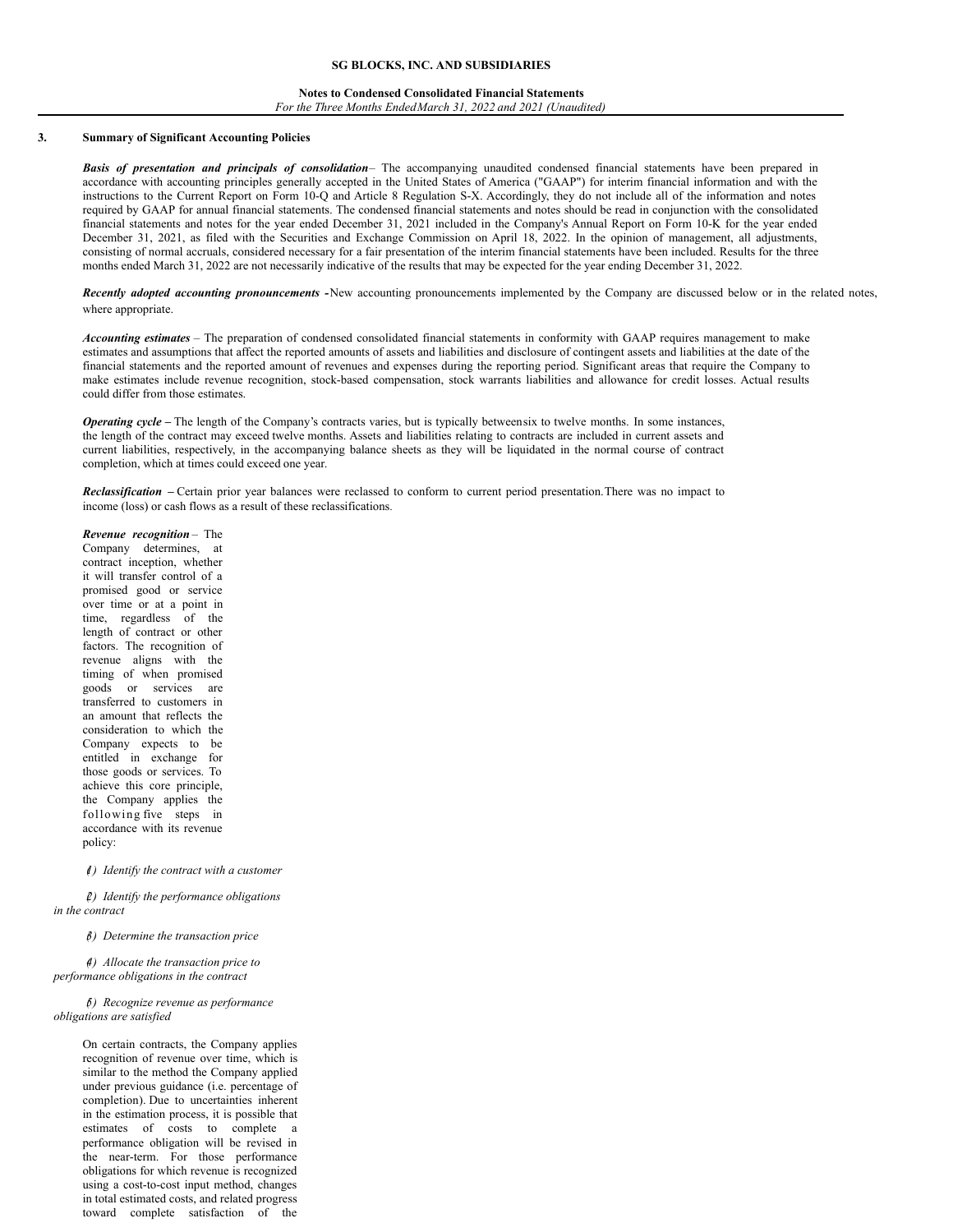### 3. Summary of Significant Accounting Policies

***Basis of presentation and principals of consolidation*** – The accompanying unaudited condensed financial statements have been prepared in accordance with accounting principles generally accepted in the United States of America ("GAAP") for interim financial information and with the instructions to the Current Report on Form 10-Q and Article 8 Regulation S-X. Accordingly, they do not include all of the information and notes required by GAAP for annual financial statements. The condensed financial statements and notes should be read in conjunction with the consolidated financial statements and notes for the year ended December 31, 2021 included in the Company's Annual Report on Form 10-K for the year ended December 31, 2021, as filed with the Securities and Exchange Commission on April 18, 2022. In the opinion of management, all adjustments, consisting of normal accruals, considered necessary for a fair presentation of the interim financial statements have been included. Results for the three months ended March 31, 2022 are not necessarily indicative of the results that may be expected for the year ending December 31, 2022.

***Recently adopted accounting pronouncements*** **-** New accounting pronouncements implemented by the Company are discussed below or in the related notes, where appropriate.

***Accounting estimates*** – The preparation of condensed consolidated financial statements in conformity with GAAP requires management to make estimates and assumptions that affect the reported amounts of assets and liabilities and disclosure of contingent assets and liabilities at the date of the financial statements and the reported amount of revenues and expenses during the reporting period. Significant areas that require the Company to make estimates include revenue recognition, stock-based compensation, stock warrants liabilities and allowance for credit losses. Actual results could differ from those estimates.

***Operating cycle*** **–** The length of the Company's contracts varies, but is typically betweensix to twelve months. In some instances, the length of the contract may exceed twelve months. Assets and liabilities relating to contracts are included in current assets and current liabilities, respectively, in the accompanying balance sheets as they will be liquidated in the normal course of contract completion, which at times could exceed one year.

***Reclassification*** **–** Certain prior year balances were reclassed to conform to current period presentation.There was no impact to income (loss) or cash flows as a result of these reclassifications.

***Revenue recognition*** – The Company determines, at contract inception, whether it will transfer control of a promised good or service over time or at a point in time, regardless of the length of contract or other factors. The recognition of revenue aligns with the timing of when promised goods or services are transferred to customers in an amount that reflects the consideration to which the Company expects to be entitled in exchange for those goods or services. To achieve this core principle, the Company applies the following five steps in accordance with its revenue policy:

*1) Identify the contract with a customer*

*2) Identify the performance obligations in the contract*

*3) Determine the transaction price*

*4) Allocate the transaction price to performance obligations in the contract*

*5) Recognize revenue as performance obligations are satisfied*

On certain contracts, the Company applies recognition of revenue over time, which is similar to the method the Company applied under previous guidance (i.e. percentage of completion). Due to uncertainties inherent in the estimation process, it is possible that estimates of costs to complete a performance obligation will be revised in the near-term. For those performance obligations for which revenue is recognized using a cost-to-cost input method, changes in total estimated costs, and related progress toward complete satisfaction of the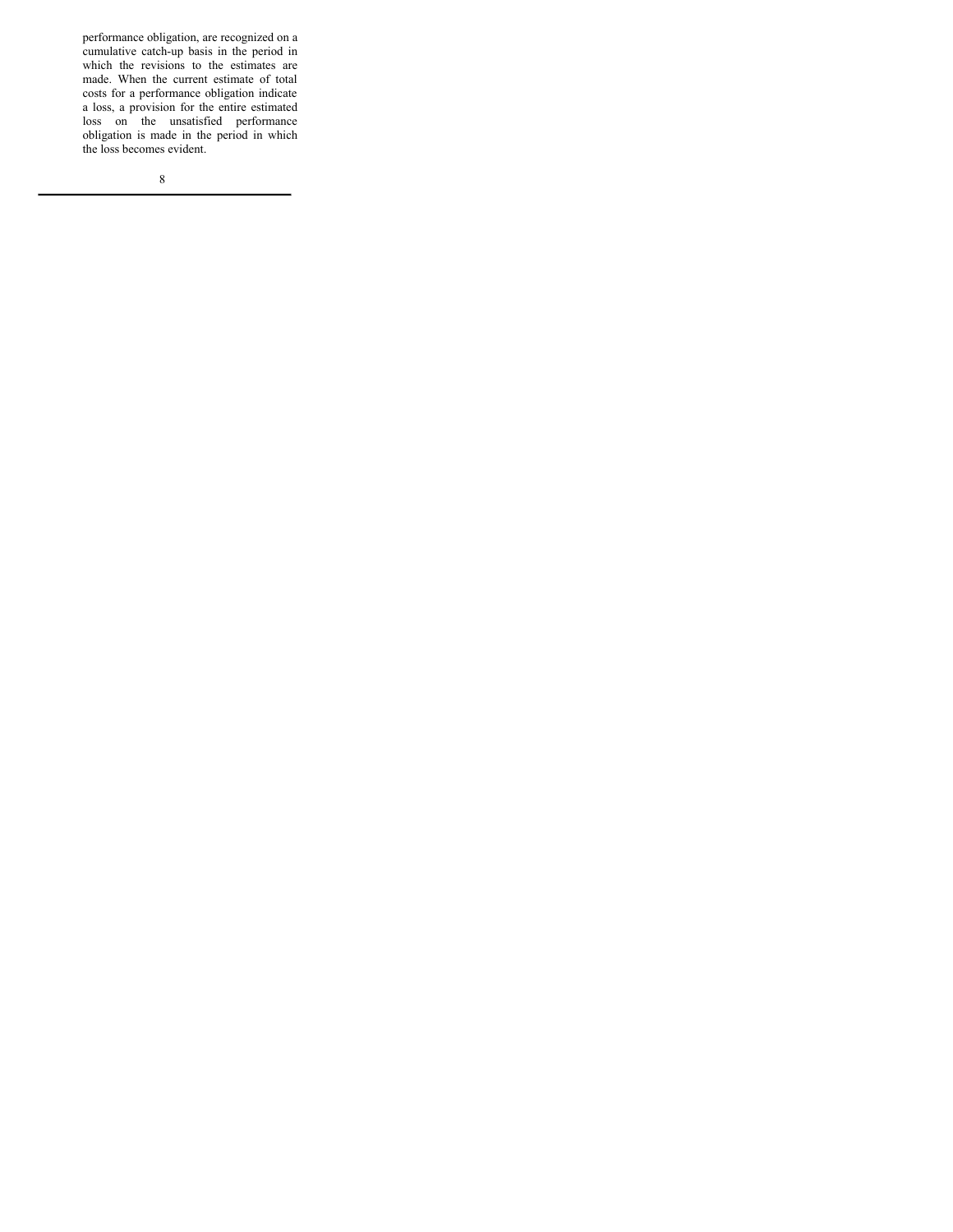performance obligation, are recognized on a cumulative catch-up basis in the period in which the revisions to the estimates are made. When the current estimate of total costs for a performance obligation indicate a loss, a provision for the entire estimated loss on the unsatisfied performance obligation is made in the period in which the loss becomes evident.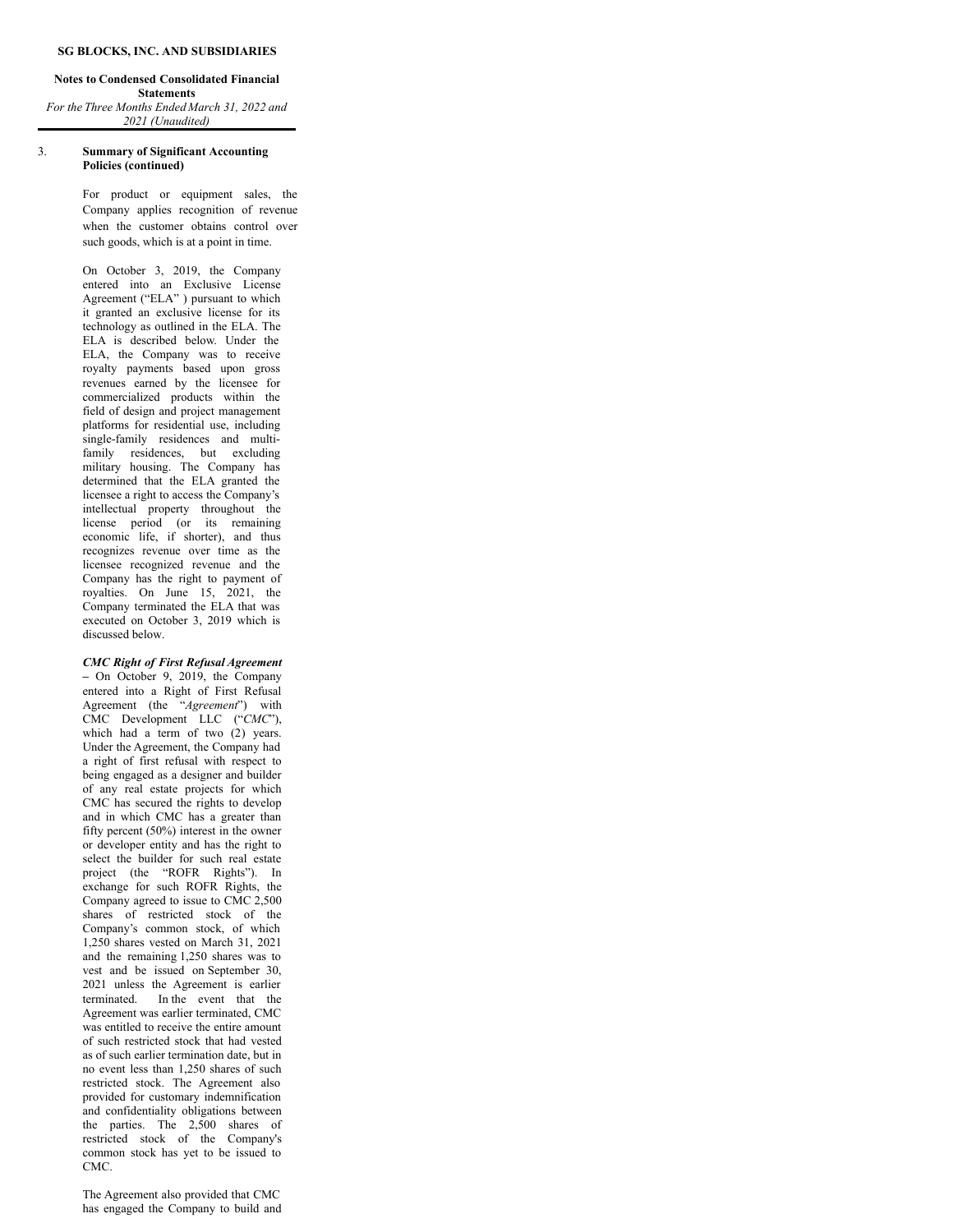**SG BLOCKS, INC. AND SUBSIDIARIES**

**Notes to Condensed Consolidated Financial Statements**
*For the Three Months Ended March 31, 2022 and 2021 (Unaudited)*

3. **Summary of Significant Accounting Policies (continued)**

For product or equipment sales, the Company applies recognition of revenue when the customer obtains control over such goods, which is at a point in time.

On October 3, 2019, the Company entered into an Exclusive License Agreement ("ELA" ) pursuant to which it granted an exclusive license for its technology as outlined in the ELA. The ELA is described below. Under the ELA, the Company was to receive royalty payments based upon gross revenues earned by the licensee for commercialized products within the field of design and project management platforms for residential use, including single-family residences and multi-family residences, but excluding military housing. The Company has determined that the ELA granted the licensee a right to access the Company's intellectual property throughout the license period (or its remaining economic life, if shorter), and thus recognizes revenue over time as the licensee recognized revenue and the Company has the right to payment of royalties. On June 15, 2021, the Company terminated the ELA that was executed on October 3, 2019 which is discussed below.

***CMC Right of First Refusal Agreement*** – On October 9, 2019, the Company entered into a Right of First Refusal Agreement (the "*Agreement*") with CMC Development LLC ("*CMC*"), which had a term of two (2) years. Under the Agreement, the Company had a right of first refusal with respect to being engaged as a designer and builder of any real estate projects for which CMC has secured the rights to develop and in which CMC has a greater than fifty percent (50%) interest in the owner or developer entity and has the right to select the builder for such real estate project (the "ROFR Rights"). In exchange for such ROFR Rights, the Company agreed to issue to CMC 2,500 shares of restricted stock of the Company's common stock, of which 1,250 shares vested on March 31, 2021 and the remaining 1,250 shares was to vest and be issued on September 30, 2021 unless the Agreement is earlier terminated. In the event that the Agreement was earlier terminated, CMC was entitled to receive the entire amount of such restricted stock that had vested as of such earlier termination date, but in no event less than 1,250 shares of such restricted stock. The Agreement also provided for customary indemnification and confidentiality obligations between the parties. The 2,500 shares of restricted stock of the Company's common stock has yet to be issued to CMC.

The Agreement also provided that CMC has engaged the Company to build and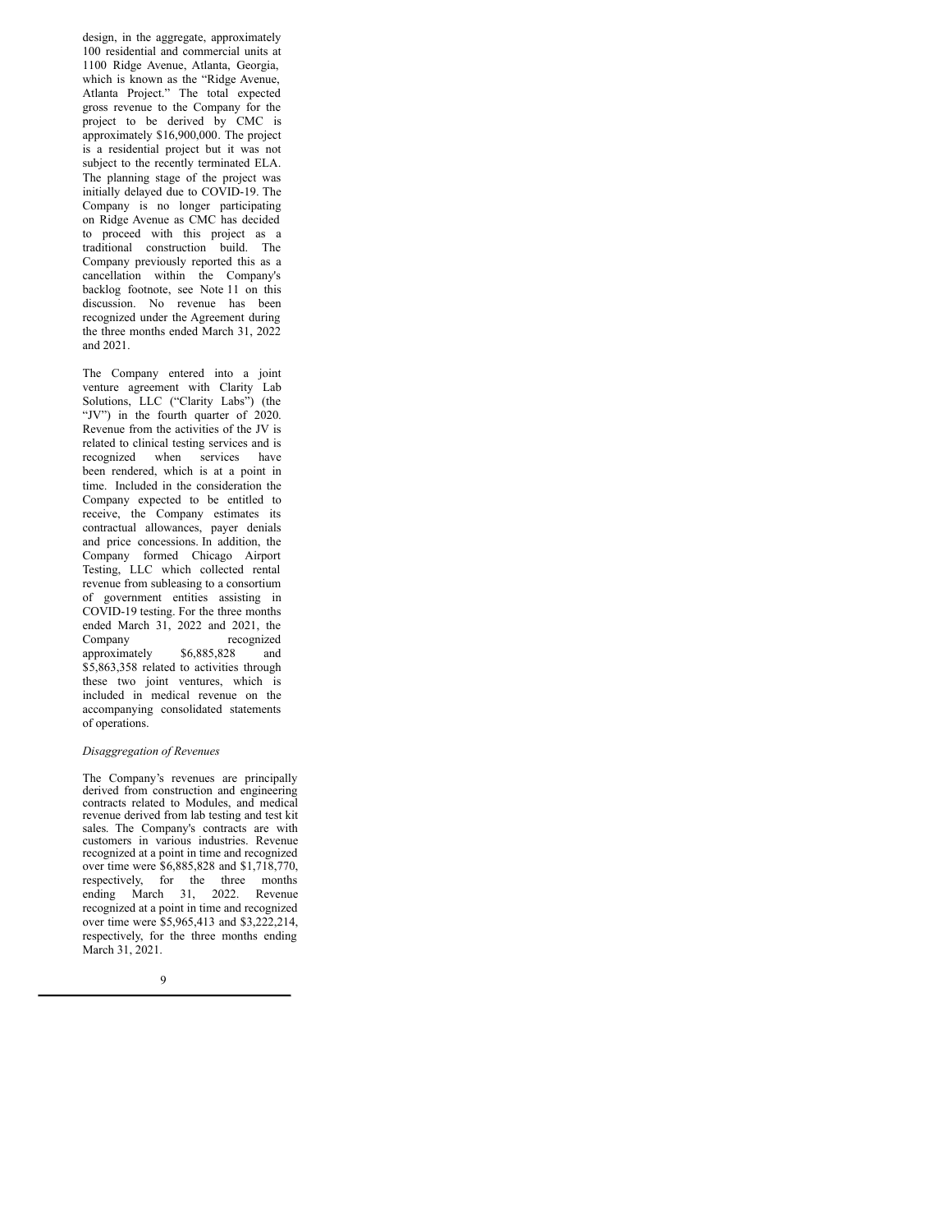design, in the aggregate, approximately 100 residential and commercial units at 1100 Ridge Avenue, Atlanta, Georgia, which is known as the "Ridge Avenue, Atlanta Project." The total expected gross revenue to the Company for the project to be derived by CMC is approximately $16,900,000. The project is a residential project but it was not subject to the recently terminated ELA. The planning stage of the project was initially delayed due to COVID-19. The Company is no longer participating on Ridge Avenue as CMC has decided to proceed with this project as a traditional construction build. The Company previously reported this as a cancellation within the Company's backlog footnote, see Note 11 on this discussion. No revenue has been recognized under the Agreement during the three months ended March 31, 2022 and 2021.

The Company entered into a joint venture agreement with Clarity Lab Solutions, LLC ("Clarity Labs") (the "JV") in the fourth quarter of 2020. Revenue from the activities of the JV is related to clinical testing services and is recognized when services have been rendered, which is at a point in time. Included in the consideration the Company expected to be entitled to receive, the Company estimates its contractual allowances, payer denials and price concessions. In addition, the Company formed Chicago Airport Testing, LLC which collected rental revenue from subleasing to a consortium of government entities assisting in COVID-19 testing. For the three months ended March 31, 2022 and 2021, the Company recognized approximately $6,885,828 and $5,863,358 related to activities through these two joint ventures, which is included in medical revenue on the accompanying consolidated statements of operations.

*Disaggregation of Revenues*

The Company's revenues are principally derived from construction and engineering contracts related to Modules, and medical revenue derived from lab testing and test kit sales. The Company's contracts are with customers in various industries. Revenue recognized at a point in time and recognized over time were $6,885,828 and $1,718,770, respectively, for the three months ending March 31, 2022. Revenue recognized at a point in time and recognized over time were $5,965,413 and $3,222,214, respectively, for the three months ending March 31, 2021.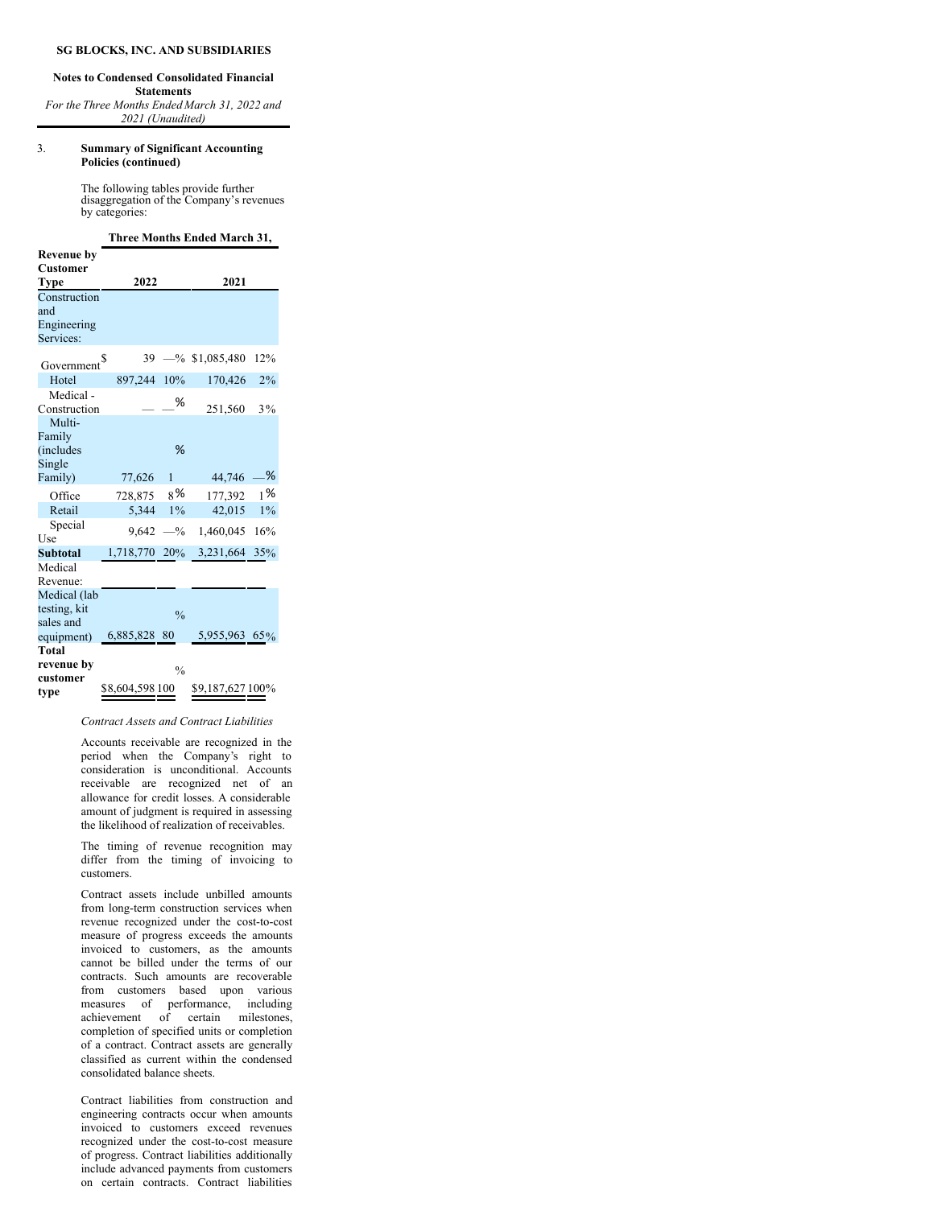**SG BLOCKS, INC. AND SUBSIDIARIES**

**Notes to Condensed Consolidated Financial Statements**
*For the Three Months Ended March 31, 2022 and 2021 (Unaudited)*

3. **Summary of Significant Accounting Policies (continued)**

The following tables provide further disaggregation of the Company's revenues by categories:

| | Three Months Ended March 31, | | | |
|---|---|---|---|---|
| **Revenue by Customer Type** | **2022** | | **2021** | |
| Construction and Engineering Services: | | | | |
| Government | $ 39 | —% | $1,085,480 | 12% |
| Hotel | 897,244 | 10% | 170,426 | 2% |
| Medical - Construction | — | —% | 251,560 | 3% |
| Multi-Family (includes Single Family) | 77,626 | 1% | 44,746 | —% |
| Office | 728,875 | 8% | 177,392 | 1% |
| Retail | 5,344 | 1% | 42,015 | 1% |
| Special Use | 9,642 | —% | 1,460,045 | 16% |
| **Subtotal** | 1,718,770 | 20% | 3,231,664 | 35% |
| Medical Revenue: | | | | |
| Medical (lab testing, kit sales and equipment) | 6,885,828 | 80% | 5,955,963 | 65% |
| **Total revenue by customer type** | $8,604,598 | 100% | $9,187,627 | 100% |

*Contract Assets and Contract Liabilities*

Accounts receivable are recognized in the period when the Company's right to consideration is unconditional. Accounts receivable are recognized net of an allowance for credit losses. A considerable amount of judgment is required in assessing the likelihood of realization of receivables.

The timing of revenue recognition may differ from the timing of invoicing to customers.

Contract assets include unbilled amounts from long-term construction services when revenue recognized under the cost-to-cost measure of progress exceeds the amounts invoiced to customers, as the amounts cannot be billed under the terms of our contracts. Such amounts are recoverable from customers based upon various measures of performance, including achievement of certain milestones, completion of specified units or completion of a contract. Contract assets are generally classified as current within the condensed consolidated balance sheets.

Contract liabilities from construction and engineering contracts occur when amounts invoiced to customers exceed revenues recognized under the cost-to-cost measure of progress. Contract liabilities additionally include advanced payments from customers on certain contracts. Contract liabilities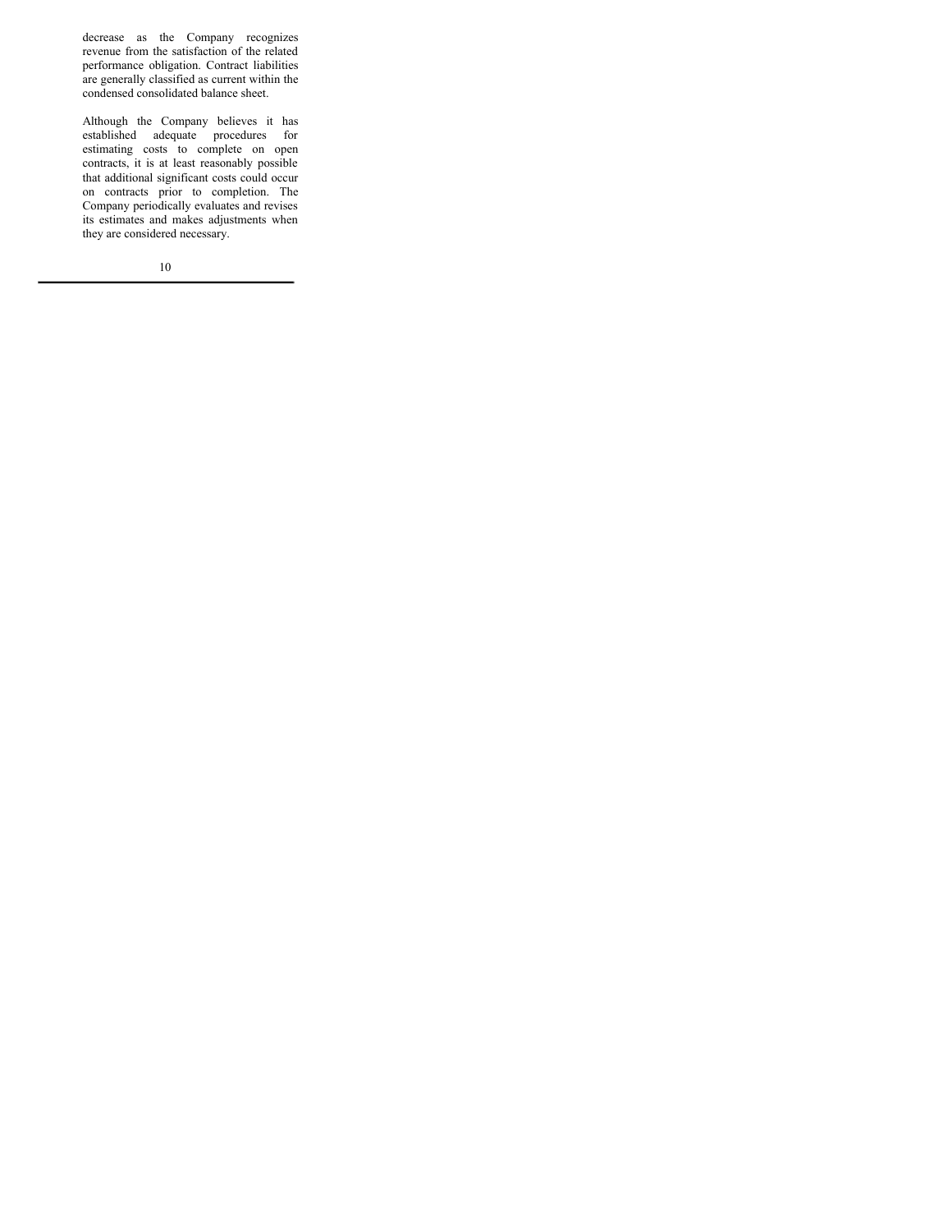decrease as the Company recognizes revenue from the satisfaction of the related performance obligation. Contract liabilities are generally classified as current within the condensed consolidated balance sheet.

Although the Company believes it has established adequate procedures for estimating costs to complete on open contracts, it is at least reasonably possible that additional significant costs could occur on contracts prior to completion. The Company periodically evaluates and revises its estimates and makes adjustments when they are considered necessary.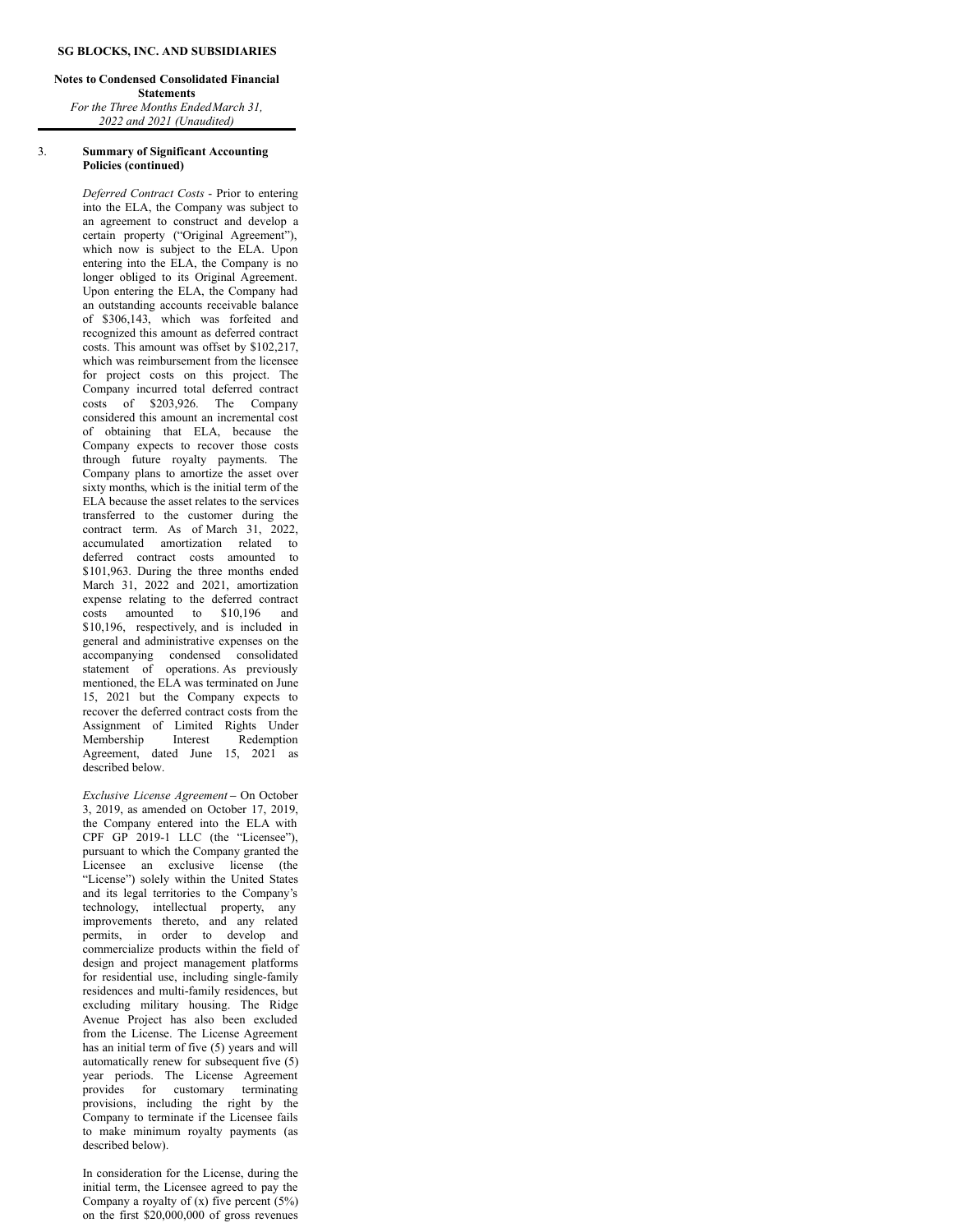## 3. Summary of Significant Accounting Policies (continued)

*Deferred Contract Costs* - Prior to entering into the ELA, the Company was subject to an agreement to construct and develop a certain property ("Original Agreement"), which now is subject to the ELA. Upon entering into the ELA, the Company is no longer obliged to its Original Agreement. Upon entering the ELA, the Company had an outstanding accounts receivable balance of $306,143, which was forfeited and recognized this amount as deferred contract costs. This amount was offset by $102,217, which was reimbursement from the licensee for project costs on this project. The Company incurred total deferred contract costs of $203,926. The Company considered this amount an incremental cost of obtaining that ELA, because the Company expects to recover those costs through future royalty payments. The Company plans to amortize the asset over sixty months, which is the initial term of the ELA because the asset relates to the services transferred to the customer during the contract term. As of March 31, 2022, accumulated amortization related to deferred contract costs amounted to $101,963. During the three months ended March 31, 2022 and 2021, amortization expense relating to the deferred contract costs amounted to $10,196 and $10,196, respectively, and is included in general and administrative expenses on the accompanying condensed consolidated statement of operations. As previously mentioned, the ELA was terminated on June 15, 2021 but the Company expects to recover the deferred contract costs from the Assignment of Limited Rights Under Membership Interest Redemption Agreement, dated June 15, 2021 as described below.

*Exclusive License Agreement* – On October 3, 2019, as amended on October 17, 2019, the Company entered into the ELA with CPF GP 2019-1 LLC (the "Licensee"), pursuant to which the Company granted the Licensee an exclusive license (the "License") solely within the United States and its legal territories to the Company's technology, intellectual property, any improvements thereto, and any related permits, in order to develop and commercialize products within the field of design and project management platforms for residential use, including single-family residences and multi-family residences, but excluding military housing. The Ridge Avenue Project has also been excluded from the License. The License Agreement has an initial term of five (5) years and will automatically renew for subsequent five (5) year periods. The License Agreement provides for customary terminating provisions, including the right by the Company to terminate if the Licensee fails to make minimum royalty payments (as described below).

In consideration for the License, during the initial term, the Licensee agreed to pay the Company a royalty of (x) five percent (5%) on the first $20,000,000 of gross revenues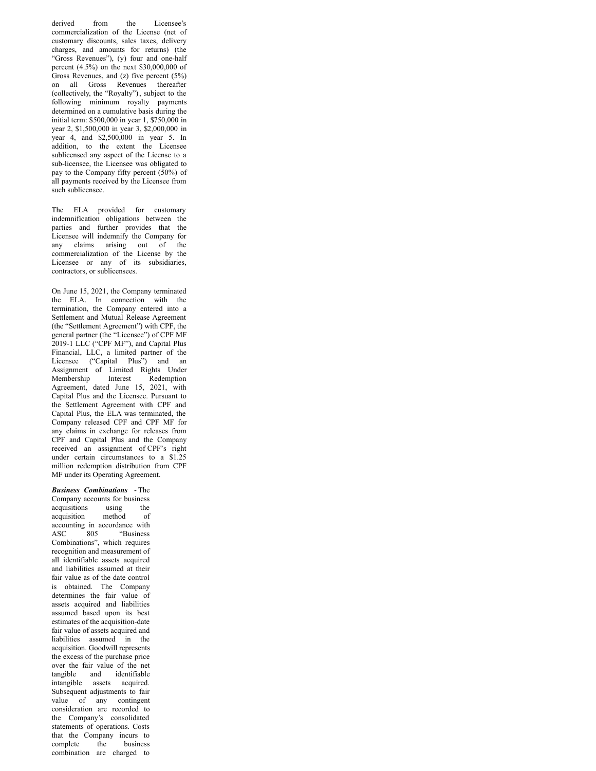derived from the Licensee's commercialization of the License (net of customary discounts, sales taxes, delivery charges, and amounts for returns) (the "Gross Revenues"), (y) four and one-half percent (4.5%) on the next $30,000,000 of Gross Revenues, and (z) five percent (5%) on all Gross Revenues thereafter (collectively, the "Royalty"), subject to the following minimum royalty payments determined on a cumulative basis during the initial term: $500,000 in year 1, $750,000 in year 2, $1,500,000 in year 3, $2,000,000 in year 4, and $2,500,000 in year 5. In addition, to the extent the Licensee sublicensed any aspect of the License to a sub-licensee, the Licensee was obligated to pay to the Company fifty percent (50%) of all payments received by the Licensee from such sublicensee.

The ELA provided for customary indemnification obligations between the parties and further provides that the Licensee will indemnify the Company for any claims arising out of the commercialization of the License by the Licensee or any of its subsidiaries, contractors, or sublicensees.

On June 15, 2021, the Company terminated the ELA. In connection with the termination, the Company entered into a Settlement and Mutual Release Agreement (the "Settlement Agreement") with CPF, the general partner (the "Licensee") of CPF MF 2019-1 LLC ("CPF MF"), and Capital Plus Financial, LLC, a limited partner of the Licensee ("Capital Plus") and an Assignment of Limited Rights Under Membership Interest Redemption Agreement, dated June 15, 2021, with Capital Plus and the Licensee. Pursuant to the Settlement Agreement with CPF and Capital Plus, the ELA was terminated, the Company released CPF and CPF MF for any claims in exchange for releases from CPF and Capital Plus and the Company received an assignment of CPF's right under certain circumstances to a $1.25 million redemption distribution from CPF MF under its Operating Agreement.

***Business Combinations*** - The Company accounts for business acquisitions using the acquisition method of accounting in accordance with ASC 805 "Business Combinations", which requires recognition and measurement of all identifiable assets acquired and liabilities assumed at their fair value as of the date control is obtained. The Company determines the fair value of assets acquired and liabilities assumed based upon its best estimates of the acquisition-date fair value of assets acquired and liabilities assumed in the acquisition. Goodwill represents the excess of the purchase price over the fair value of the net tangible and identifiable intangible assets acquired. Subsequent adjustments to fair value of any contingent consideration are recorded to the Company's consolidated statements of operations. Costs that the Company incurs to complete the business combination are charged to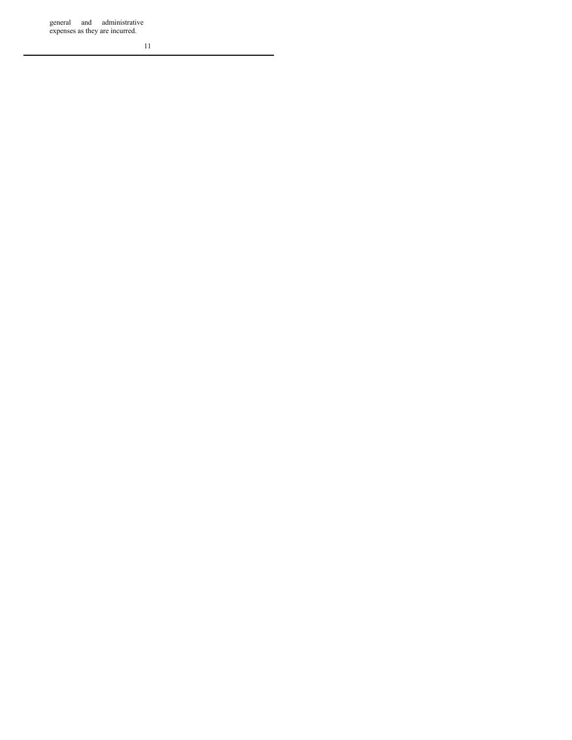general and administrative expenses as they are incurred.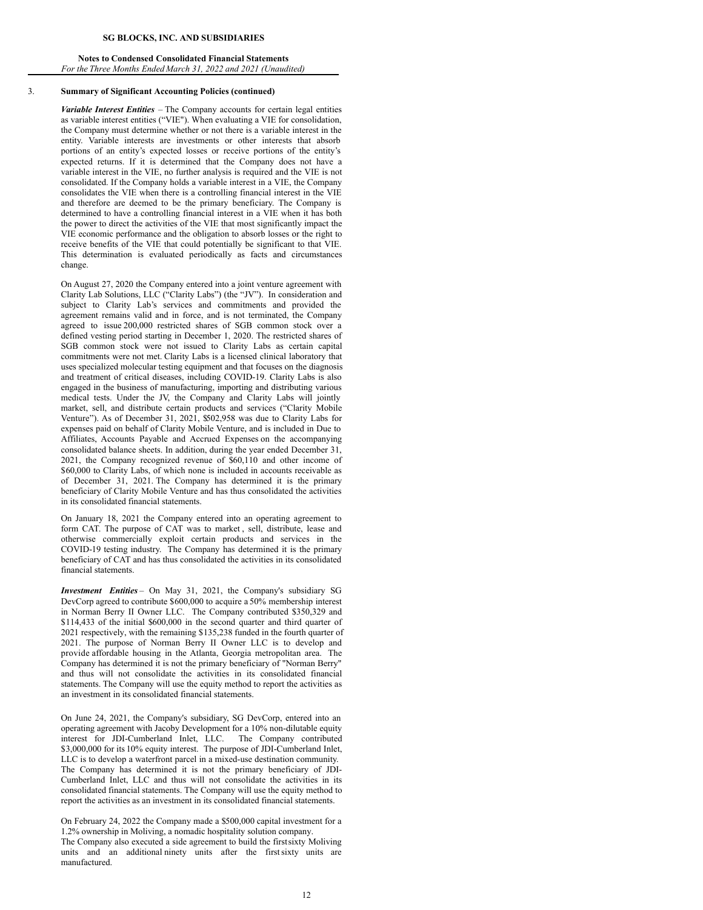3. **Summary of Significant Accounting Policies (continued)**

***Variable Interest Entities*** – The Company accounts for certain legal entities as variable interest entities ("VIE"). When evaluating a VIE for consolidation, the Company must determine whether or not there is a variable interest in the entity. Variable interests are investments or other interests that absorb portions of an entity's expected losses or receive portions of the entity's expected returns. If it is determined that the Company does not have a variable interest in the VIE, no further analysis is required and the VIE is not consolidated. If the Company holds a variable interest in a VIE, the Company consolidates the VIE when there is a controlling financial interest in the VIE and therefore are deemed to be the primary beneficiary. The Company is determined to have a controlling financial interest in a VIE when it has both the power to direct the activities of the VIE that most significantly impact the VIE economic performance and the obligation to absorb losses or the right to receive benefits of the VIE that could potentially be significant to that VIE. This determination is evaluated periodically as facts and circumstances change.

On August 27, 2020 the Company entered into a joint venture agreement with Clarity Lab Solutions, LLC ("Clarity Labs") (the "JV"). In consideration and subject to Clarity Lab's services and commitments and provided the agreement remains valid and in force, and is not terminated, the Company agreed to issue 200,000 restricted shares of SGB common stock over a defined vesting period starting in December 1, 2020. The restricted shares of SGB common stock were not issued to Clarity Labs as certain capital commitments were not met. Clarity Labs is a licensed clinical laboratory that uses specialized molecular testing equipment and that focuses on the diagnosis and treatment of critical diseases, including COVID-19. Clarity Labs is also engaged in the business of manufacturing, importing and distributing various medical tests. Under the JV, the Company and Clarity Labs will jointly market, sell, and distribute certain products and services ("Clarity Mobile Venture"). As of December 31, 2021, $502,958 was due to Clarity Labs for expenses paid on behalf of Clarity Mobile Venture, and is included in Due to Affiliates, Accounts Payable and Accrued Expenses on the accompanying consolidated balance sheets. In addition, during the year ended December 31, 2021, the Company recognized revenue of $60,110 and other income of $60,000 to Clarity Labs, of which none is included in accounts receivable as of December 31, 2021. The Company has determined it is the primary beneficiary of Clarity Mobile Venture and has thus consolidated the activities in its consolidated financial statements.

On January 18, 2021 the Company entered into an operating agreement to form CAT. The purpose of CAT was to market , sell, distribute, lease and otherwise commercially exploit certain products and services in the COVID-19 testing industry. The Company has determined it is the primary beneficiary of CAT and has thus consolidated the activities in its consolidated financial statements.

***Investment Entities*** – On May 31, 2021, the Company's subsidiary SG DevCorp agreed to contribute $600,000 to acquire a 50% membership interest in Norman Berry II Owner LLC. The Company contributed $350,329 and $114,433 of the initial $600,000 in the second quarter and third quarter of 2021 respectively, with the remaining $135,238 funded in the fourth quarter of 2021. The purpose of Norman Berry II Owner LLC is to develop and provide affordable housing in the Atlanta, Georgia metropolitan area. The Company has determined it is not the primary beneficiary of "Norman Berry" and thus will not consolidate the activities in its consolidated financial statements. The Company will use the equity method to report the activities as an investment in its consolidated financial statements.

On June 24, 2021, the Company's subsidiary, SG DevCorp, entered into an operating agreement with Jacoby Development for a 10% non-dilutable equity interest for JDI-Cumberland Inlet, LLC. The Company contributed $3,000,000 for its 10% equity interest. The purpose of JDI-Cumberland Inlet, LLC is to develop a waterfront parcel in a mixed-use destination community. The Company has determined it is not the primary beneficiary of JDI-Cumberland Inlet, LLC and thus will not consolidate the activities in its consolidated financial statements. The Company will use the equity method to report the activities as an investment in its consolidated financial statements.

On February 24, 2022 the Company made a $500,000 capital investment for a 1.2% ownership in Moliving, a nomadic hospitality solution company. The Company also executed a side agreement to build the first sixty Moliving units and an additional ninety units after the first sixty units are manufactured.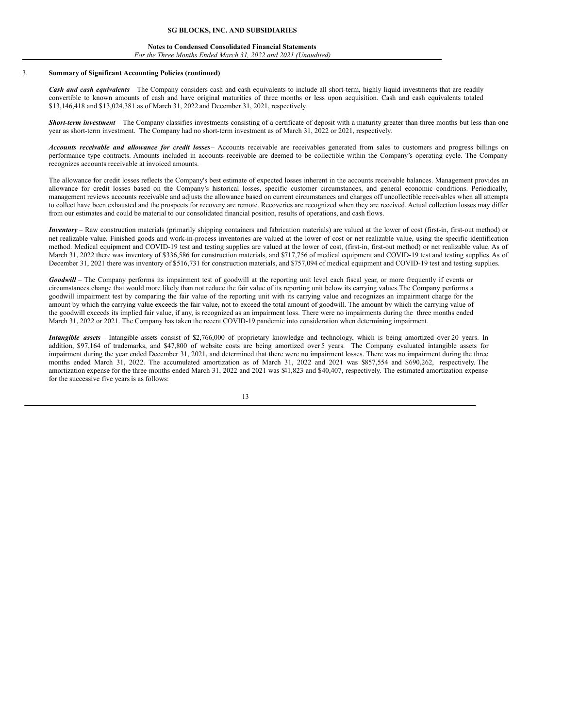## 3. Summary of Significant Accounting Policies (continued)

***Cash and cash equivalents*** – The Company considers cash and cash equivalents to include all short-term, highly liquid investments that are readily convertible to known amounts of cash and have original maturities of three months or less upon acquisition. Cash and cash equivalents totaled $13,146,418 and $13,024,381 as of March 31, 2022 and December 31, 2021, respectively.

***Short-term investment*** – The Company classifies investments consisting of a certificate of deposit with a maturity greater than three months but less than one year as short-term investment. The Company had no short-term investment as of March 31, 2022 or 2021, respectively.

***Accounts receivable and allowance for credit losses*** – Accounts receivable are receivables generated from sales to customers and progress billings on performance type contracts. Amounts included in accounts receivable are deemed to be collectible within the Company's operating cycle. The Company recognizes accounts receivable at invoiced amounts.

The allowance for credit losses reflects the Company's best estimate of expected losses inherent in the accounts receivable balances. Management provides an allowance for credit losses based on the Company's historical losses, specific customer circumstances, and general economic conditions. Periodically, management reviews accounts receivable and adjusts the allowance based on current circumstances and charges off uncollectible receivables when all attempts to collect have been exhausted and the prospects for recovery are remote. Recoveries are recognized when they are received. Actual collection losses may differ from our estimates and could be material to our consolidated financial position, results of operations, and cash flows.

***Inventory*** – Raw construction materials (primarily shipping containers and fabrication materials) are valued at the lower of cost (first-in, first-out method) or net realizable value. Finished goods and work-in-process inventories are valued at the lower of cost or net realizable value, using the specific identification method. Medical equipment and COVID-19 test and testing supplies are valued at the lower of cost, (first-in, first-out method) or net realizable value. As of March 31, 2022 there was inventory of $336,586 for construction materials, and $717,756 of medical equipment and COVID-19 test and testing supplies. As of December 31, 2021 there was inventory of $516,731 for construction materials, and $757,094 of medical equipment and COVID-19 test and testing supplies.

***Goodwill*** – The Company performs its impairment test of goodwill at the reporting unit level each fiscal year, or more frequently if events or circumstances change that would more likely than not reduce the fair value of its reporting unit below its carrying values. The Company performs a goodwill impairment test by comparing the fair value of the reporting unit with its carrying value and recognizes an impairment charge for the amount by which the carrying value exceeds the fair value, not to exceed the total amount of goodwill. The amount by which the carrying value of the goodwill exceeds its implied fair value, if any, is recognized as an impairment loss. There were no impairments during the three months ended March 31, 2022 or 2021. The Company has taken the recent COVID-19 pandemic into consideration when determining impairment.

***Intangible assets*** – Intangible assets consist of $2,766,000 of proprietary knowledge and technology, which is being amortized over 20 years. In addition, $97,164 of trademarks, and $47,800 of website costs are being amortized over 5 years. The Company evaluated intangible assets for impairment during the year ended December 31, 2021, and determined that there were no impairment losses. There was no impairment during the three months ended March 31, 2022. The accumulated amortization as of March 31, 2022 and 2021 was $857,554 and $690,262, respectively. The amortization expense for the three months ended March 31, 2022 and 2021 was $41,823 and $40,407, respectively. The estimated amortization expense for the successive five years is as follows: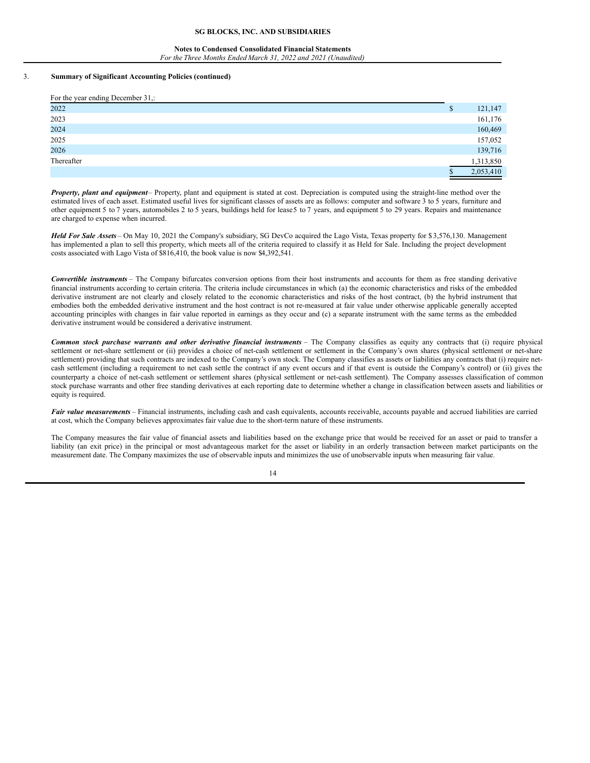3. **Summary of Significant Accounting Policies (continued)**

| For the year ending December 31,: | |
|---|---|
| 2022 | $ 121,147 |
| 2023 | 161,176 |
| 2024 | 160,469 |
| 2025 | 157,052 |
| 2026 | 139,716 |
| Thereafter | 1,313,850 |
| | $ 2,053,410 |

***Property, plant and equipment***– Property, plant and equipment is stated at cost. Depreciation is computed using the straight-line method over the estimated lives of each asset. Estimated useful lives for significant classes of assets are as follows: computer and software 3 to 5 years, furniture and other equipment 5 to 7 years, automobiles 2 to 5 years, buildings held for lease 5 to 7 years, and equipment 5 to 29 years. Repairs and maintenance are charged to expense when incurred.

***Held For Sale Assets*** – On May 10, 2021 the Company's subsidiary, SG DevCo acquired the Lago Vista, Texas property for $3,576,130. Management has implemented a plan to sell this property, which meets all of the criteria required to classify it as Held for Sale. Including the project development costs associated with Lago Vista of $816,410, the book value is now $4,392,541.

***Convertible instruments*** – The Company bifurcates conversion options from their host instruments and accounts for them as free standing derivative financial instruments according to certain criteria. The criteria include circumstances in which (a) the economic characteristics and risks of the embedded derivative instrument are not clearly and closely related to the economic characteristics and risks of the host contract, (b) the hybrid instrument that embodies both the embedded derivative instrument and the host contract is not re-measured at fair value under otherwise applicable generally accepted accounting principles with changes in fair value reported in earnings as they occur and (c) a separate instrument with the same terms as the embedded derivative instrument would be considered a derivative instrument.

***Common stock purchase warrants and other derivative financial instruments*** – The Company classifies as equity any contracts that (i) require physical settlement or net-share settlement or (ii) provides a choice of net-cash settlement or settlement in the Company's own shares (physical settlement or net-share settlement) providing that such contracts are indexed to the Company's own stock. The Company classifies as assets or liabilities any contracts that (i) require net-cash settlement (including a requirement to net cash settle the contract if any event occurs and if that event is outside the Company's control) or (ii) gives the counterparty a choice of net-cash settlement or settlement shares (physical settlement or net-cash settlement). The Company assesses classification of common stock purchase warrants and other free standing derivatives at each reporting date to determine whether a change in classification between assets and liabilities or equity is required.

***Fair value measurements*** – Financial instruments, including cash and cash equivalents, accounts receivable, accounts payable and accrued liabilities are carried at cost, which the Company believes approximates fair value due to the short-term nature of these instruments.

The Company measures the fair value of financial assets and liabilities based on the exchange price that would be received for an asset or paid to transfer a liability (an exit price) in the principal or most advantageous market for the asset or liability in an orderly transaction between market participants on the measurement date. The Company maximizes the use of observable inputs and minimizes the use of unobservable inputs when measuring fair value.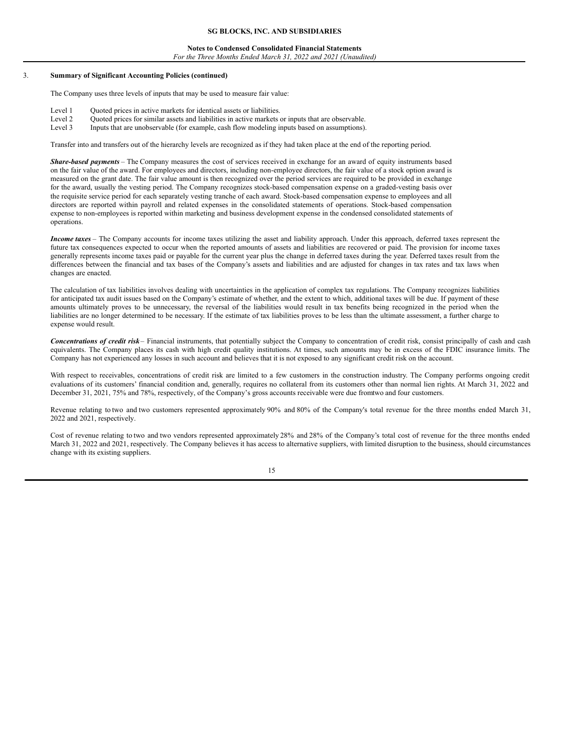3. **Summary of Significant Accounting Policies (continued)**

The Company uses three levels of inputs that may be used to measure fair value:

Level 1 Quoted prices in active markets for identical assets or liabilities.
Level 2 Quoted prices for similar assets and liabilities in active markets or inputs that are observable.
Level 3 Inputs that are unobservable (for example, cash flow modeling inputs based on assumptions).

Transfer into and transfers out of the hierarchy levels are recognized as if they had taken place at the end of the reporting period.

***Share-based payments*** – The Company measures the cost of services received in exchange for an award of equity instruments based on the fair value of the award. For employees and directors, including non-employee directors, the fair value of a stock option award is measured on the grant date. The fair value amount is then recognized over the period services are required to be provided in exchange for the award, usually the vesting period. The Company recognizes stock-based compensation expense on a graded-vesting basis over the requisite service period for each separately vesting tranche of each award. Stock-based compensation expense to employees and all directors are reported within payroll and related expenses in the consolidated statements of operations. Stock-based compensation expense to non-employees is reported within marketing and business development expense in the condensed consolidated statements of operations.

***Income taxes*** – The Company accounts for income taxes utilizing the asset and liability approach. Under this approach, deferred taxes represent the future tax consequences expected to occur when the reported amounts of assets and liabilities are recovered or paid. The provision for income taxes generally represents income taxes paid or payable for the current year plus the change in deferred taxes during the year. Deferred taxes result from the differences between the financial and tax bases of the Company's assets and liabilities and are adjusted for changes in tax rates and tax laws when changes are enacted.

The calculation of tax liabilities involves dealing with uncertainties in the application of complex tax regulations. The Company recognizes liabilities for anticipated tax audit issues based on the Company's estimate of whether, and the extent to which, additional taxes will be due. If payment of these amounts ultimately proves to be unnecessary, the reversal of the liabilities would result in tax benefits being recognized in the period when the liabilities are no longer determined to be necessary. If the estimate of tax liabilities proves to be less than the ultimate assessment, a further charge to expense would result.

***Concentrations of credit risk*** – Financial instruments, that potentially subject the Company to concentration of credit risk, consist principally of cash and cash equivalents. The Company places its cash with high credit quality institutions. At times, such amounts may be in excess of the FDIC insurance limits. The Company has not experienced any losses in such account and believes that it is not exposed to any significant credit risk on the account.

With respect to receivables, concentrations of credit risk are limited to a few customers in the construction industry. The Company performs ongoing credit evaluations of its customers' financial condition and, generally, requires no collateral from its customers other than normal lien rights. At March 31, 2022 and December 31, 2021, 75% and 78%, respectively, of the Company's gross accounts receivable were due fromtwo and four customers.

Revenue relating to two and two customers represented approximately 90% and 80% of the Company's total revenue for the three months ended March 31, 2022 and 2021, respectively.

Cost of revenue relating to two and two vendors represented approximately 28% and 28% of the Company's total cost of revenue for the three months ended March 31, 2022 and 2021, respectively. The Company believes it has access to alternative suppliers, with limited disruption to the business, should circumstances change with its existing suppliers.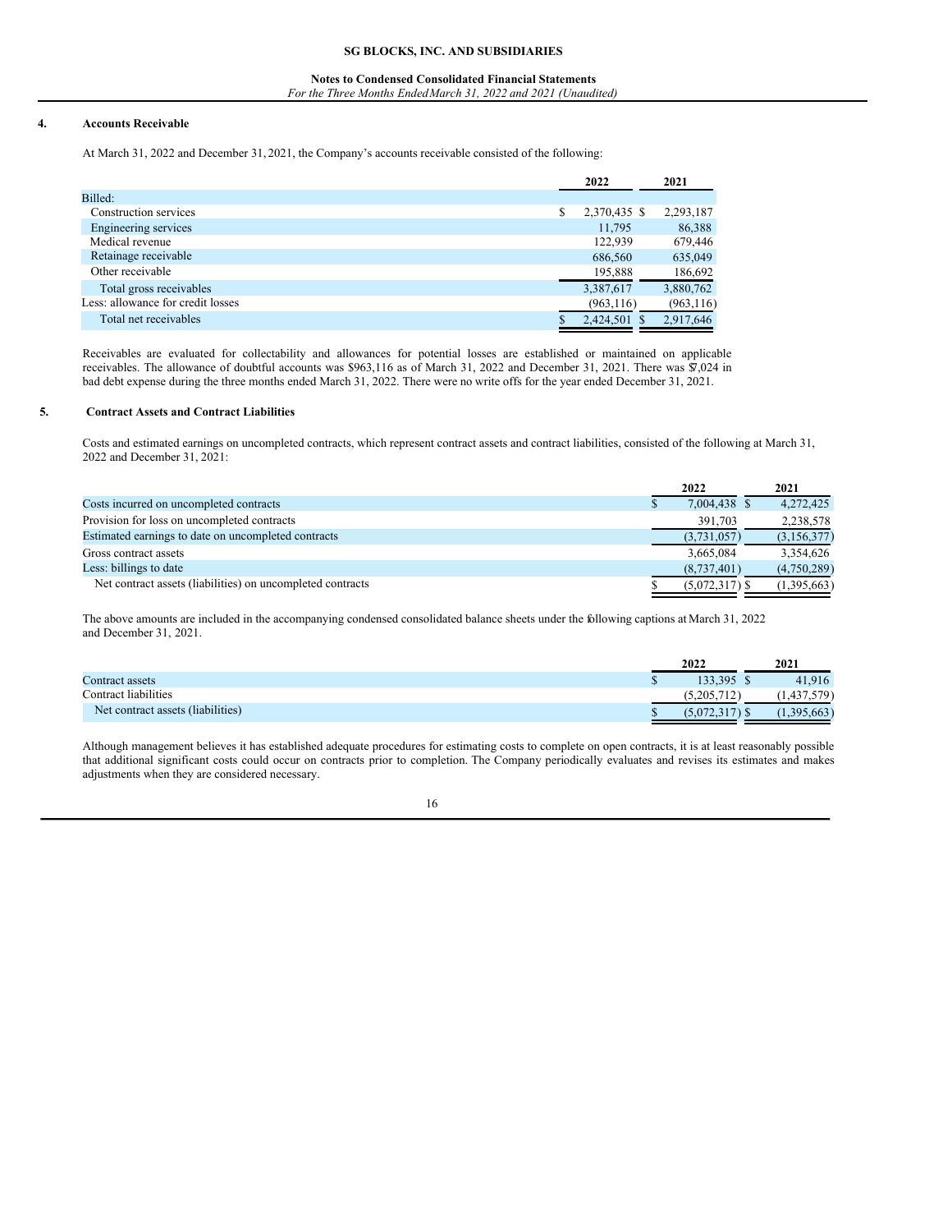## 4. Accounts Receivable

At March 31, 2022 and December 31, 2021, the Company's accounts receivable consisted of the following:

| | 2022 | 2021 |
|---|---|---|
| Billed: | | |
| Construction services | $ 2,370,435 | $ 2,293,187 |
| Engineering services | 11,795 | 86,388 |
| Medical revenue | 122,939 | 679,446 |
| Retainage receivable | 686,560 | 635,049 |
| Other receivable | 195,888 | 186,692 |
| Total gross receivables | 3,387,617 | 3,880,762 |
| Less: allowance for credit losses | (963,116) | (963,116) |
| Total net receivables | $ 2,424,501 | $ 2,917,646 |

Receivables are evaluated for collectability and allowances for potential losses are established or maintained on applicable receivables. The allowance of doubtful accounts was $963,116 as of March 31, 2022 and December 31, 2021. There was $7,024 in bad debt expense during the three months ended March 31, 2022. There were no write offs for the year ended December 31, 2021.

## 5. Contract Assets and Contract Liabilities

Costs and estimated earnings on uncompleted contracts, which represent contract assets and contract liabilities, consisted of the following at March 31, 2022 and December 31, 2021:

| | 2022 | 2021 |
|---|---|---|
| Costs incurred on uncompleted contracts | $ 7,004,438 | $ 4,272,425 |
| Provision for loss on uncompleted contracts | 391,703 | 2,238,578 |
| Estimated earnings to date on uncompleted contracts | (3,731,057) | (3,156,377) |
| Gross contract assets | 3,665,084 | 3,354,626 |
| Less: billings to date | (8,737,401) | (4,750,289) |
| Net contract assets (liabilities) on uncompleted contracts | $ (5,072,317) | $ (1,395,663) |

The above amounts are included in the accompanying condensed consolidated balance sheets under the following captions at March 31, 2022 and December 31, 2021.

| | 2022 | 2021 |
|---|---|---|
| Contract assets | $ 133,395 | $ 41,916 |
| Contract liabilities | (5,205,712) | (1,437,579) |
| Net contract assets (liabilities) | $ (5,072,317) | $ (1,395,663) |

Although management believes it has established adequate procedures for estimating costs to complete on open contracts, it is at least reasonably possible that additional significant costs could occur on contracts prior to completion. The Company periodically evaluates and revises its estimates and makes adjustments when they are considered necessary.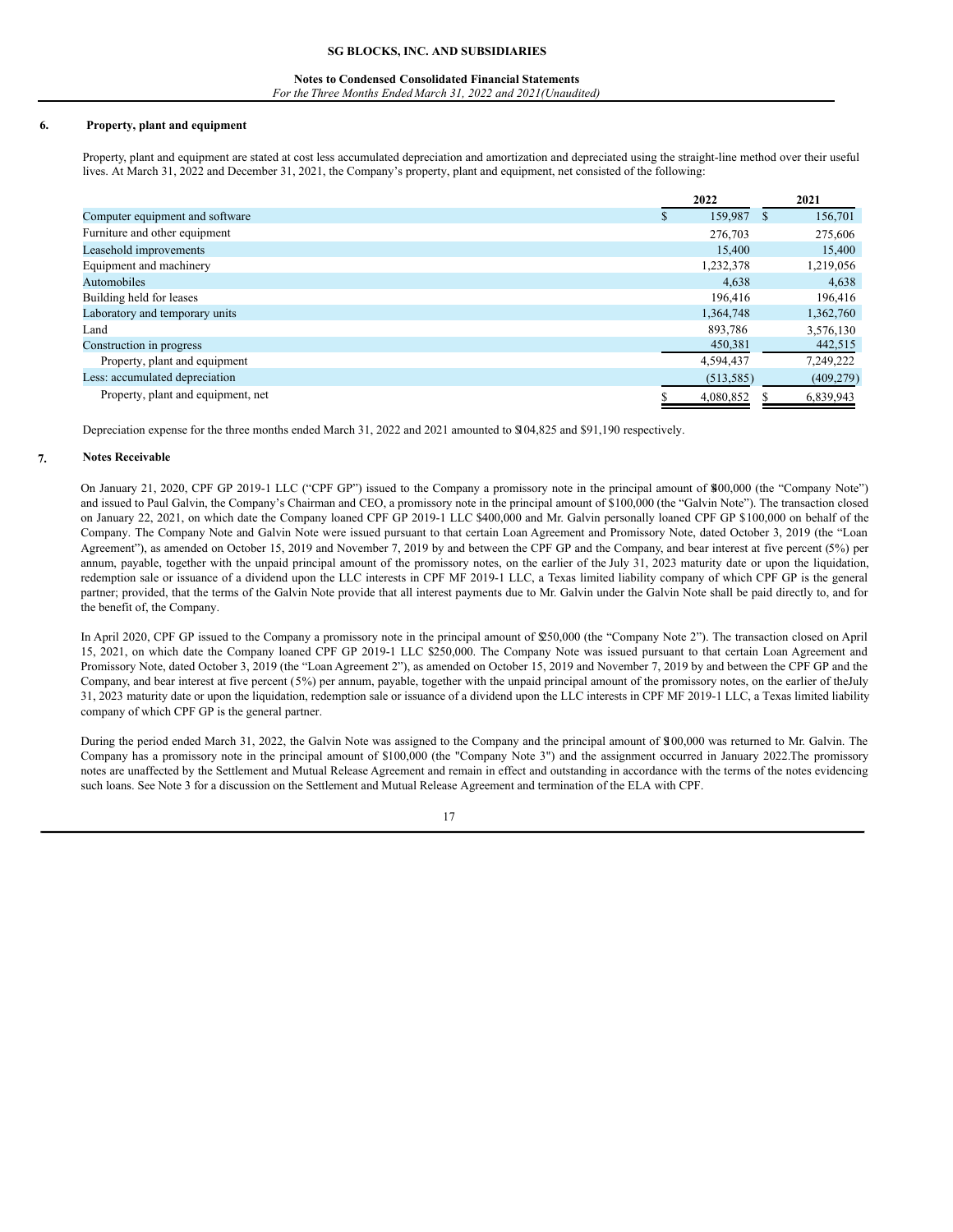## 6. Property, plant and equipment

Property, plant and equipment are stated at cost less accumulated depreciation and amortization and depreciated using the straight-line method over their useful lives. At March 31, 2022 and December 31, 2021, the Company's property, plant and equipment, net consisted of the following:

| | 2022 | 2021 |
|---|---|---|
| Computer equipment and software | $ 159,987 | $ 156,701 |
| Furniture and other equipment | 276,703 | 275,606 |
| Leasehold improvements | 15,400 | 15,400 |
| Equipment and machinery | 1,232,378 | 1,219,056 |
| Automobiles | 4,638 | 4,638 |
| Building held for leases | 196,416 | 196,416 |
| Laboratory and temporary units | 1,364,748 | 1,362,760 |
| Land | 893,786 | 3,576,130 |
| Construction in progress | 450,381 | 442,515 |
| Property, plant and equipment | 4,594,437 | 7,249,222 |
| Less: accumulated depreciation | (513,585) | (409,279) |
| Property, plant and equipment, net | $ 4,080,852 | $ 6,839,943 |

Depreciation expense for the three months ended March 31, 2022 and 2021 amounted to $104,825 and $91,190 respectively.

## 7. Notes Receivable

On January 21, 2020, CPF GP 2019-1 LLC ("CPF GP") issued to the Company a promissory note in the principal amount of $400,000 (the "Company Note") and issued to Paul Galvin, the Company's Chairman and CEO, a promissory note in the principal amount of $100,000 (the "Galvin Note"). The transaction closed on January 22, 2021, on which date the Company loaned CPF GP 2019-1 LLC $400,000 and Mr. Galvin personally loaned CPF GP $100,000 on behalf of the Company. The Company Note and Galvin Note were issued pursuant to that certain Loan Agreement and Promissory Note, dated October 3, 2019 (the "Loan Agreement"), as amended on October 15, 2019 and November 7, 2019 by and between the CPF GP and the Company, and bear interest at five percent (5%) per annum, payable, together with the unpaid principal amount of the promissory notes, on the earlier of the July 31, 2023 maturity date or upon the liquidation, redemption sale or issuance of a dividend upon the LLC interests in CPF MF 2019-1 LLC, a Texas limited liability company of which CPF GP is the general partner; provided, that the terms of the Galvin Note provide that all interest payments due to Mr. Galvin under the Galvin Note shall be paid directly to, and for the benefit of, the Company.

In April 2020, CPF GP issued to the Company a promissory note in the principal amount of $250,000 (the "Company Note 2"). The transaction closed on April 15, 2021, on which date the Company loaned CPF GP 2019-1 LLC $250,000. The Company Note was issued pursuant to that certain Loan Agreement and Promissory Note, dated October 3, 2019 (the "Loan Agreement 2"), as amended on October 15, 2019 and November 7, 2019 by and between the CPF GP and the Company, and bear interest at five percent (5%) per annum, payable, together with the unpaid principal amount of the promissory notes, on the earlier of the July 31, 2023 maturity date or upon the liquidation, redemption sale or issuance of a dividend upon the LLC interests in CPF MF 2019-1 LLC, a Texas limited liability company of which CPF GP is the general partner.

During the period ended March 31, 2022, the Galvin Note was assigned to the Company and the principal amount of $100,000 was returned to Mr. Galvin. The Company has a promissory note in the principal amount of $100,000 (the "Company Note 3") and the assignment occurred in January 2022. The promissory notes are unaffected by the Settlement and Mutual Release Agreement and remain in effect and outstanding in accordance with the terms of the notes evidencing such loans. See Note 3 for a discussion on the Settlement and Mutual Release Agreement and termination of the ELA with CPF.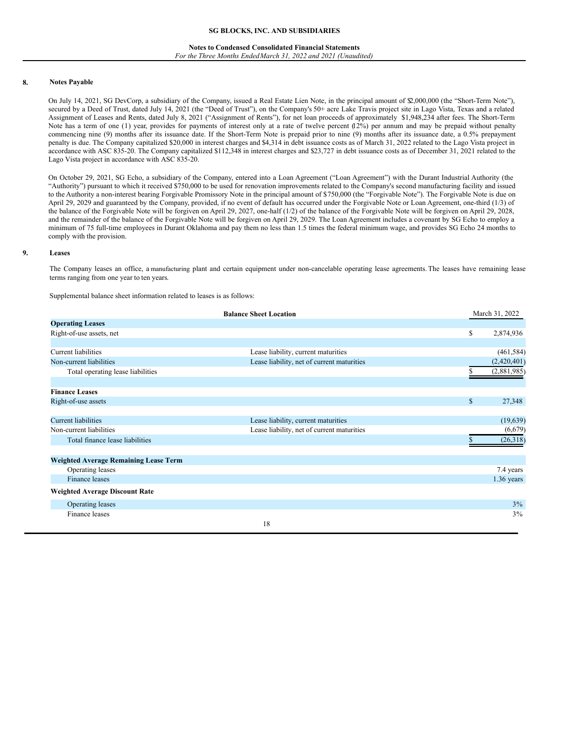## 8. Notes Payable

On July 14, 2021, SG DevCorp, a subsidiary of the Company, issued a Real Estate Lien Note, in the principal amount of $2,000,000 (the "Short-Term Note"), secured by a Deed of Trust, dated July 14, 2021 (the "Deed of Trust"), on the Company's 50+ acre Lake Travis project site in Lago Vista, Texas and a related Assignment of Leases and Rents, dated July 8, 2021 ("Assignment of Rents"), for net loan proceeds of approximately $1,948,234 after fees. The Short-Term Note has a term of one (1) year, provides for payments of interest only at a rate of twelve percent (12%) per annum and may be prepaid without penalty commencing nine (9) months after its issuance date. If the Short-Term Note is prepaid prior to nine (9) months after its issuance date, a 0.5% prepayment penalty is due. The Company capitalized $20,000 in interest charges and $4,314 in debt issuance costs as of March 31, 2022 related to the Lago Vista project in accordance with ASC 835-20. The Company capitalized $112,348 in interest charges and $23,727 in debt issuance costs as of December 31, 2021 related to the Lago Vista project in accordance with ASC 835-20.

On October 29, 2021, SG Echo, a subsidiary of the Company, entered into a Loan Agreement ("Loan Agreement") with the Durant Industrial Authority (the "Authority") pursuant to which it received $750,000 to be used for renovation improvements related to the Company's second manufacturing facility and issued to the Authority a non-interest bearing Forgivable Promissory Note in the principal amount of $750,000 (the "Forgivable Note"). The Forgivable Note is due on April 29, 2029 and guaranteed by the Company, provided, if no event of default has occurred under the Forgivable Note or Loan Agreement, one-third (1/3) of the balance of the Forgivable Note will be forgiven on April 29, 2027, one-half (1/2) of the balance of the Forgivable Note will be forgiven on April 29, 2028, and the remainder of the balance of the Forgivable Note will be forgiven on April 29, 2029. The Loan Agreement includes a covenant by SG Echo to employ a minimum of 75 full-time employees in Durant Oklahoma and pay them no less than 1.5 times the federal minimum wage, and provides SG Echo 24 months to comply with the provision.

## 9. Leases

The Company leases an office, a manufacturing plant and certain equipment under non-cancelable operating lease agreements. The leases have remaining lease terms ranging from one year to ten years.

Supplemental balance sheet information related to leases is as follows:

| | Balance Sheet Location | March 31, 2022 |
|---|---|---|
| **Operating Leases** | | |
| Right-of-use assets, net | | $ 2,874,936 |
| | | |
| Current liabilities | Lease liability, current maturities | (461,584) |
| Non-current liabilities | Lease liability, net of current maturities | (2,420,401) |
| Total operating lease liabilities | | $ (2,881,985) |
| | | |
| **Finance Leases** | | |
| Right-of-use assets | | $ 27,348 |
| | | |
| Current liabilities | Lease liability, current maturities | (19,639) |
| Non-current liabilities | Lease liability, net of current maturities | (6,679) |
| Total finance lease liabilities | | $ (26,318) |
| | | |
| **Weighted Average Remaining Lease Term** | | |
| Operating leases | | 7.4 years |
| Finance leases | | 1.36 years |
| **Weighted Average Discount Rate** | | |
| Operating leases | | 3% |
| Finance leases | | 3% |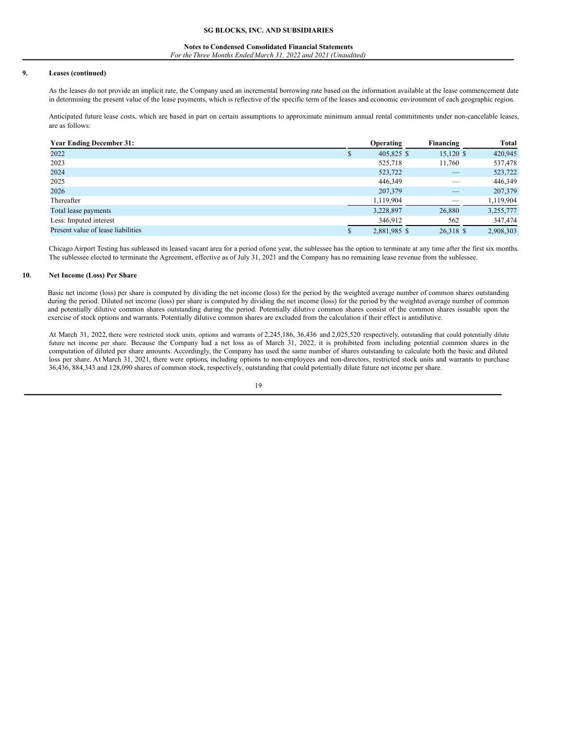## 9. Leases (continued)

As the leases do not provide an implicit rate, the Company used an incremental borrowing rate based on the information available at the lease commencement date in determining the present value of the lease payments, which is reflective of the specific term of the leases and economic environment of each geographic region.

Anticipated future lease costs, which are based in part on certain assumptions to approximate minimum annual rental commitments under non-cancelable leases, are as follows:

| Year Ending December 31: | Operating | Financing | Total |
|---|---|---|---|
| 2022 | $ 405,825 | $ 15,120 | $ 420,945 |
| 2023 | 525,718 | 11,760 | 537,478 |
| 2024 | 523,722 | — | 523,722 |
| 2025 | 446,349 | — | 446,349 |
| 2026 | 207,379 | — | 207,379 |
| Thereafter | 1,119,904 | — | 1,119,904 |
| Total lease payments | 3,228,897 | 26,880 | 3,255,777 |
| Less: Imputed interest | 346,912 | 562 | 347,474 |
| Present value of lease liabilities | $ 2,881,985 | $ 26,318 | $ 2,908,303 |

Chicago Airport Testing has subleased its leased vacant area for a period of one year, the sublessee has the option to terminate at any time after the first six months. The sublessee elected to terminate the Agreement, effective as of July 31, 2021 and the Company has no remaining lease revenue from the sublessee.

## 10. Net Income (Loss) Per Share

Basic net income (loss) per share is computed by dividing the net income (loss) for the period by the weighted average number of common shares outstanding during the period. Diluted net income (loss) per share is computed by dividing the net income (loss) for the period by the weighted average number of common and potentially dilutive common shares outstanding during the period. Potentially dilutive common shares consist of the common shares issuable upon the exercise of stock options and warrants. Potentially dilutive common shares are excluded from the calculation if their effect is antidilutive.

At March 31, 2022, there were restricted stock units, options and warrants of 2,245,186, 36,436 and 2,025,520 respectively, outstanding that could potentially dilute future net income per share. Because the Company had a net loss as of March 31, 2022, it is prohibited from including potential common shares in the computation of diluted per share amounts. Accordingly, the Company has used the same number of shares outstanding to calculate both the basic and diluted loss per share. At March 31, 2021, there were options, including options to non-employees and non-directors, restricted stock units and warrants to purchase 36,436, 884,343 and 128,090 shares of common stock, respectively, outstanding that could potentially dilute future net income per share.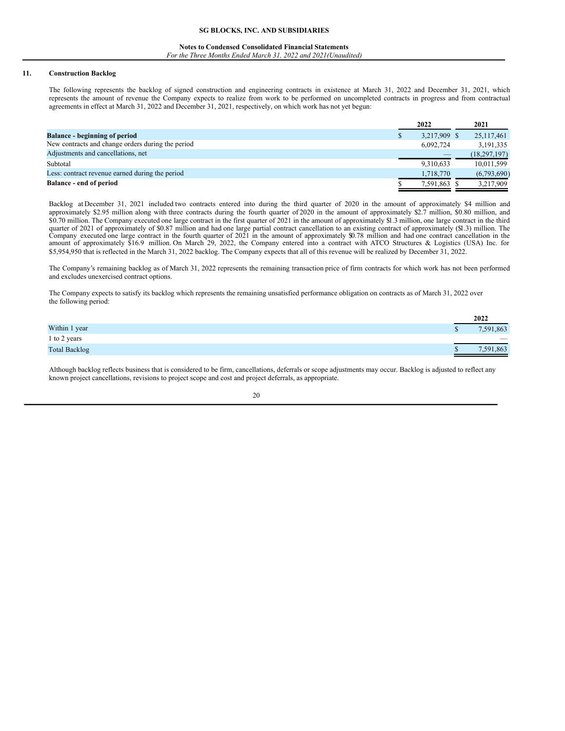## 11. Construction Backlog

The following represents the backlog of signed construction and engineering contracts in existence at March 31, 2022 and December 31, 2021, which represents the amount of revenue the Company expects to realize from work to be performed on uncompleted contracts in progress and from contractual agreements in effect at March 31, 2022 and December 31, 2021, respectively, on which work has not yet begun:

| | 2022 | 2021 |
|---|---|---|
| **Balance - beginning of period** | $ 3,217,909 | $ 25,117,461 |
| New contracts and change orders during the period | 6,092,724 | 3,191,335 |
| Adjustments and cancellations, net | — | (18,297,197) |
| Subtotal | 9,310,633 | 10,011,599 |
| Less: contract revenue earned during the period | 1,718,770 | (6,793,690) |
| **Balance - end of period** | $ 7,591,863 | $ 3,217,909 |

Backlog at December 31, 2021 included two contracts entered into during the third quarter of 2020 in the amount of approximately $4 million and approximately $2.95 million along with three contracts during the fourth quarter of 2020 in the amount of approximately $2.7 million, $0.80 million, and $0.70 million. The Company executed one large contract in the first quarter of 2021 in the amount of approximately $1.3 million, one large contract in the third quarter of 2021 of approximately of $0.87 million and had one large partial contract cancellation to an existing contract of approximately ($1.3) million. The Company executed one large contract in the fourth quarter of 2021 in the amount of approximately $0.78 million and had one contract cancellation in the amount of approximately $16.9 million. On March 29, 2022, the Company entered into a contract with ATCO Structures & Logistics (USA) Inc. for $5,954,950 that is reflected in the March 31, 2022 backlog. The Company expects that all of this revenue will be realized by December 31, 2022.

The Company's remaining backlog as of March 31, 2022 represents the remaining transaction price of firm contracts for which work has not been performed and excludes unexercised contract options.

The Company expects to satisfy its backlog which represents the remaining unsatisfied performance obligation on contracts as of March 31, 2022 over the following period:

| | 2022 |
|---|---|
| Within 1 year | $ 7,591,863 |
| 1 to 2 years | — |
| Total Backlog | $ 7,591,863 |

Although backlog reflects business that is considered to be firm, cancellations, deferrals or scope adjustments may occur. Backlog is adjusted to reflect any known project cancellations, revisions to project scope and cost and project deferrals, as appropriate.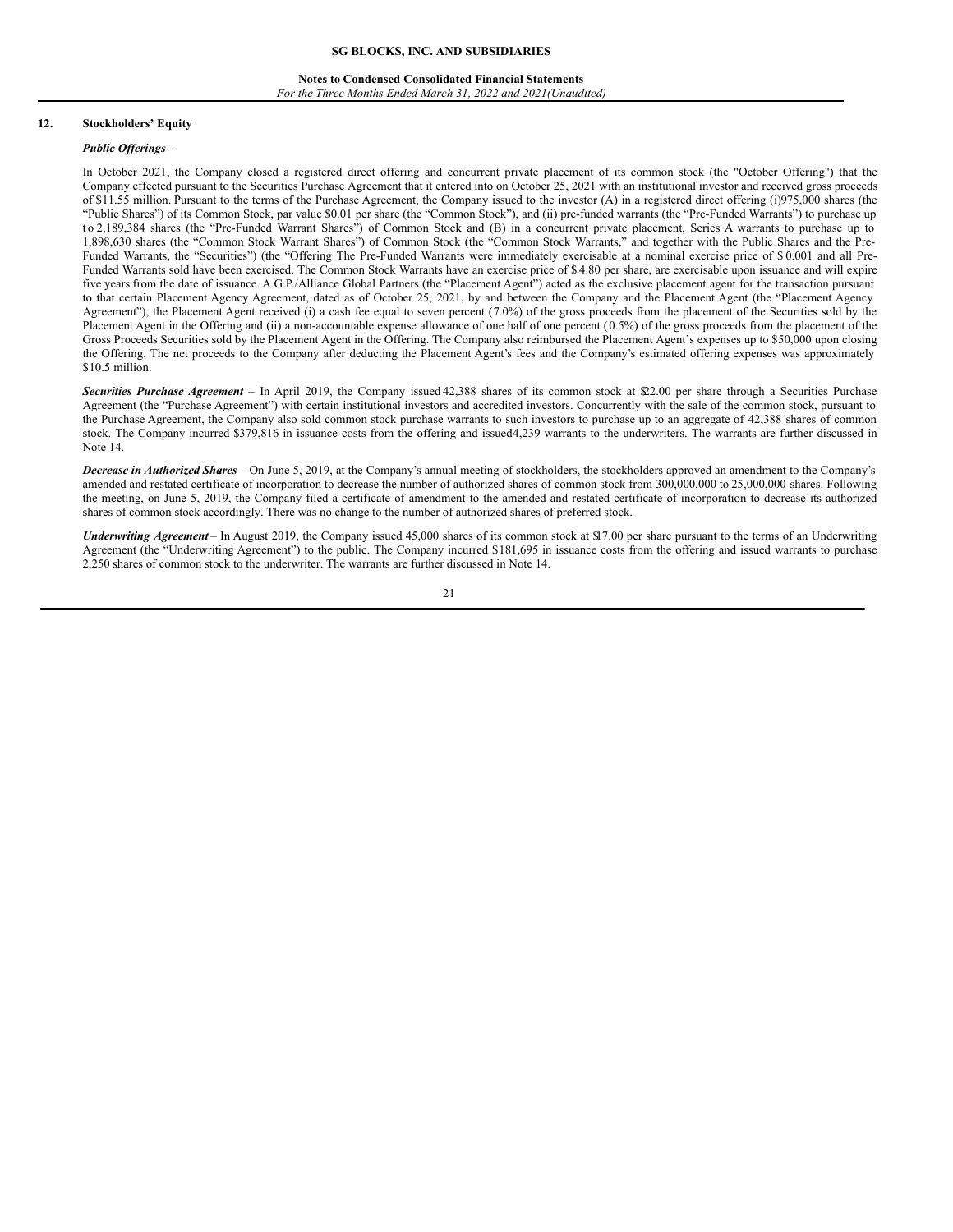## 12. Stockholders' Equity

***Public Offerings –***

In October 2021, the Company closed a registered direct offering and concurrent private placement of its common stock (the "October Offering") that the Company effected pursuant to the Securities Purchase Agreement that it entered into on October 25, 2021 with an institutional investor and received gross proceeds of $11.55 million. Pursuant to the terms of the Purchase Agreement, the Company issued to the investor (A) in a registered direct offering (i)975,000 shares (the "Public Shares") of its Common Stock, par value $0.01 per share (the "Common Stock"), and (ii) pre-funded warrants (the "Pre-Funded Warrants") to purchase up to 2,189,384 shares (the "Pre-Funded Warrant Shares") of Common Stock and (B) in a concurrent private placement, Series A warrants to purchase up to 1,898,630 shares (the "Common Stock Warrant Shares") of Common Stock (the "Common Stock Warrants," and together with the Public Shares and the Pre-Funded Warrants, the "Securities") (the "Offering The Pre-Funded Warrants were immediately exercisable at a nominal exercise price of $ 0.001 and all Pre-Funded Warrants sold have been exercised. The Common Stock Warrants have an exercise price of $ 4.80 per share, are exercisable upon issuance and will expire five years from the date of issuance. A.G.P./Alliance Global Partners (the "Placement Agent") acted as the exclusive placement agent for the transaction pursuant to that certain Placement Agency Agreement, dated as of October 25, 2021, by and between the Company and the Placement Agent (the "Placement Agency Agreement"), the Placement Agent received (i) a cash fee equal to seven percent (7.0%) of the gross proceeds from the placement of the Securities sold by the Placement Agent in the Offering and (ii) a non-accountable expense allowance of one half of one percent (0.5%) of the gross proceeds from the placement of the Gross Proceeds Securities sold by the Placement Agent in the Offering. The Company also reimbursed the Placement Agent's expenses up to $50,000 upon closing the Offering. The net proceeds to the Company after deducting the Placement Agent's fees and the Company's estimated offering expenses was approximately $10.5 million.

***Securities Purchase Agreement*** – In April 2019, the Company issued 42,388 shares of its common stock at $22.00 per share through a Securities Purchase Agreement (the "Purchase Agreement") with certain institutional investors and accredited investors. Concurrently with the sale of the common stock, pursuant to the Purchase Agreement, the Company also sold common stock purchase warrants to such investors to purchase up to an aggregate of 42,388 shares of common stock. The Company incurred $379,816 in issuance costs from the offering and issued 4,239 warrants to the underwriters. The warrants are further discussed in Note 14.

***Decrease in Authorized Shares*** – On June 5, 2019, at the Company's annual meeting of stockholders, the stockholders approved an amendment to the Company's amended and restated certificate of incorporation to decrease the number of authorized shares of common stock from 300,000,000 to 25,000,000 shares. Following the meeting, on June 5, 2019, the Company filed a certificate of amendment to the amended and restated certificate of incorporation to decrease its authorized shares of common stock accordingly. There was no change to the number of authorized shares of preferred stock.

***Underwriting Agreement*** – In August 2019, the Company issued 45,000 shares of its common stock at $17.00 per share pursuant to the terms of an Underwriting Agreement (the "Underwriting Agreement") to the public. The Company incurred $181,695 in issuance costs from the offering and issued warrants to purchase 2,250 shares of common stock to the underwriter. The warrants are further discussed in Note 14.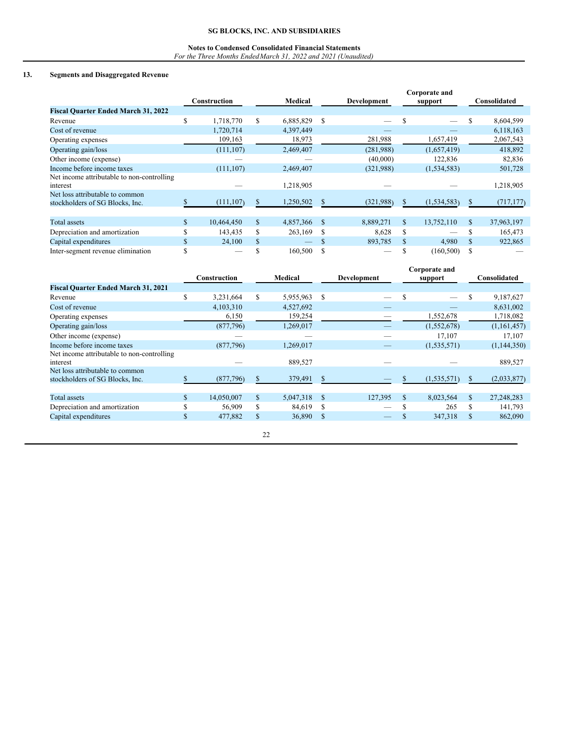## 13. Segments and Disaggregated Revenue

| | Construction | Medical | Development | Corporate and support | Consolidated |
|---|---|---|---|---|---|
| **Fiscal Quarter Ended March 31, 2022** | | | | | |
| Revenue | $ 1,718,770 | $ 6,885,829 | $ — | $ — | $ 8,604,599 |
| Cost of revenue | 1,720,714 | 4,397,449 | — | — | 6,118,163 |
| Operating expenses | 109,163 | 18,973 | 281,988 | 1,657,419 | 2,067,543 |
| Operating gain/loss | (111,107) | 2,469,407 | (281,988) | (1,657,419) | 418,892 |
| Other income (expense) | — | — | (40,000) | 122,836 | 82,836 |
| Income before income taxes | (111,107) | 2,469,407 | (321,988) | (1,534,583) | 501,728 |
| Net income attributable to non-controlling interest | — | 1,218,905 | — | — | 1,218,905 |
| Net loss attributable to common stockholders of SG Blocks, Inc. | $ (111,107) | $ 1,250,502 | $ (321,988) | $ (1,534,583) | $ (717,177) |
| | | | | | |
| Total assets | $ 10,464,450 | $ 4,857,366 | $ 8,889,271 | $ 13,752,110 | $ 37,963,197 |
| Depreciation and amortization | $ 143,435 | $ 263,169 | $ 8,628 | $ — | $ 165,473 |
| Capital expenditures | $ 24,100 | $ — | $ 893,785 | $ 4,980 | $ 922,865 |
| Inter-segment revenue elimination | $ — | $ 160,500 | $ — | $ (160,500) | $ — |

| | Construction | Medical | Development | Corporate and support | Consolidated |
|---|---|---|---|---|---|
| **Fiscal Quarter Ended March 31, 2021** | | | | | |
| Revenue | $ 3,231,664 | $ 5,955,963 | $ — | $ — | $ 9,187,627 |
| Cost of revenue | 4,103,310 | 4,527,692 | — | — | 8,631,002 |
| Operating expenses | 6,150 | 159,254 | — | 1,552,678 | 1,718,082 |
| Operating gain/loss | (877,796) | 1,269,017 | — | (1,552,678) | (1,161,457) |
| Other income (expense) | — | — | — | 17,107 | 17,107 |
| Income before income taxes | (877,796) | 1,269,017 | — | (1,535,571) | (1,144,350) |
| Net income attributable to non-controlling interest | — | 889,527 | — | — | 889,527 |
| Net loss attributable to common stockholders of SG Blocks, Inc. | $ (877,796) | $ 379,491 | $ — | $ (1,535,571) | $ (2,033,877) |
| | | | | | |
| Total assets | $ 14,050,007 | $ 5,047,318 | $ 127,395 | $ 8,023,564 | $ 27,248,283 |
| Depreciation and amortization | $ 56,909 | $ 84,619 | $ — | $ 265 | $ 141,793 |
| Capital expenditures | $ 477,882 | $ 36,890 | $ — | $ 347,318 | $ 862,090 |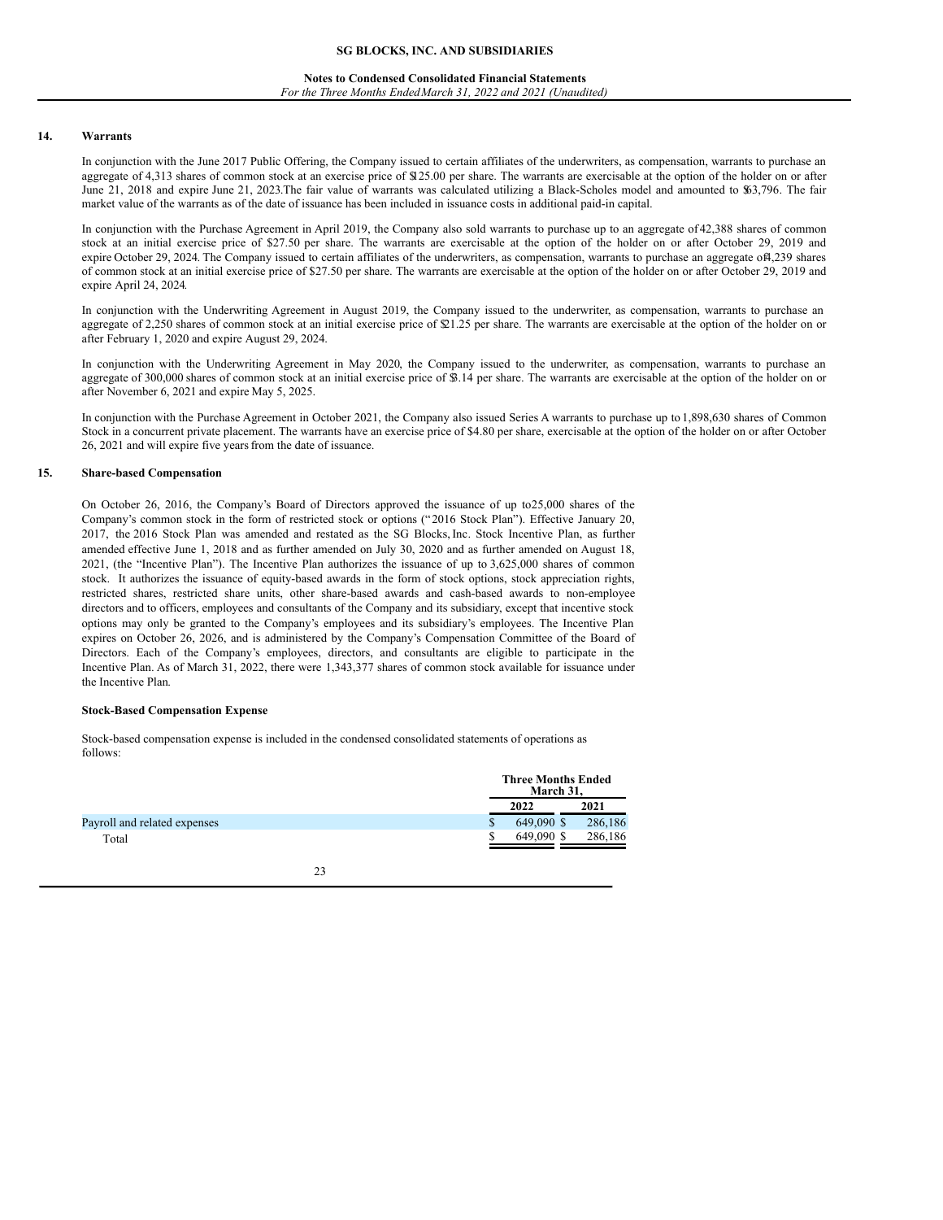## 14. Warrants

In conjunction with the June 2017 Public Offering, the Company issued to certain affiliates of the underwriters, as compensation, warrants to purchase an aggregate of 4,313 shares of common stock at an exercise price of $125.00 per share. The warrants are exercisable at the option of the holder on or after June 21, 2018 and expire June 21, 2023.The fair value of warrants was calculated utilizing a Black-Scholes model and amounted to $63,796. The fair market value of the warrants as of the date of issuance has been included in issuance costs in additional paid-in capital.

In conjunction with the Purchase Agreement in April 2019, the Company also sold warrants to purchase up to an aggregate of 42,388 shares of common stock at an initial exercise price of $27.50 per share. The warrants are exercisable at the option of the holder on or after October 29, 2019 and expire October 29, 2024. The Company issued to certain affiliates of the underwriters, as compensation, warrants to purchase an aggregate of 4,239 shares of common stock at an initial exercise price of $27.50 per share. The warrants are exercisable at the option of the holder on or after October 29, 2019 and expire April 24, 2024.

In conjunction with the Underwriting Agreement in August 2019, the Company issued to the underwriter, as compensation, warrants to purchase an aggregate of 2,250 shares of common stock at an initial exercise price of $21.25 per share. The warrants are exercisable at the option of the holder on or after February 1, 2020 and expire August 29, 2024.

In conjunction with the Underwriting Agreement in May 2020, the Company issued to the underwriter, as compensation, warrants to purchase an aggregate of 300,000 shares of common stock at an initial exercise price of $3.14 per share. The warrants are exercisable at the option of the holder on or after November 6, 2021 and expire May 5, 2025.

In conjunction with the Purchase Agreement in October 2021, the Company also issued Series A warrants to purchase up to 1,898,630 shares of Common Stock in a concurrent private placement. The warrants have an exercise price of $4.80 per share, exercisable at the option of the holder on or after October 26, 2021 and will expire five years from the date of issuance.

## 15. Share-based Compensation

On October 26, 2016, the Company's Board of Directors approved the issuance of up to 25,000 shares of the Company's common stock in the form of restricted stock or options ("2016 Stock Plan"). Effective January 20, 2017, the 2016 Stock Plan was amended and restated as the SG Blocks, Inc. Stock Incentive Plan, as further amended effective June 1, 2018 and as further amended on July 30, 2020 and as further amended on August 18, 2021, (the "Incentive Plan"). The Incentive Plan authorizes the issuance of up to 3,625,000 shares of common stock. It authorizes the issuance of equity-based awards in the form of stock options, stock appreciation rights, restricted shares, restricted share units, other share-based awards and cash-based awards to non-employee directors and to officers, employees and consultants of the Company and its subsidiary, except that incentive stock options may only be granted to the Company's employees and its subsidiary's employees. The Incentive Plan expires on October 26, 2026, and is administered by the Company's Compensation Committee of the Board of Directors. Each of the Company's employees, directors, and consultants are eligible to participate in the Incentive Plan. As of March 31, 2022, there were 1,343,377 shares of common stock available for issuance under the Incentive Plan.

### Stock-Based Compensation Expense

Stock-based compensation expense is included in the condensed consolidated statements of operations as follows:

| | Three Months Ended March 31, | |
|---|---|---|
| | 2022 | 2021 |
| Payroll and related expenses | $ 649,090 | $ 286,186 |
| Total | $ 649,090 | $ 286,186 |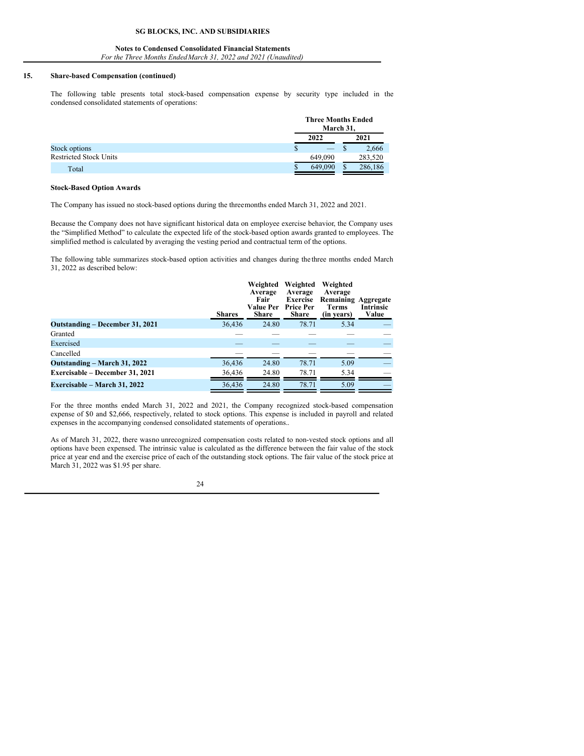## 15. Share-based Compensation (continued)

The following table presents total stock-based compensation expense by security type included in the condensed consolidated statements of operations:

| | Three Months Ended March 31, | |
|---|---|---|
| | 2022 | 2021 |
| Stock options | $ — | $ 2,666 |
| Restricted Stock Units | 649,090 | 283,520 |
| Total | $ 649,090 | $ 286,186 |

### Stock-Based Option Awards

The Company has issued no stock-based options during the three months ended March 31, 2022 and 2021.

Because the Company does not have significant historical data on employee exercise behavior, the Company uses the "Simplified Method" to calculate the expected life of the stock-based option awards granted to employees. The simplified method is calculated by averaging the vesting period and contractual term of the options.

The following table summarizes stock-based option activities and changes during the three months ended March 31, 2022 as described below:

| | Shares | Weighted Average Fair Value Per Share | Weighted Average Exercise Price Per Share | Weighted Average Remaining Terms (in years) | Aggregate Intrinsic Value |
|---|---|---|---|---|---|
| **Outstanding – December 31, 2021** | 36,436 | 24.80 | 78.71 | 5.34 | — |
| Granted | — | — | — | — | — |
| Exercised | — | — | — | — | — |
| Cancelled | — | — | — | — | — |
| **Outstanding – March 31, 2022** | 36,436 | 24.80 | 78.71 | 5.09 | — |
| **Exercisable – December 31, 2021** | 36,436 | 24.80 | 78.71 | 5.34 | — |
| **Exercisable – March 31, 2022** | 36,436 | 24.80 | 78.71 | 5.09 | — |

For the three months ended March 31, 2022 and 2021, the Company recognized stock-based compensation expense of $0 and $2,666, respectively, related to stock options. This expense is included in payroll and related expenses in the accompanying condensed consolidated statements of operations..

As of March 31, 2022, there was no unrecognized compensation costs related to non-vested stock options and all options have been expensed. The intrinsic value is calculated as the difference between the fair value of the stock price at year end and the exercise price of each of the outstanding stock options. The fair value of the stock price at March 31, 2022 was $1.95 per share.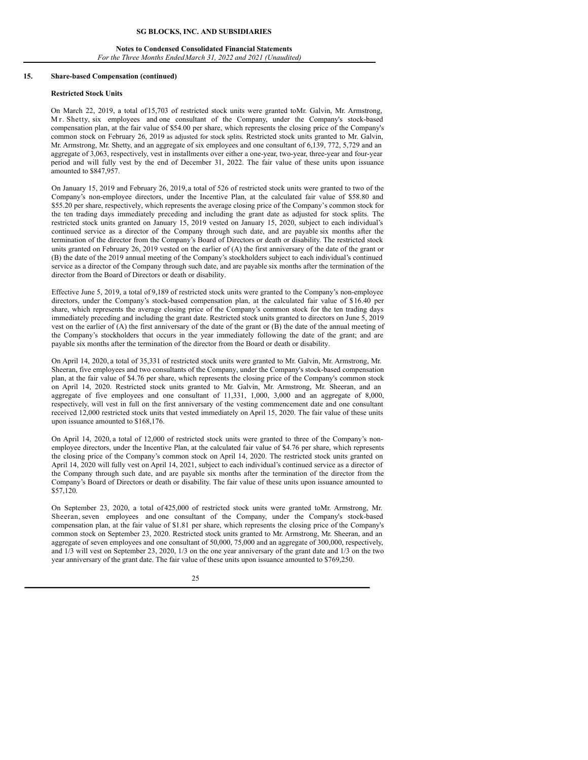## 15. Share-based Compensation (continued)

### Restricted Stock Units

On March 22, 2019, a total of 15,703 of restricted stock units were granted to Mr. Galvin, Mr. Armstrong, Mr. Shetty, six employees and one consultant of the Company, under the Company's stock-based compensation plan, at the fair value of $54.00 per share, which represents the closing price of the Company's common stock on February 26, 2019 as adjusted for stock splits. Restricted stock units granted to Mr. Galvin, Mr. Armstrong, Mr. Shetty, and an aggregate of six employees and one consultant of 6,139, 772, 5,729 and an aggregate of 3,063, respectively, vest in installments over either a one-year, two-year, three-year and four-year period and will fully vest by the end of December 31, 2022. The fair value of these units upon issuance amounted to $847,957.

On January 15, 2019 and February 26, 2019, a total of 526 of restricted stock units were granted to two of the Company's non-employee directors, under the Incentive Plan, at the calculated fair value of $58.80 and $55.20 per share, respectively, which represents the average closing price of the Company's common stock for the ten trading days immediately preceding and including the grant date as adjusted for stock splits. The restricted stock units granted on January 15, 2019 vested on January 15, 2020, subject to each individual's continued service as a director of the Company through such date, and are payable six months after the termination of the director from the Company's Board of Directors or death or disability. The restricted stock units granted on February 26, 2019 vested on the earlier of (A) the first anniversary of the date of the grant or (B) the date of the 2019 annual meeting of the Company's stockholders subject to each individual's continued service as a director of the Company through such date, and are payable six months after the termination of the director from the Board of Directors or death or disability.

Effective June 5, 2019, a total of 9,189 of restricted stock units were granted to the Company's non-employee directors, under the Company's stock-based compensation plan, at the calculated fair value of $16.40 per share, which represents the average closing price of the Company's common stock for the ten trading days immediately preceding and including the grant date. Restricted stock units granted to directors on June 5, 2019 vest on the earlier of (A) the first anniversary of the date of the grant or (B) the date of the annual meeting of the Company's stockholders that occurs in the year immediately following the date of the grant; and are payable six months after the termination of the director from the Board or death or disability.

On April 14, 2020, a total of 35,331 of restricted stock units were granted to Mr. Galvin, Mr. Armstrong, Mr. Sheeran, five employees and two consultants of the Company, under the Company's stock-based compensation plan, at the fair value of $4.76 per share, which represents the closing price of the Company's common stock on April 14, 2020. Restricted stock units granted to Mr. Galvin, Mr. Armstrong, Mr. Sheeran, and an aggregate of five employees and one consultant of 11,331, 1,000, 3,000 and an aggregate of 8,000, respectively, will vest in full on the first anniversary of the vesting commencement date and one consultant received 12,000 restricted stock units that vested immediately on April 15, 2020. The fair value of these units upon issuance amounted to $168,176.

On April 14, 2020, a total of 12,000 of restricted stock units were granted to three of the Company's non-employee directors, under the Incentive Plan, at the calculated fair value of $4.76 per share, which represents the closing price of the Company's common stock on April 14, 2020. The restricted stock units granted on April 14, 2020 will fully vest on April 14, 2021, subject to each individual's continued service as a director of the Company through such date, and are payable six months after the termination of the director from the Company's Board of Directors or death or disability. The fair value of these units upon issuance amounted to $57,120.

On September 23, 2020, a total of 425,000 of restricted stock units were granted to Mr. Armstrong, Mr. Sheeran, seven employees and one consultant of the Company, under the Company's stock-based compensation plan, at the fair value of $1.81 per share, which represents the closing price of the Company's common stock on September 23, 2020. Restricted stock units granted to Mr. Armstrong, Mr. Sheeran, and an aggregate of seven employees and one consultant of 50,000, 75,000 and an aggregate of 300,000, respectively, and 1/3 will vest on September 23, 2020, 1/3 on the one year anniversary of the grant date and 1/3 on the two year anniversary of the grant date. The fair value of these units upon issuance amounted to $769,250.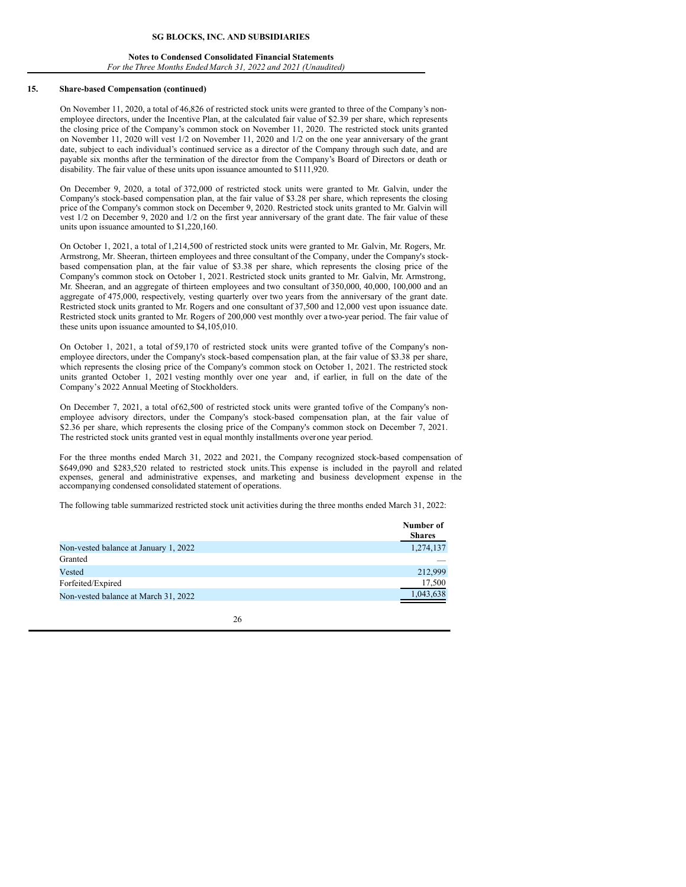## 15. Share-based Compensation (continued)

On November 11, 2020, a total of 46,826 of restricted stock units were granted to three of the Company's non-employee directors, under the Incentive Plan, at the calculated fair value of $2.39 per share, which represents the closing price of the Company's common stock on November 11, 2020. The restricted stock units granted on November 11, 2020 will vest 1/2 on November 11, 2020 and 1/2 on the one year anniversary of the grant date, subject to each individual's continued service as a director of the Company through such date, and are payable six months after the termination of the director from the Company's Board of Directors or death or disability. The fair value of these units upon issuance amounted to $111,920.

On December 9, 2020, a total of 372,000 of restricted stock units were granted to Mr. Galvin, under the Company's stock-based compensation plan, at the fair value of $3.28 per share, which represents the closing price of the Company's common stock on December 9, 2020. Restricted stock units granted to Mr. Galvin will vest 1/2 on December 9, 2020 and 1/2 on the first year anniversary of the grant date. The fair value of these units upon issuance amounted to $1,220,160.

On October 1, 2021, a total of 1,214,500 of restricted stock units were granted to Mr. Galvin, Mr. Rogers, Mr. Armstrong, Mr. Sheeran, thirteen employees and three consultant of the Company, under the Company's stock-based compensation plan, at the fair value of $3.38 per share, which represents the closing price of the Company's common stock on October 1, 2021. Restricted stock units granted to Mr. Galvin, Mr. Armstrong, Mr. Sheeran, and an aggregate of thirteen employees and two consultant of 350,000, 40,000, 100,000 and an aggregate of 475,000, respectively, vesting quarterly over two years from the anniversary of the grant date. Restricted stock units granted to Mr. Rogers and one consultant of 37,500 and 12,000 vest upon issuance date. Restricted stock units granted to Mr. Rogers of 200,000 vest monthly over a two-year period. The fair value of these units upon issuance amounted to $4,105,010.

On October 1, 2021, a total of 59,170 of restricted stock units were granted to five of the Company's non-employee directors, under the Company's stock-based compensation plan, at the fair value of $3.38 per share, which represents the closing price of the Company's common stock on October 1, 2021. The restricted stock units granted October 1, 2021 vesting monthly over one year and, if earlier, in full on the date of the Company's 2022 Annual Meeting of Stockholders.

On December 7, 2021, a total of 62,500 of restricted stock units were granted to five of the Company's non-employee advisory directors, under the Company's stock-based compensation plan, at the fair value of $2.36 per share, which represents the closing price of the Company's common stock on December 7, 2021. The restricted stock units granted vest in equal monthly installments over one year period.

For the three months ended March 31, 2022 and 2021, the Company recognized stock-based compensation of $649,090 and $283,520 related to restricted stock units. This expense is included in the payroll and related expenses, general and administrative expenses, and marketing and business development expense in the accompanying condensed consolidated statement of operations.

The following table summarized restricted stock unit activities during the three months ended March 31, 2022:

| | Number of Shares |
|---|---|
| Non-vested balance at January 1, 2022 | 1,274,137 |
| Granted | — |
| Vested | 212,999 |
| Forfeited/Expired | 17,500 |
| Non-vested balance at March 31, 2022 | 1,043,638 |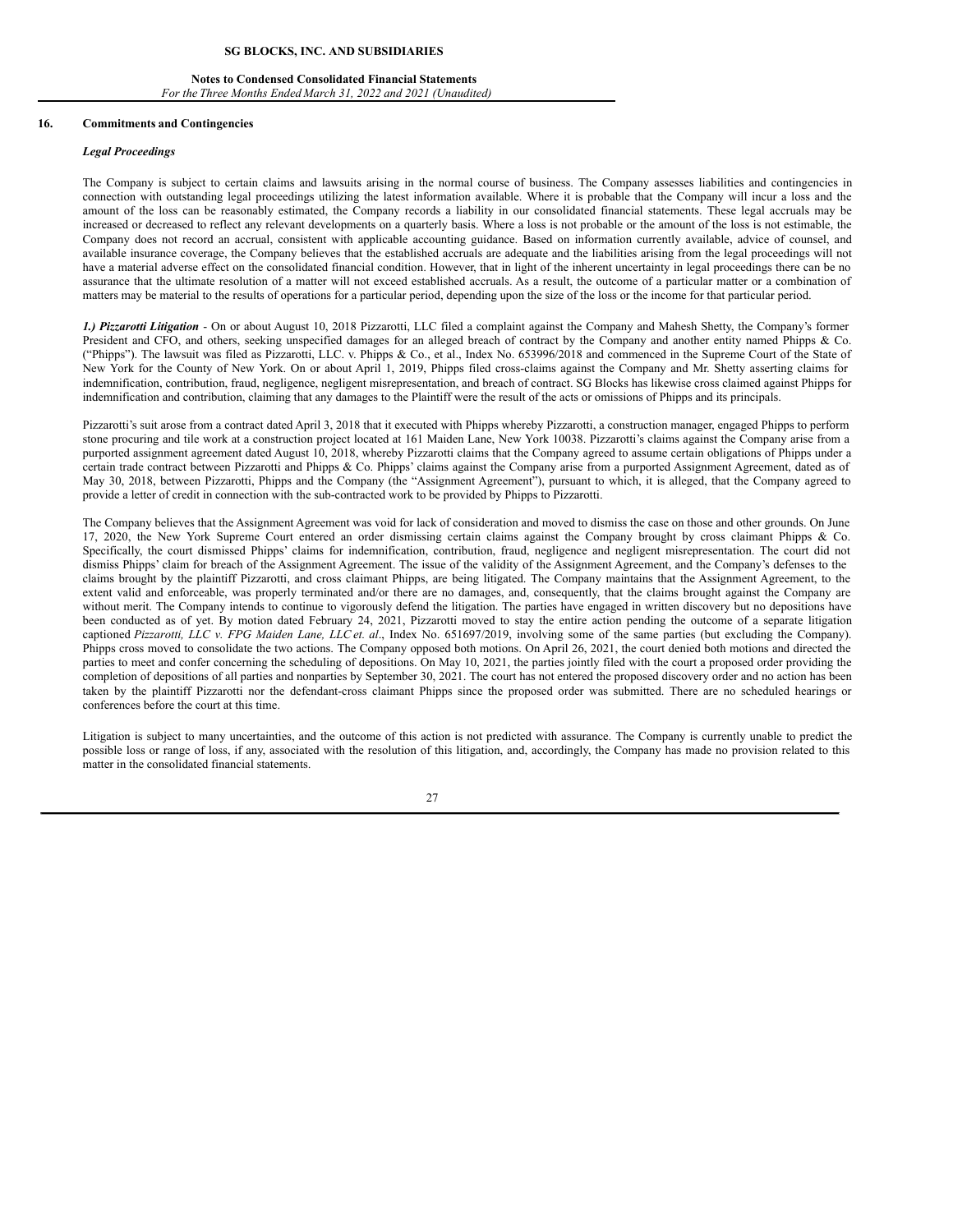## 16. Commitments and Contingencies

### *Legal Proceedings*

The Company is subject to certain claims and lawsuits arising in the normal course of business. The Company assesses liabilities and contingencies in connection with outstanding legal proceedings utilizing the latest information available. Where it is probable that the Company will incur a loss and the amount of the loss can be reasonably estimated, the Company records a liability in our consolidated financial statements. These legal accruals may be increased or decreased to reflect any relevant developments on a quarterly basis. Where a loss is not probable or the amount of the loss is not estimable, the Company does not record an accrual, consistent with applicable accounting guidance. Based on information currently available, advice of counsel, and available insurance coverage, the Company believes that the established accruals are adequate and the liabilities arising from the legal proceedings will not have a material adverse effect on the consolidated financial condition. However, that in light of the inherent uncertainty in legal proceedings there can be no assurance that the ultimate resolution of a matter will not exceed established accruals. As a result, the outcome of a particular matter or a combination of matters may be material to the results of operations for a particular period, depending upon the size of the loss or the income for that particular period.

***1.) Pizzarotti Litigation*** - On or about August 10, 2018 Pizzarotti, LLC filed a complaint against the Company and Mahesh Shetty, the Company's former President and CFO, and others, seeking unspecified damages for an alleged breach of contract by the Company and another entity named Phipps & Co. ("Phipps"). The lawsuit was filed as Pizzarotti, LLC. v. Phipps & Co., et al., Index No. 653996/2018 and commenced in the Supreme Court of the State of New York for the County of New York. On or about April 1, 2019, Phipps filed cross-claims against the Company and Mr. Shetty asserting claims for indemnification, contribution, fraud, negligence, negligent misrepresentation, and breach of contract. SG Blocks has likewise cross claimed against Phipps for indemnification and contribution, claiming that any damages to the Plaintiff were the result of the acts or omissions of Phipps and its principals.

Pizzarotti's suit arose from a contract dated April 3, 2018 that it executed with Phipps whereby Pizzarotti, a construction manager, engaged Phipps to perform stone procuring and tile work at a construction project located at 161 Maiden Lane, New York 10038. Pizzarotti's claims against the Company arise from a purported assignment agreement dated August 10, 2018, whereby Pizzarotti claims that the Company agreed to assume certain obligations of Phipps under a certain trade contract between Pizzarotti and Phipps & Co. Phipps' claims against the Company arise from a purported Assignment Agreement, dated as of May 30, 2018, between Pizzarotti, Phipps and the Company (the "Assignment Agreement"), pursuant to which, it is alleged, that the Company agreed to provide a letter of credit in connection with the sub-contracted work to be provided by Phipps to Pizzarotti.

The Company believes that the Assignment Agreement was void for lack of consideration and moved to dismiss the case on those and other grounds. On June 17, 2020, the New York Supreme Court entered an order dismissing certain claims against the Company brought by cross claimant Phipps & Co. Specifically, the court dismissed Phipps' claims for indemnification, contribution, fraud, negligence and negligent misrepresentation. The court did not dismiss Phipps' claim for breach of the Assignment Agreement. The issue of the validity of the Assignment Agreement, and the Company's defenses to the claims brought by the plaintiff Pizzarotti, and cross claimant Phipps, are being litigated. The Company maintains that the Assignment Agreement, to the extent valid and enforceable, was properly terminated and/or there are no damages, and, consequently, that the claims brought against the Company are without merit. The Company intends to continue to vigorously defend the litigation. The parties have engaged in written discovery but no depositions have been conducted as of yet. By motion dated February 24, 2021, Pizzarotti moved to stay the entire action pending the outcome of a separate litigation captioned *Pizzarotti, LLC v. FPG Maiden Lane, LLC et. al*., Index No. 651697/2019, involving some of the same parties (but excluding the Company). Phipps cross moved to consolidate the two actions. The Company opposed both motions. On April 26, 2021, the court denied both motions and directed the parties to meet and confer concerning the scheduling of depositions. On May 10, 2021, the parties jointly filed with the court a proposed order providing the completion of depositions of all parties and nonparties by September 30, 2021. The court has not entered the proposed discovery order and no action has been taken by the plaintiff Pizzarotti nor the defendant-cross claimant Phipps since the proposed order was submitted. There are no scheduled hearings or conferences before the court at this time.

Litigation is subject to many uncertainties, and the outcome of this action is not predicted with assurance. The Company is currently unable to predict the possible loss or range of loss, if any, associated with the resolution of this litigation, and, accordingly, the Company has made no provision related to this matter in the consolidated financial statements.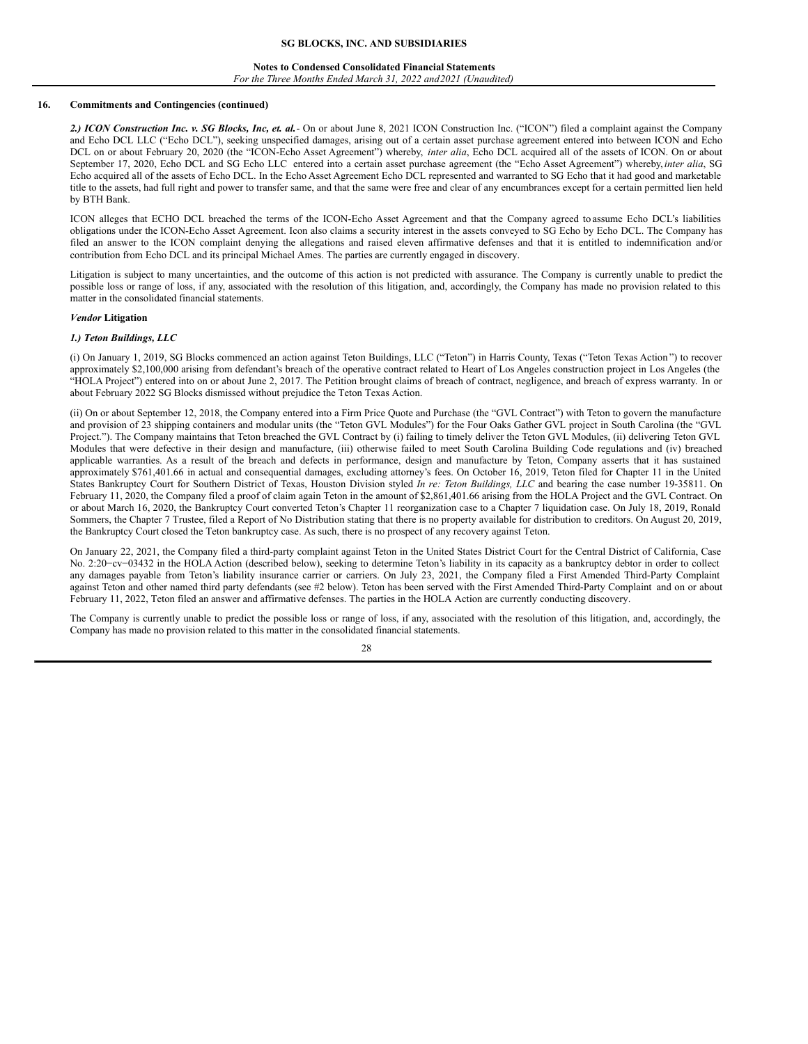## 16. Commitments and Contingencies (continued)

***2.) ICON Construction Inc. v. SG Blocks, Inc, et. al.***- On or about June 8, 2021 ICON Construction Inc. ("ICON") filed a complaint against the Company and Echo DCL LLC ("Echo DCL"), seeking unspecified damages, arising out of a certain asset purchase agreement entered into between ICON and Echo DCL on or about February 20, 2020 (the "ICON-Echo Asset Agreement") whereby, *inter alia*, Echo DCL acquired all of the assets of ICON. On or about September 17, 2020, Echo DCL and SG Echo LLC entered into a certain asset purchase agreement (the "Echo Asset Agreement") whereby, *inter alia*, SG Echo acquired all of the assets of Echo DCL. In the Echo Asset Agreement Echo DCL represented and warranted to SG Echo that it had good and marketable title to the assets, had full right and power to transfer same, and that the same were free and clear of any encumbrances except for a certain permitted lien held by BTH Bank.

ICON alleges that ECHO DCL breached the terms of the ICON-Echo Asset Agreement and that the Company agreed to assume Echo DCL's liabilities obligations under the ICON-Echo Asset Agreement. Icon also claims a security interest in the assets conveyed to SG Echo by Echo DCL. The Company has filed an answer to the ICON complaint denying the allegations and raised eleven affirmative defenses and that it is entitled to indemnification and/or contribution from Echo DCL and its principal Michael Ames. The parties are currently engaged in discovery.

Litigation is subject to many uncertainties, and the outcome of this action is not predicted with assurance. The Company is currently unable to predict the possible loss or range of loss, if any, associated with the resolution of this litigation, and, accordingly, the Company has made no provision related to this matter in the consolidated financial statements.

***Vendor* Litigation**

***1.) Teton Buildings, LLC***

(i) On January 1, 2019, SG Blocks commenced an action against Teton Buildings, LLC ("Teton") in Harris County, Texas ("Teton Texas Action") to recover approximately $2,100,000 arising from defendant's breach of the operative contract related to Heart of Los Angeles construction project in Los Angeles (the "HOLA Project") entered into on or about June 2, 2017. The Petition brought claims of breach of contract, negligence, and breach of express warranty. In or about February 2022 SG Blocks dismissed without prejudice the Teton Texas Action.

(ii) On or about September 12, 2018, the Company entered into a Firm Price Quote and Purchase (the "GVL Contract") with Teton to govern the manufacture and provision of 23 shipping containers and modular units (the "Teton GVL Modules") for the Four Oaks Gather GVL project in South Carolina (the "GVL Project."). The Company maintains that Teton breached the GVL Contract by (i) failing to timely deliver the Teton GVL Modules, (ii) delivering Teton GVL Modules that were defective in their design and manufacture, (iii) otherwise failed to meet South Carolina Building Code regulations and (iv) breached applicable warranties. As a result of the breach and defects in performance, design and manufacture by Teton, Company asserts that it has sustained approximately $761,401.66 in actual and consequential damages, excluding attorney's fees. On October 16, 2019, Teton filed for Chapter 11 in the United States Bankruptcy Court for Southern District of Texas, Houston Division styled *In re: Teton Buildings, LLC* and bearing the case number 19-35811. On February 11, 2020, the Company filed a proof of claim again Teton in the amount of $2,861,401.66 arising from the HOLA Project and the GVL Contract. On or about March 16, 2020, the Bankruptcy Court converted Teton's Chapter 11 reorganization case to a Chapter 7 liquidation case. On July 18, 2019, Ronald Sommers, the Chapter 7 Trustee, filed a Report of No Distribution stating that there is no property available for distribution to creditors. On August 20, 2019, the Bankruptcy Court closed the Teton bankruptcy case. As such, there is no prospect of any recovery against Teton.

On January 22, 2021, the Company filed a third-party complaint against Teton in the United States District Court for the Central District of California, Case No. 2:20−cv−03432 in the HOLA Action (described below), seeking to determine Teton's liability in its capacity as a bankruptcy debtor in order to collect any damages payable from Teton's liability insurance carrier or carriers. On July 23, 2021, the Company filed a First Amended Third-Party Complaint against Teton and other named third party defendants (see #2 below). Teton has been served with the First Amended Third-Party Complaint and on or about February 11, 2022, Teton filed an answer and affirmative defenses. The parties in the HOLA Action are currently conducting discovery.

The Company is currently unable to predict the possible loss or range of loss, if any, associated with the resolution of this litigation, and, accordingly, the Company has made no provision related to this matter in the consolidated financial statements.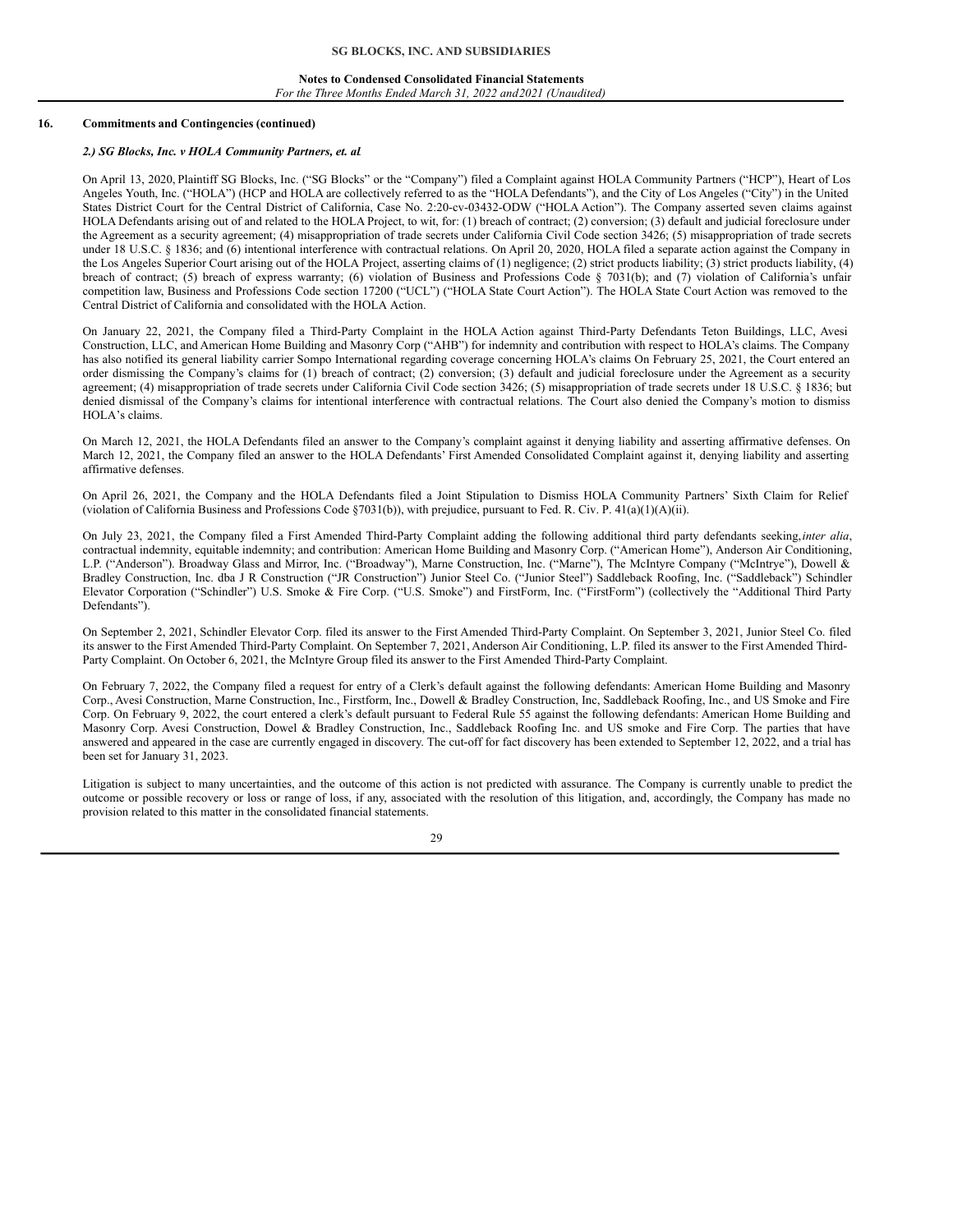## 16. Commitments and Contingencies (continued)

### *2.) SG Blocks, Inc. v HOLA Community Partners, et. al.*

On April 13, 2020, Plaintiff SG Blocks, Inc. ("SG Blocks" or the "Company") filed a Complaint against HOLA Community Partners ("HCP"), Heart of Los Angeles Youth, Inc. ("HOLA") (HCP and HOLA are collectively referred to as the "HOLA Defendants"), and the City of Los Angeles ("City") in the United States District Court for the Central District of California, Case No. 2:20-cv-03432-ODW ("HOLA Action"). The Company asserted seven claims against HOLA Defendants arising out of and related to the HOLA Project, to wit, for: (1) breach of contract; (2) conversion; (3) default and judicial foreclosure under the Agreement as a security agreement; (4) misappropriation of trade secrets under California Civil Code section 3426; (5) misappropriation of trade secrets under 18 U.S.C. § 1836; and (6) intentional interference with contractual relations. On April 20, 2020, HOLA filed a separate action against the Company in the Los Angeles Superior Court arising out of the HOLA Project, asserting claims of (1) negligence; (2) strict products liability; (3) strict products liability, (4) breach of contract; (5) breach of express warranty; (6) violation of Business and Professions Code § 7031(b); and (7) violation of California's unfair competition law, Business and Professions Code section 17200 ("UCL") ("HOLA State Court Action"). The HOLA State Court Action was removed to the Central District of California and consolidated with the HOLA Action.

On January 22, 2021, the Company filed a Third-Party Complaint in the HOLA Action against Third-Party Defendants Teton Buildings, LLC, Avesi Construction, LLC, and American Home Building and Masonry Corp ("AHB") for indemnity and contribution with respect to HOLA's claims. The Company has also notified its general liability carrier Sompo International regarding coverage concerning HOLA's claims On February 25, 2021, the Court entered an order dismissing the Company's claims for (1) breach of contract; (2) conversion; (3) default and judicial foreclosure under the Agreement as a security agreement; (4) misappropriation of trade secrets under California Civil Code section 3426; (5) misappropriation of trade secrets under 18 U.S.C. § 1836; but denied dismissal of the Company's claims for intentional interference with contractual relations. The Court also denied the Company's motion to dismiss HOLA's claims.

On March 12, 2021, the HOLA Defendants filed an answer to the Company's complaint against it denying liability and asserting affirmative defenses. On March 12, 2021, the Company filed an answer to the HOLA Defendants' First Amended Consolidated Complaint against it, denying liability and asserting affirmative defenses.

On April 26, 2021, the Company and the HOLA Defendants filed a Joint Stipulation to Dismiss HOLA Community Partners' Sixth Claim for Relief (violation of California Business and Professions Code §7031(b)), with prejudice, pursuant to Fed. R. Civ. P. 41(a)(1)(A)(ii).

On July 23, 2021, the Company filed a First Amended Third-Party Complaint adding the following additional third party defendants seeking, *inter alia*, contractual indemnity, equitable indemnity; and contribution: American Home Building and Masonry Corp. ("American Home"), Anderson Air Conditioning, L.P. ("Anderson"). Broadway Glass and Mirror, Inc. ("Broadway"), Marne Construction, Inc. ("Marne"), The McIntyre Company ("McIntrye"), Dowell & Bradley Construction, Inc. dba J R Construction ("JR Construction") Junior Steel Co. ("Junior Steel") Saddleback Roofing, Inc. ("Saddleback") Schindler Elevator Corporation ("Schindler") U.S. Smoke & Fire Corp. ("U.S. Smoke") and FirstForm, Inc. ("FirstForm") (collectively the "Additional Third Party Defendants").

On September 2, 2021, Schindler Elevator Corp. filed its answer to the First Amended Third-Party Complaint. On September 3, 2021, Junior Steel Co. filed its answer to the First Amended Third-Party Complaint. On September 7, 2021, Anderson Air Conditioning, L.P. filed its answer to the First Amended Third-Party Complaint. On October 6, 2021, the McIntyre Group filed its answer to the First Amended Third-Party Complaint.

On February 7, 2022, the Company filed a request for entry of a Clerk's default against the following defendants: American Home Building and Masonry Corp., Avesi Construction, Marne Construction, Inc., Firstform, Inc., Dowell & Bradley Construction, Inc, Saddleback Roofing, Inc., and US Smoke and Fire Corp. On February 9, 2022, the court entered a clerk's default pursuant to Federal Rule 55 against the following defendants: American Home Building and Masonry Corp. Avesi Construction, Dowel & Bradley Construction, Inc., Saddleback Roofing Inc. and US smoke and Fire Corp. The parties that have answered and appeared in the case are currently engaged in discovery. The cut-off for fact discovery has been extended to September 12, 2022, and a trial has been set for January 31, 2023.

Litigation is subject to many uncertainties, and the outcome of this action is not predicted with assurance. The Company is currently unable to predict the outcome or possible recovery or loss or range of loss, if any, associated with the resolution of this litigation, and, accordingly, the Company has made no provision related to this matter in the consolidated financial statements.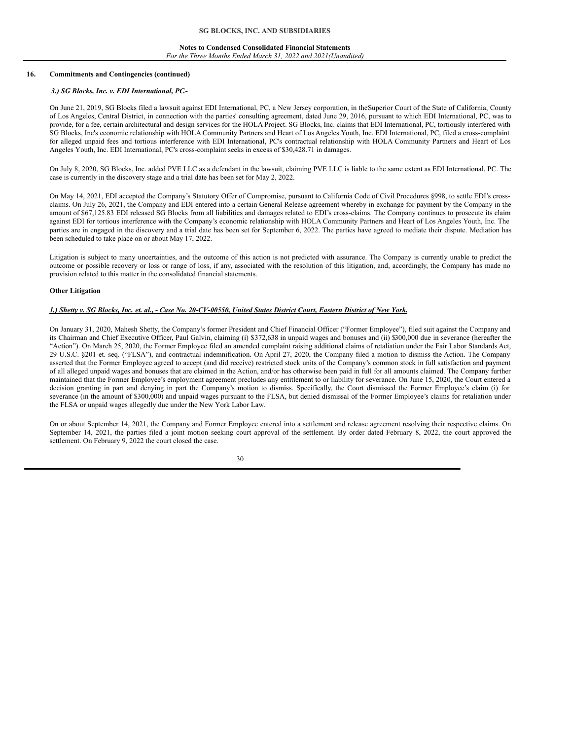## 16. Commitments and Contingencies (continued)

***3.) SG Blocks, Inc. v. EDI International, PC.-***

On June 21, 2019, SG Blocks filed a lawsuit against EDI International, PC, a New Jersey corporation, in theSuperior Court of the State of California, County of Los Angeles, Central District, in connection with the parties' consulting agreement, dated June 29, 2016, pursuant to which EDI International, PC, was to provide, for a fee, certain architectural and design services for the HOLA Project. SG Blocks, Inc. claims that EDI International, PC, tortiously interfered with SG Blocks, Inc's economic relationship with HOLA Community Partners and Heart of Los Angeles Youth, Inc. EDI International, PC, filed a cross-complaint for alleged unpaid fees and tortious interference with EDI International, PC's contractual relationship with HOLA Community Partners and Heart of Los Angeles Youth, Inc. EDI International, PC's cross-complaint seeks in excess of $30,428.71 in damages.

On July 8, 2020, SG Blocks, Inc. added PVE LLC as a defendant in the lawsuit, claiming PVE LLC is liable to the same extent as EDI International, PC. The case is currently in the discovery stage and a trial date has been set for May 2, 2022.

On May 14, 2021, EDI accepted the Company's Statutory Offer of Compromise, pursuant to California Code of Civil Procedures §998, to settle EDI's cross-claims. On July 26, 2021, the Company and EDI entered into a certain General Release agreement whereby in exchange for payment by the Company in the amount of $67,125.83 EDI released SG Blocks from all liabilities and damages related to EDI's cross-claims. The Company continues to prosecute its claim against EDI for tortious interference with the Company's economic relationship with HOLA Community Partners and Heart of Los Angeles Youth, Inc. The parties are in engaged in the discovery and a trial date has been set for September 6, 2022. The parties have agreed to mediate their dispute. Mediation has been scheduled to take place on or about May 17, 2022.

Litigation is subject to many uncertainties, and the outcome of this action is not predicted with assurance. The Company is currently unable to predict the outcome or possible recovery or loss or range of loss, if any, associated with the resolution of this litigation, and, accordingly, the Company has made no provision related to this matter in the consolidated financial statements.

**Other Litigation**

***1.) Shetty v. SG Blocks, Inc. et. al., - Case No. 20-CV-00550, United States District Court, Eastern District of New York.***

On January 31, 2020, Mahesh Shetty, the Company's former President and Chief Financial Officer ("Former Employee"), filed suit against the Company and its Chairman and Chief Executive Officer, Paul Galvin, claiming (i) $372,638 in unpaid wages and bonuses and (ii) $300,000 due in severance (hereafter the "Action"). On March 25, 2020, the Former Employee filed an amended complaint raising additional claims of retaliation under the Fair Labor Standards Act, 29 U.S.C. §201 et. seq. ("FLSA"), and contractual indemnification. On April 27, 2020, the Company filed a motion to dismiss the Action. The Company asserted that the Former Employee agreed to accept (and did receive) restricted stock units of the Company's common stock in full satisfaction and payment of all alleged unpaid wages and bonuses that are claimed in the Action, and/or has otherwise been paid in full for all amounts claimed. The Company further maintained that the Former Employee's employment agreement precludes any entitlement to or liability for severance. On June 15, 2020, the Court entered a decision granting in part and denying in part the Company's motion to dismiss. Specifically, the Court dismissed the Former Employee's claim (i) for severance (in the amount of $300,000) and unpaid wages pursuant to the FLSA, but denied dismissal of the Former Employee's claims for retaliation under the FLSA or unpaid wages allegedly due under the New York Labor Law.

On or about September 14, 2021, the Company and Former Employee entered into a settlement and release agreement resolving their respective claims. On September 14, 2021, the parties filed a joint motion seeking court approval of the settlement. By order dated February 8, 2022, the court approved the settlement. On February 9, 2022 the court closed the case.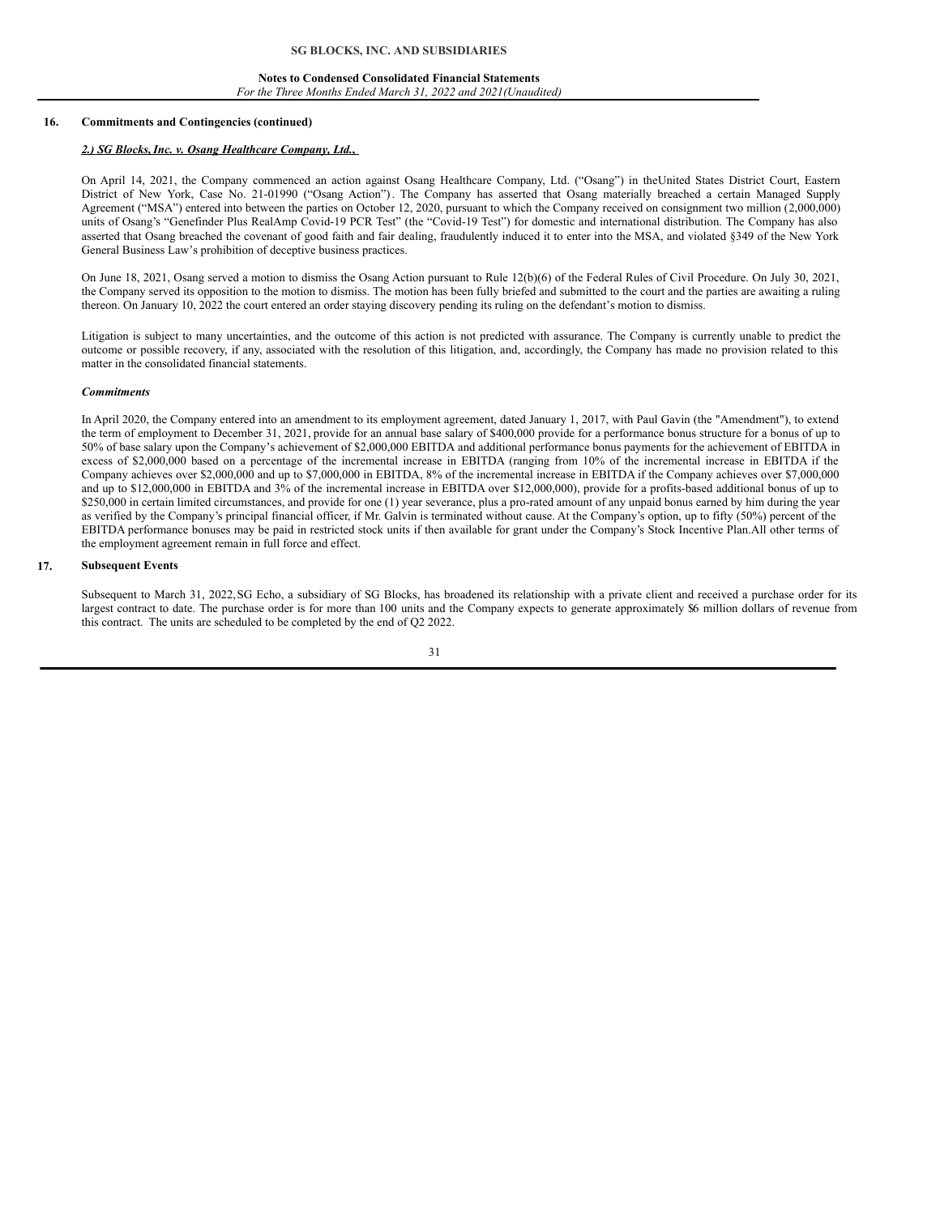## 16. Commitments and Contingencies (continued)

***2.) SG Blocks, Inc. v. Osang Healthcare Company, Ltd.,***

On April 14, 2021, the Company commenced an action against Osang Healthcare Company, Ltd. ("Osang") in theUnited States District Court, Eastern District of New York, Case No. 21-01990 ("Osang Action"). The Company has asserted that Osang materially breached a certain Managed Supply Agreement ("MSA") entered into between the parties on October 12, 2020, pursuant to which the Company received on consignment two million (2,000,000) units of Osang's "Genefinder Plus RealAmp Covid-19 PCR Test" (the "Covid-19 Test") for domestic and international distribution. The Company has also asserted that Osang breached the covenant of good faith and fair dealing, fraudulently induced it to enter into the MSA, and violated §349 of the New York General Business Law's prohibition of deceptive business practices.

On June 18, 2021, Osang served a motion to dismiss the Osang Action pursuant to Rule 12(b)(6) of the Federal Rules of Civil Procedure. On July 30, 2021, the Company served its opposition to the motion to dismiss. The motion has been fully briefed and submitted to the court and the parties are awaiting a ruling thereon. On January 10, 2022 the court entered an order staying discovery pending its ruling on the defendant's motion to dismiss.

Litigation is subject to many uncertainties, and the outcome of this action is not predicted with assurance. The Company is currently unable to predict the outcome or possible recovery, if any, associated with the resolution of this litigation, and, accordingly, the Company has made no provision related to this matter in the consolidated financial statements.

***Commitments***

In April 2020, the Company entered into an amendment to its employment agreement, dated January 1, 2017, with Paul Gavin (the "Amendment"), to extend the term of employment to December 31, 2021, provide for an annual base salary of $400,000 provide for a performance bonus structure for a bonus of up to 50% of base salary upon the Company's achievement of $2,000,000 EBITDA and additional performance bonus payments for the achievement of EBITDA in excess of $2,000,000 based on a percentage of the incremental increase in EBITDA (ranging from 10% of the incremental increase in EBITDA if the Company achieves over $2,000,000 and up to $7,000,000 in EBITDA, 8% of the incremental increase in EBITDA if the Company achieves over $7,000,000 and up to $12,000,000 in EBITDA and 3% of the incremental increase in EBITDA over $12,000,000), provide for a profits-based additional bonus of up to $250,000 in certain limited circumstances, and provide for one (1) year severance, plus a pro-rated amount of any unpaid bonus earned by him during the year as verified by the Company's principal financial officer, if Mr. Galvin is terminated without cause. At the Company's option, up to fifty (50%) percent of the EBITDA performance bonuses may be paid in restricted stock units if then available for grant under the Company's Stock Incentive Plan.All other terms of the employment agreement remain in full force and effect.

## 17. Subsequent Events

Subsequent to March 31, 2022, SG Echo, a subsidiary of SG Blocks, has broadened its relationship with a private client and received a purchase order for its largest contract to date. The purchase order is for more than 100 units and the Company expects to generate approximately $6 million dollars of revenue from this contract. The units are scheduled to be completed by the end of Q2 2022.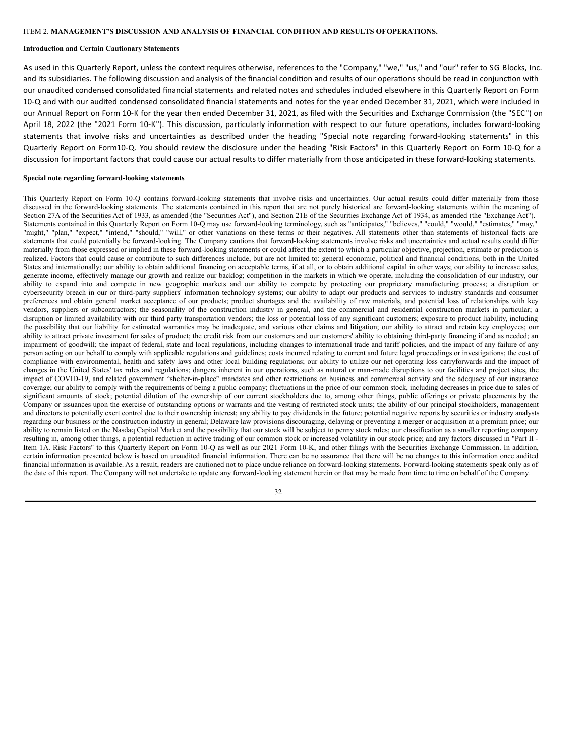ITEM 2. **MANAGEMENT'S DISCUSSION AND ANALYSIS OF FINANCIAL CONDITION AND RESULTS OFOPERATIONS.**

**Introduction and Certain Cautionary Statements**

As used in this Quarterly Report, unless the context requires otherwise, references to the "Company," "we," "us," and "our" refer to SG Blocks, Inc. and its subsidiaries. The following discussion and analysis of the financial condition and results of our operations should be read in conjunction with our unaudited condensed consolidated financial statements and related notes and schedules included elsewhere in this Quarterly Report on Form 10-Q and with our audited condensed consolidated financial statements and notes for the year ended December 31, 2021, which were included in our Annual Report on Form 10-K for the year then ended December 31, 2021, as filed with the Securities and Exchange Commission (the "SEC") on April 18, 2022 (the "2021 Form 10-K"). This discussion, particularly information with respect to our future operations, includes forward-looking statements that involve risks and uncertainties as described under the heading "Special note regarding forward-looking statements" in this Quarterly Report on Form10-Q. You should review the disclosure under the heading "Risk Factors" in this Quarterly Report on Form 10-Q for a discussion for important factors that could cause our actual results to differ materially from those anticipated in these forward-looking statements.

**Special note regarding forward-looking statements**

This Quarterly Report on Form 10-Q contains forward-looking statements that involve risks and uncertainties. Our actual results could differ materially from those discussed in the forward-looking statements. The statements contained in this report that are not purely historical are forward-looking statements within the meaning of Section 27A of the Securities Act of 1933, as amended (the "Securities Act"), and Section 21E of the Securities Exchange Act of 1934, as amended (the "Exchange Act"). Statements contained in this Quarterly Report on Form 10-Q may use forward-looking terminology, such as "anticipates," "believes," "could," "would," "estimates," "may," "might," "plan," "expect," "intend," "should," "will," or other variations on these terms or their negatives. All statements other than statements of historical facts are statements that could potentially be forward-looking. The Company cautions that forward-looking statements involve risks and uncertainties and actual results could differ materially from those expressed or implied in these forward-looking statements or could affect the extent to which a particular objective, projection, estimate or prediction is realized. Factors that could cause or contribute to such differences include, but are not limited to: general economic, political and financial conditions, both in the United States and internationally; our ability to obtain additional financing on acceptable terms, if at all, or to obtain additional capital in other ways; our ability to increase sales, generate income, effectively manage our growth and realize our backlog; competition in the markets in which we operate, including the consolidation of our industry, our ability to expand into and compete in new geographic markets and our ability to compete by protecting our proprietary manufacturing process; a disruption or cybersecurity breach in our or third-party suppliers' information technology systems; our ability to adapt our products and services to industry standards and consumer preferences and obtain general market acceptance of our products; product shortages and the availability of raw materials, and potential loss of relationships with key vendors, suppliers or subcontractors; the seasonality of the construction industry in general, and the commercial and residential construction markets in particular; a disruption or limited availability with our third party transportation vendors; the loss or potential loss of any significant customers; exposure to product liability, including the possibility that our liability for estimated warranties may be inadequate, and various other claims and litigation; our ability to attract and retain key employees; our ability to attract private investment for sales of product; the credit risk from our customers and our customers' ability to obtaining third-party financing if and as needed; an impairment of goodwill; the impact of federal, state and local regulations, including changes to international trade and tariff policies, and the impact of any failure of any person acting on our behalf to comply with applicable regulations and guidelines; costs incurred relating to current and future legal proceedings or investigations; the cost of compliance with environmental, health and safety laws and other local building regulations; our ability to utilize our net operating loss carryforwards and the impact of changes in the United States' tax rules and regulations; dangers inherent in our operations, such as natural or man-made disruptions to our facilities and project sites, the impact of COVID-19, and related government "shelter-in-place" mandates and other restrictions on business and commercial activity and the adequacy of our insurance coverage; our ability to comply with the requirements of being a public company; fluctuations in the price of our common stock, including decreases in price due to sales of significant amounts of stock; potential dilution of the ownership of our current stockholders due to, among other things, public offerings or private placements by the Company or issuances upon the exercise of outstanding options or warrants and the vesting of restricted stock units; the ability of our principal stockholders, management and directors to potentially exert control due to their ownership interest; any ability to pay dividends in the future; potential negative reports by securities or industry analysts regarding our business or the construction industry in general; Delaware law provisions discouraging, delaying or preventing a merger or acquisition at a premium price; our ability to remain listed on the Nasdaq Capital Market and the possibility that our stock will be subject to penny stock rules; our classification as a smaller reporting company resulting in, among other things, a potential reduction in active trading of our common stock or increased volatility in our stock price; and any factors discussed in "Part II - Item 1A. Risk Factors" to this Quarterly Report on Form 10-Q as well as our 2021 Form 10-K, and other filings with the Securities Exchange Commission. In addition, certain information presented below is based on unaudited financial information. There can be no assurance that there will be no changes to this information once audited financial information is available. As a result, readers are cautioned not to place undue reliance on forward-looking statements. Forward-looking statements speak only as of the date of this report. The Company will not undertake to update any forward-looking statement herein or that may be made from time to time on behalf of the Company.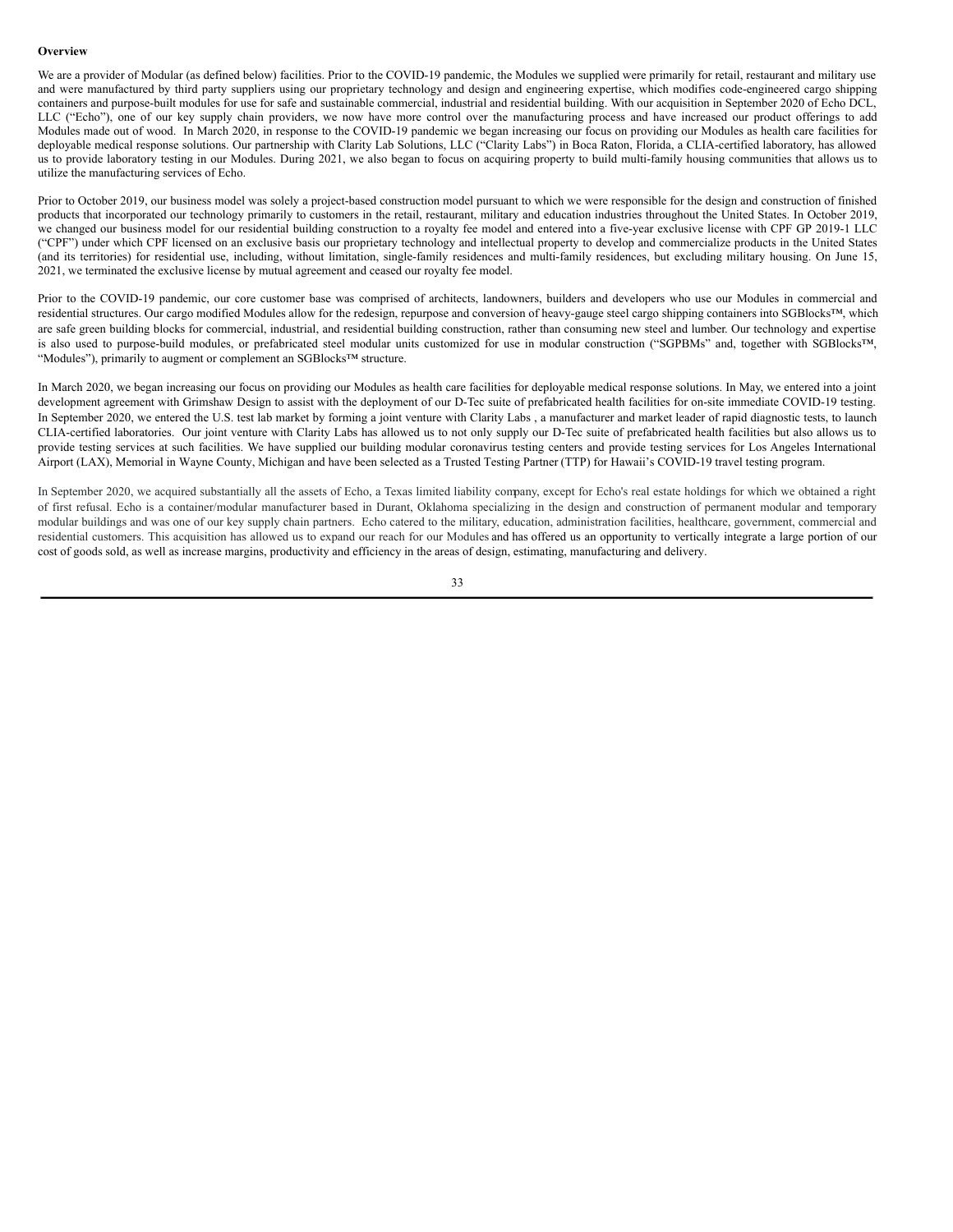**Overview**

We are a provider of Modular (as defined below) facilities. Prior to the COVID-19 pandemic, the Modules we supplied were primarily for retail, restaurant and military use and were manufactured by third party suppliers using our proprietary technology and design and engineering expertise, which modifies code-engineered cargo shipping containers and purpose-built modules for use for safe and sustainable commercial, industrial and residential building. With our acquisition in September 2020 of Echo DCL, LLC ("Echo"), one of our key supply chain providers, we now have more control over the manufacturing process and have increased our product offerings to add Modules made out of wood. In March 2020, in response to the COVID-19 pandemic we began increasing our focus on providing our Modules as health care facilities for deployable medical response solutions. Our partnership with Clarity Lab Solutions, LLC ("Clarity Labs") in Boca Raton, Florida, a CLIA-certified laboratory, has allowed us to provide laboratory testing in our Modules. During 2021, we also began to focus on acquiring property to build multi-family housing communities that allows us to utilize the manufacturing services of Echo.

Prior to October 2019, our business model was solely a project-based construction model pursuant to which we were responsible for the design and construction of finished products that incorporated our technology primarily to customers in the retail, restaurant, military and education industries throughout the United States. In October 2019, we changed our business model for our residential building construction to a royalty fee model and entered into a five-year exclusive license with CPF GP 2019-1 LLC ("CPF") under which CPF licensed on an exclusive basis our proprietary technology and intellectual property to develop and commercialize products in the United States (and its territories) for residential use, including, without limitation, single-family residences and multi-family residences, but excluding military housing. On June 15, 2021, we terminated the exclusive license by mutual agreement and ceased our royalty fee model.

Prior to the COVID-19 pandemic, our core customer base was comprised of architects, landowners, builders and developers who use our Modules in commercial and residential structures. Our cargo modified Modules allow for the redesign, repurpose and conversion of heavy-gauge steel cargo shipping containers into SGBlocks™, which are safe green building blocks for commercial, industrial, and residential building construction, rather than consuming new steel and lumber. Our technology and expertise is also used to purpose-build modules, or prefabricated steel modular units customized for use in modular construction ("SGPBMs" and, together with SGBlocks™, "Modules"), primarily to augment or complement an SGBlocks™ structure.

In March 2020, we began increasing our focus on providing our Modules as health care facilities for deployable medical response solutions. In May, we entered into a joint development agreement with Grimshaw Design to assist with the deployment of our D-Tec suite of prefabricated health facilities for on-site immediate COVID-19 testing. In September 2020, we entered the U.S. test lab market by forming a joint venture with Clarity Labs , a manufacturer and market leader of rapid diagnostic tests, to launch CLIA-certified laboratories. Our joint venture with Clarity Labs has allowed us to not only supply our D-Tec suite of prefabricated health facilities but also allows us to provide testing services at such facilities. We have supplied our building modular coronavirus testing centers and provide testing services for Los Angeles International Airport (LAX), Memorial in Wayne County, Michigan and have been selected as a Trusted Testing Partner (TTP) for Hawaii's COVID-19 travel testing program.

In September 2020, we acquired substantially all the assets of Echo, a Texas limited liability company, except for Echo's real estate holdings for which we obtained a right of first refusal. Echo is a container/modular manufacturer based in Durant, Oklahoma specializing in the design and construction of permanent modular and temporary modular buildings and was one of our key supply chain partners. Echo catered to the military, education, administration facilities, healthcare, government, commercial and residential customers. This acquisition has allowed us to expand our reach for our Modules and has offered us an opportunity to vertically integrate a large portion of our cost of goods sold, as well as increase margins, productivity and efficiency in the areas of design, estimating, manufacturing and delivery.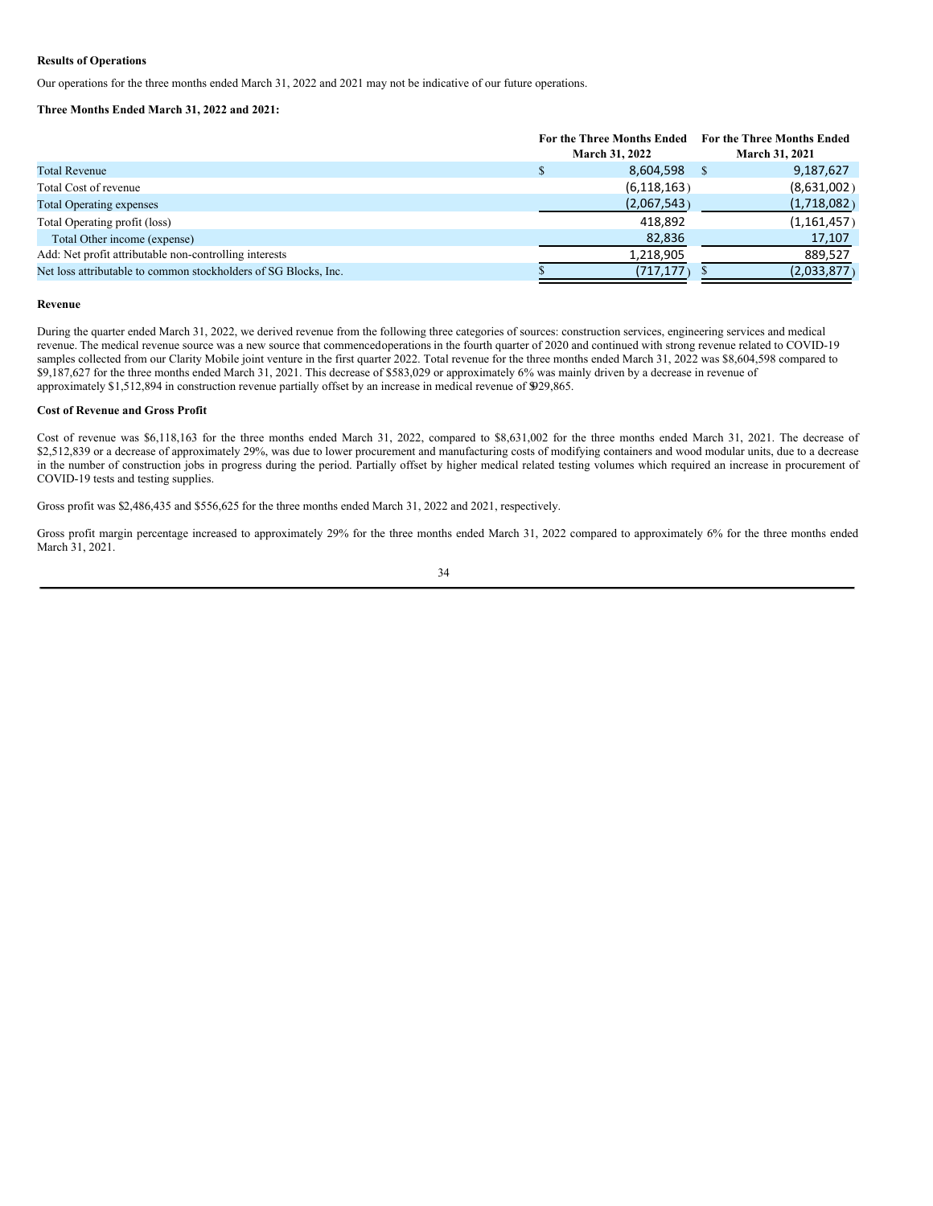**Results of Operations**

Our operations for the three months ended March 31, 2022 and 2021 may not be indicative of our future operations.

**Three Months Ended March 31, 2022 and 2021:**

| | For the Three Months Ended March 31, 2022 | For the Three Months Ended March 31, 2021 |
|---|---|---|
| Total Revenue | $ 8,604,598 | $ 9,187,627 |
| Total Cost of revenue | (6,118,163) | (8,631,002) |
| Total Operating expenses | (2,067,543) | (1,718,082) |
| Total Operating profit (loss) | 418,892 | (1,161,457) |
| Total Other income (expense) | 82,836 | 17,107 |
| Add: Net profit attributable non-controlling interests | 1,218,905 | 889,527 |
| Net loss attributable to common stockholders of SG Blocks, Inc. | $ (717,177) | $ (2,033,877) |

**Revenue**

During the quarter ended March 31, 2022, we derived revenue from the following three categories of sources: construction services, engineering services and medical revenue. The medical revenue source was a new source that commencedoperations in the fourth quarter of 2020 and continued with strong revenue related to COVID-19 samples collected from our Clarity Mobile joint venture in the first quarter 2022. Total revenue for the three months ended March 31, 2022 was $8,604,598 compared to $9,187,627 for the three months ended March 31, 2021. This decrease of $583,029 or approximately 6% was mainly driven by a decrease in revenue of approximately $1,512,894 in construction revenue partially offset by an increase in medical revenue of $929,865.

**Cost of Revenue and Gross Profit**

Cost of revenue was $6,118,163 for the three months ended March 31, 2022, compared to $8,631,002 for the three months ended March 31, 2021. The decrease of $2,512,839 or a decrease of approximately 29%, was due to lower procurement and manufacturing costs of modifying containers and wood modular units, due to a decrease in the number of construction jobs in progress during the period. Partially offset by higher medical related testing volumes which required an increase in procurement of COVID-19 tests and testing supplies.

Gross profit was $2,486,435 and $556,625 for the three months ended March 31, 2022 and 2021, respectively.

Gross profit margin percentage increased to approximately 29% for the three months ended March 31, 2022 compared to approximately 6% for the three months ended March 31, 2021.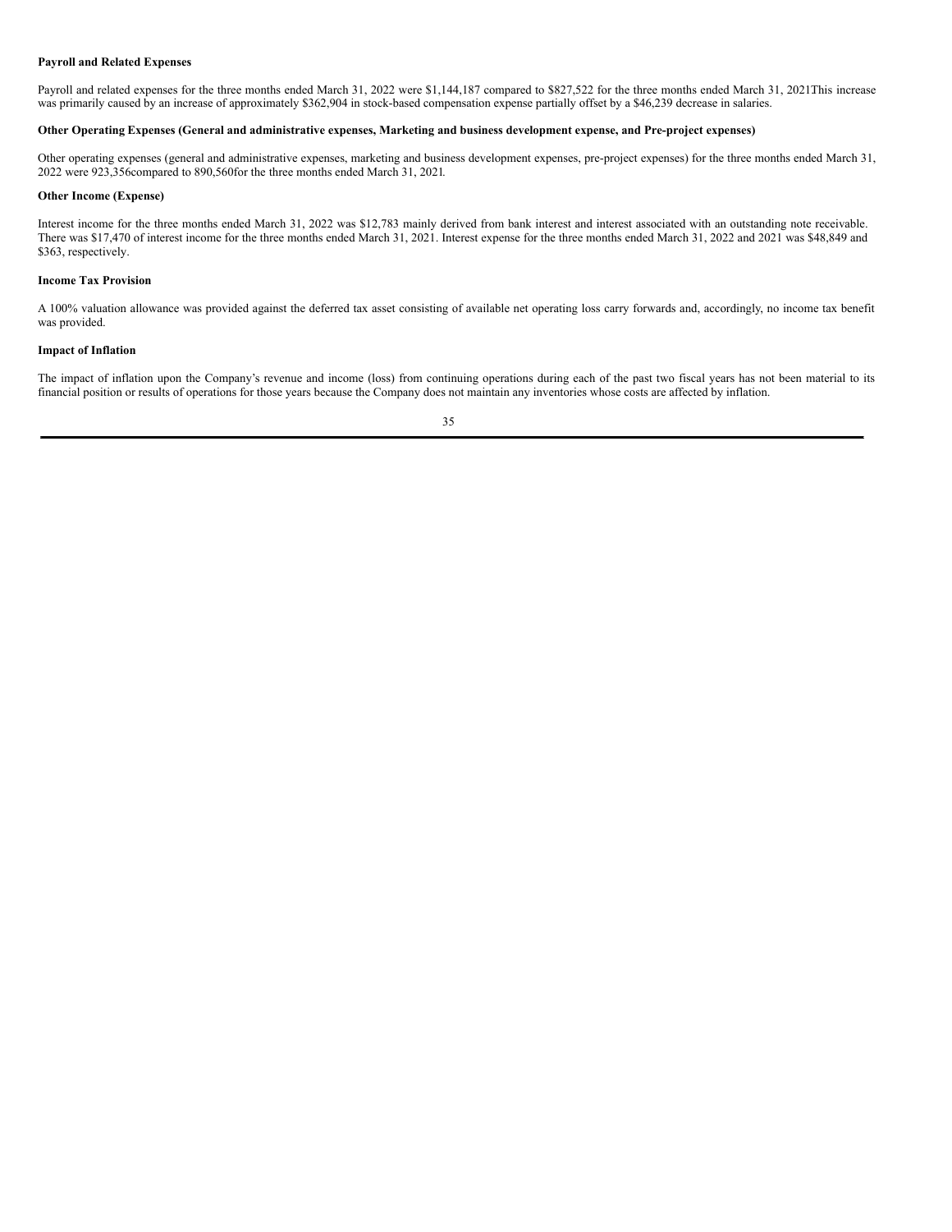**Payroll and Related Expenses**

Payroll and related expenses for the three months ended March 31, 2022 were $1,144,187 compared to $827,522 for the three months ended March 31, 2021This increase was primarily caused by an increase of approximately $362,904 in stock-based compensation expense partially offset by a $46,239 decrease in salaries.

**Other Operating Expenses (General and administrative expenses, Marketing and business development expense, and Pre-project expenses)**

Other operating expenses (general and administrative expenses, marketing and business development expenses, pre-project expenses) for the three months ended March 31, 2022 were 923,356compared to 890,560for the three months ended March 31, 2021.

**Other Income (Expense)**

Interest income for the three months ended March 31, 2022 was $12,783 mainly derived from bank interest and interest associated with an outstanding note receivable. There was $17,470 of interest income for the three months ended March 31, 2021. Interest expense for the three months ended March 31, 2022 and 2021 was $48,849 and $363, respectively.

**Income Tax Provision**

A 100% valuation allowance was provided against the deferred tax asset consisting of available net operating loss carry forwards and, accordingly, no income tax benefit was provided.

**Impact of Inflation**

The impact of inflation upon the Company's revenue and income (loss) from continuing operations during each of the past two fiscal years has not been material to its financial position or results of operations for those years because the Company does not maintain any inventories whose costs are affected by inflation.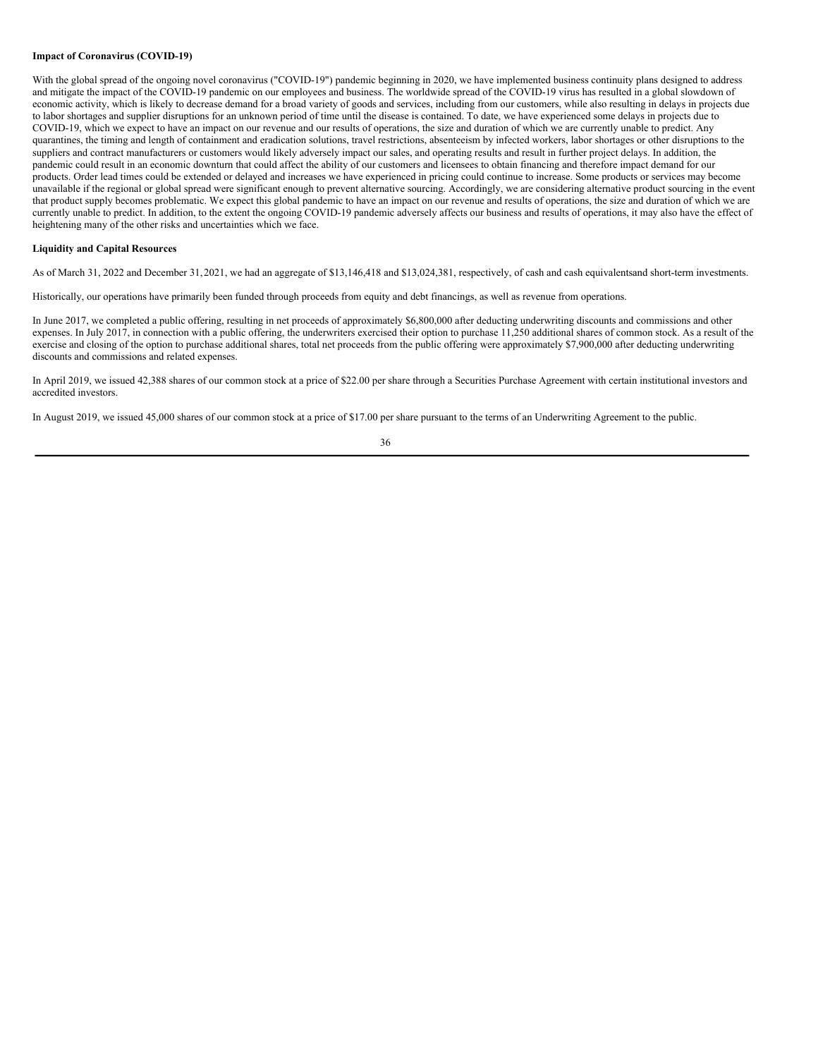**Impact of Coronavirus (COVID-19)**

With the global spread of the ongoing novel coronavirus ("COVID-19") pandemic beginning in 2020, we have implemented business continuity plans designed to address and mitigate the impact of the COVID-19 pandemic on our employees and business. The worldwide spread of the COVID-19 virus has resulted in a global slowdown of economic activity, which is likely to decrease demand for a broad variety of goods and services, including from our customers, while also resulting in delays in projects due to labor shortages and supplier disruptions for an unknown period of time until the disease is contained. To date, we have experienced some delays in projects due to COVID-19, which we expect to have an impact on our revenue and our results of operations, the size and duration of which we are currently unable to predict. Any quarantines, the timing and length of containment and eradication solutions, travel restrictions, absenteeism by infected workers, labor shortages or other disruptions to the suppliers and contract manufacturers or customers would likely adversely impact our sales, and operating results and result in further project delays. In addition, the pandemic could result in an economic downturn that could affect the ability of our customers and licensees to obtain financing and therefore impact demand for our products. Order lead times could be extended or delayed and increases we have experienced in pricing could continue to increase. Some products or services may become unavailable if the regional or global spread were significant enough to prevent alternative sourcing. Accordingly, we are considering alternative product sourcing in the event that product supply becomes problematic. We expect this global pandemic to have an impact on our revenue and results of operations, the size and duration of which we are currently unable to predict. In addition, to the extent the ongoing COVID-19 pandemic adversely affects our business and results of operations, it may also have the effect of heightening many of the other risks and uncertainties which we face.

**Liquidity and Capital Resources**

As of March 31, 2022 and December 31, 2021, we had an aggregate of $13,146,418 and $13,024,381, respectively, of cash and cash equivalentsand short-term investments.

Historically, our operations have primarily been funded through proceeds from equity and debt financings, as well as revenue from operations.

In June 2017, we completed a public offering, resulting in net proceeds of approximately $6,800,000 after deducting underwriting discounts and commissions and other expenses. In July 2017, in connection with a public offering, the underwriters exercised their option to purchase 11,250 additional shares of common stock. As a result of the exercise and closing of the option to purchase additional shares, total net proceeds from the public offering were approximately $7,900,000 after deducting underwriting discounts and commissions and related expenses.

In April 2019, we issued 42,388 shares of our common stock at a price of $22.00 per share through a Securities Purchase Agreement with certain institutional investors and accredited investors.

In August 2019, we issued 45,000 shares of our common stock at a price of $17.00 per share pursuant to the terms of an Underwriting Agreement to the public.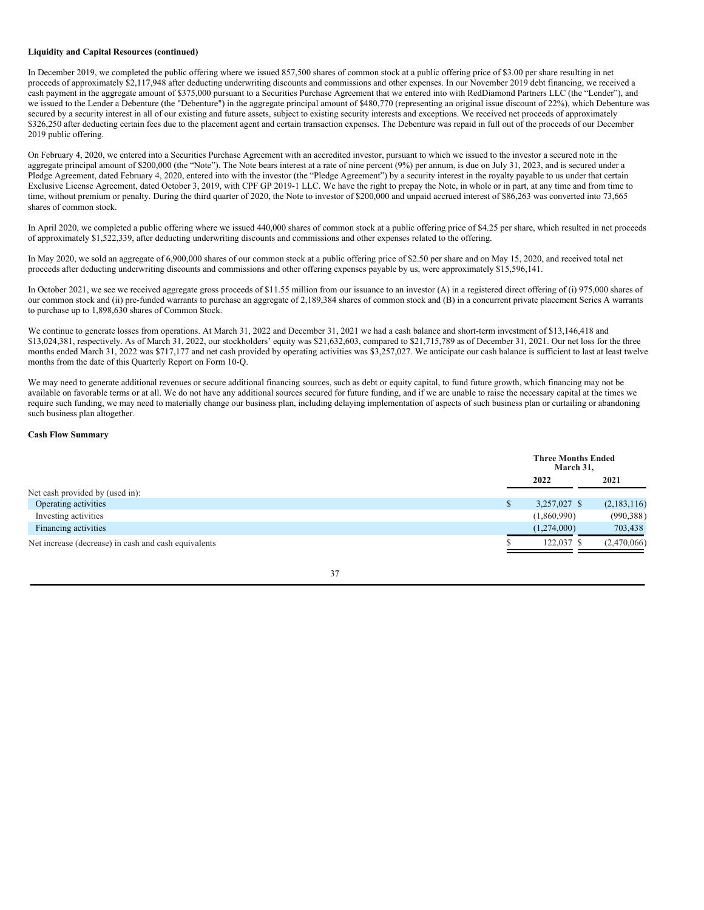**Liquidity and Capital Resources (continued)**

In December 2019, we completed the public offering where we issued 857,500 shares of common stock at a public offering price of $3.00 per share resulting in net proceeds of approximately $2,117,948 after deducting underwriting discounts and commissions and other expenses. In our November 2019 debt financing, we received a cash payment in the aggregate amount of $375,000 pursuant to a Securities Purchase Agreement that we entered into with RedDiamond Partners LLC (the "Lender"), and we issued to the Lender a Debenture (the "Debenture") in the aggregate principal amount of $480,770 (representing an original issue discount of 22%), which Debenture was secured by a security interest in all of our existing and future assets, subject to existing security interests and exceptions. We received net proceeds of approximately $326,250 after deducting certain fees due to the placement agent and certain transaction expenses. The Debenture was repaid in full out of the proceeds of our December 2019 public offering.

On February 4, 2020, we entered into a Securities Purchase Agreement with an accredited investor, pursuant to which we issued to the investor a secured note in the aggregate principal amount of $200,000 (the "Note"). The Note bears interest at a rate of nine percent (9%) per annum, is due on July 31, 2023, and is secured under a Pledge Agreement, dated February 4, 2020, entered into with the investor (the "Pledge Agreement") by a security interest in the royalty payable to us under that certain Exclusive License Agreement, dated October 3, 2019, with CPF GP 2019-1 LLC. We have the right to prepay the Note, in whole or in part, at any time and from time to time, without premium or penalty. During the third quarter of 2020, the Note to investor of $200,000 and unpaid accrued interest of $86,263 was converted into 73,665 shares of common stock.

In April 2020, we completed a public offering where we issued 440,000 shares of common stock at a public offering price of $4.25 per share, which resulted in net proceeds of approximately $1,522,339, after deducting underwriting discounts and commissions and other expenses related to the offering.

In May 2020, we sold an aggregate of 6,900,000 shares of our common stock at a public offering price of $2.50 per share and on May 15, 2020, and received total net proceeds after deducting underwriting discounts and commissions and other offering expenses payable by us, were approximately $15,596,141.

In October 2021, we see we received aggregate gross proceeds of $11.55 million from our issuance to an investor (A) in a registered direct offering of (i) 975,000 shares of our common stock and (ii) pre-funded warrants to purchase an aggregate of 2,189,384 shares of common stock and (B) in a concurrent private placement Series A warrants to purchase up to 1,898,630 shares of Common Stock.

We continue to generate losses from operations. At March 31, 2022 and December 31, 2021 we had a cash balance and short-term investment of $13,146,418 and $13,024,381, respectively. As of March 31, 2022, our stockholders' equity was $21,632,603, compared to $21,715,789 as of December 31, 2021. Our net loss for the three months ended March 31, 2022 was $717,177 and net cash provided by operating activities was $3,257,027. We anticipate our cash balance is sufficient to last at least twelve months from the date of this Quarterly Report on Form 10-Q.

We may need to generate additional revenues or secure additional financing sources, such as debt or equity capital, to fund future growth, which financing may not be available on favorable terms or at all. We do not have any additional sources secured for future funding, and if we are unable to raise the necessary capital at the times we require such funding, we may need to materially change our business plan, including delaying implementation of aspects of such business plan or curtailing or abandoning such business plan altogether.

**Cash Flow Summary**

| | Three Months Ended March 31, | |
|---|---|---|
| | 2022 | 2021 |
| Net cash provided by (used in): | | |
| Operating activities | $ 3,257,027 | $ (2,183,116) |
| Investing activities | (1,860,990) | (990,388) |
| Financing activities | (1,274,000) | 703,438 |
| Net increase (decrease) in cash and cash equivalents | $ 122,037 | $ (2,470,066) |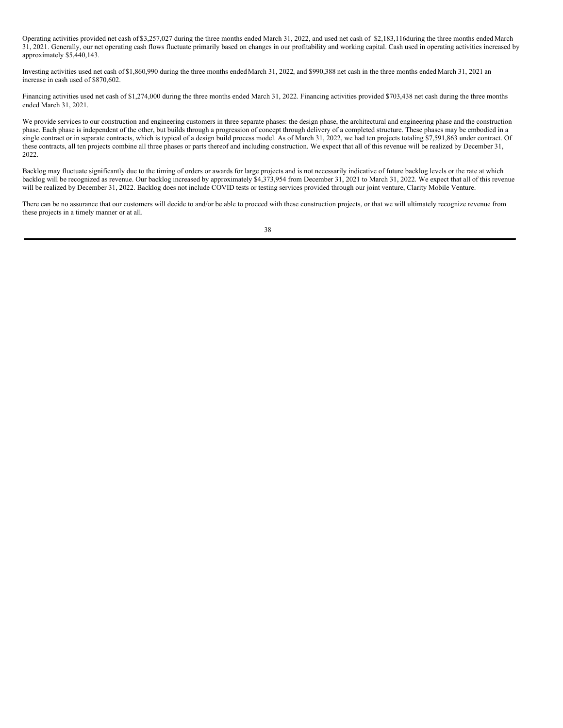Operating activities provided net cash of $3,257,027 during the three months ended March 31, 2022, and used net cash of $2,183,116during the three months ended March 31, 2021. Generally, our net operating cash flows fluctuate primarily based on changes in our profitability and working capital. Cash used in operating activities increased by approximately $5,440,143.

Investing activities used net cash of $1,860,990 during the three months ended March 31, 2022, and $990,388 net cash in the three months ended March 31, 2021 an increase in cash used of $870,602.

Financing activities used net cash of $1,274,000 during the three months ended March 31, 2022. Financing activities provided $703,438 net cash during the three months ended March 31, 2021.

We provide services to our construction and engineering customers in three separate phases: the design phase, the architectural and engineering phase and the construction phase. Each phase is independent of the other, but builds through a progression of concept through delivery of a completed structure. These phases may be embodied in a single contract or in separate contracts, which is typical of a design build process model. As of March 31, 2022, we had ten projects totaling $7,591,863 under contract. Of these contracts, all ten projects combine all three phases or parts thereof and including construction. We expect that all of this revenue will be realized by December 31, 2022.

Backlog may fluctuate significantly due to the timing of orders or awards for large projects and is not necessarily indicative of future backlog levels or the rate at which backlog will be recognized as revenue. Our backlog increased by approximately $4,373,954 from December 31, 2021 to March 31, 2022. We expect that all of this revenue will be realized by December 31, 2022. Backlog does not include COVID tests or testing services provided through our joint venture, Clarity Mobile Venture.

There can be no assurance that our customers will decide to and/or be able to proceed with these construction projects, or that we will ultimately recognize revenue from these projects in a timely manner or at all.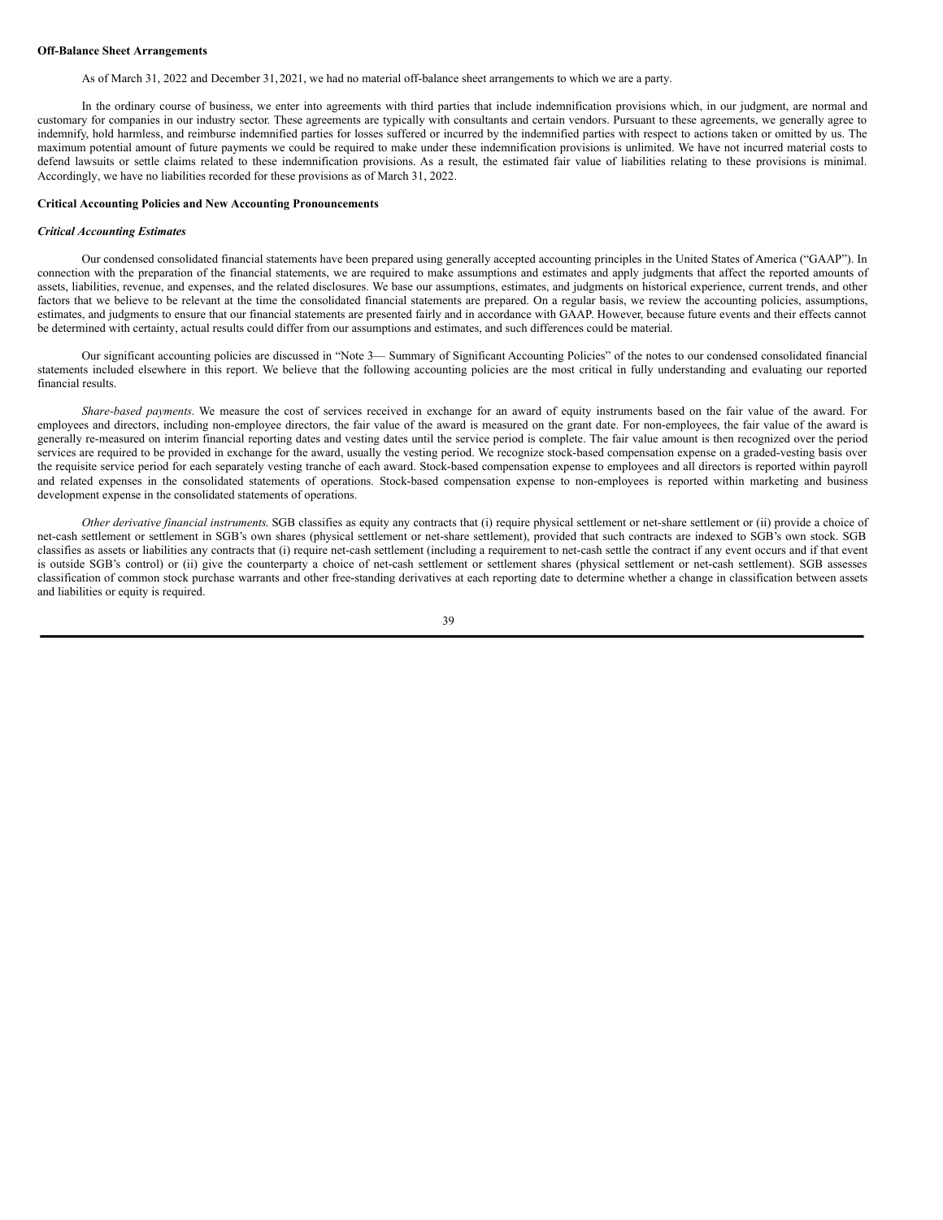**Off-Balance Sheet Arrangements**

As of March 31, 2022 and December 31, 2021, we had no material off-balance sheet arrangements to which we are a party.

In the ordinary course of business, we enter into agreements with third parties that include indemnification provisions which, in our judgment, are normal and customary for companies in our industry sector. These agreements are typically with consultants and certain vendors. Pursuant to these agreements, we generally agree to indemnify, hold harmless, and reimburse indemnified parties for losses suffered or incurred by the indemnified parties with respect to actions taken or omitted by us. The maximum potential amount of future payments we could be required to make under these indemnification provisions is unlimited. We have not incurred material costs to defend lawsuits or settle claims related to these indemnification provisions. As a result, the estimated fair value of liabilities relating to these provisions is minimal. Accordingly, we have no liabilities recorded for these provisions as of March 31, 2022.

**Critical Accounting Policies and New Accounting Pronouncements**

***Critical Accounting Estimates***

Our condensed consolidated financial statements have been prepared using generally accepted accounting principles in the United States of America ("GAAP"). In connection with the preparation of the financial statements, we are required to make assumptions and estimates and apply judgments that affect the reported amounts of assets, liabilities, revenue, and expenses, and the related disclosures. We base our assumptions, estimates, and judgments on historical experience, current trends, and other factors that we believe to be relevant at the time the consolidated financial statements are prepared. On a regular basis, we review the accounting policies, assumptions, estimates, and judgments to ensure that our financial statements are presented fairly and in accordance with GAAP. However, because future events and their effects cannot be determined with certainty, actual results could differ from our assumptions and estimates, and such differences could be material.

Our significant accounting policies are discussed in "Note 3— Summary of Significant Accounting Policies" of the notes to our condensed consolidated financial statements included elsewhere in this report. We believe that the following accounting policies are the most critical in fully understanding and evaluating our reported financial results.

*Share-based payments*. We measure the cost of services received in exchange for an award of equity instruments based on the fair value of the award. For employees and directors, including non-employee directors, the fair value of the award is measured on the grant date. For non-employees, the fair value of the award is generally re-measured on interim financial reporting dates and vesting dates until the service period is complete. The fair value amount is then recognized over the period services are required to be provided in exchange for the award, usually the vesting period. We recognize stock-based compensation expense on a graded-vesting basis over the requisite service period for each separately vesting tranche of each award. Stock-based compensation expense to employees and all directors is reported within payroll and related expenses in the consolidated statements of operations. Stock-based compensation expense to non-employees is reported within marketing and business development expense in the consolidated statements of operations.

*Other derivative financial instruments.* SGB classifies as equity any contracts that (i) require physical settlement or net-share settlement or (ii) provide a choice of net-cash settlement or settlement in SGB's own shares (physical settlement or net-share settlement), provided that such contracts are indexed to SGB's own stock. SGB classifies as assets or liabilities any contracts that (i) require net-cash settlement (including a requirement to net-cash settle the contract if any event occurs and if that event is outside SGB's control) or (ii) give the counterparty a choice of net-cash settlement or settlement shares (physical settlement or net-cash settlement). SGB assesses classification of common stock purchase warrants and other free-standing derivatives at each reporting date to determine whether a change in classification between assets and liabilities or equity is required.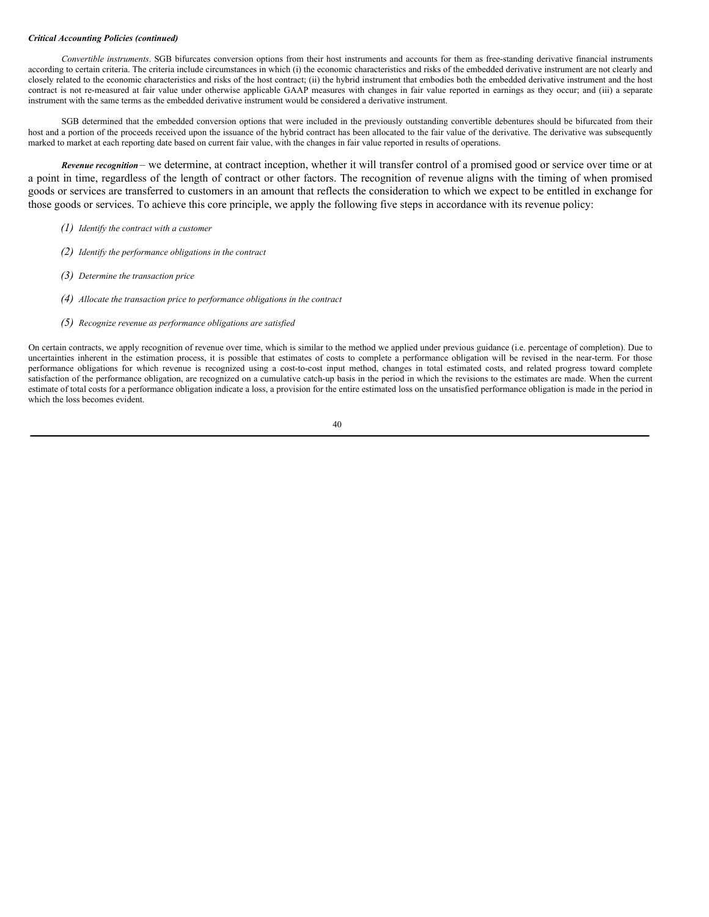***Critical Accounting Policies (continued)***

*Convertible instruments*. SGB bifurcates conversion options from their host instruments and accounts for them as free-standing derivative financial instruments according to certain criteria. The criteria include circumstances in which (i) the economic characteristics and risks of the embedded derivative instrument are not clearly and closely related to the economic characteristics and risks of the host contract; (ii) the hybrid instrument that embodies both the embedded derivative instrument and the host contract is not re-measured at fair value under otherwise applicable GAAP measures with changes in fair value reported in earnings as they occur; and (iii) a separate instrument with the same terms as the embedded derivative instrument would be considered a derivative instrument.

SGB determined that the embedded conversion options that were included in the previously outstanding convertible debentures should be bifurcated from their host and a portion of the proceeds received upon the issuance of the hybrid contract has been allocated to the fair value of the derivative. The derivative was subsequently marked to market at each reporting date based on current fair value, with the changes in fair value reported in results of operations.

***Revenue recognition*** – we determine, at contract inception, whether it will transfer control of a promised good or service over time or at a point in time, regardless of the length of contract or other factors. The recognition of revenue aligns with the timing of when promised goods or services are transferred to customers in an amount that reflects the consideration to which we expect to be entitled in exchange for those goods or services. To achieve this core principle, we apply the following five steps in accordance with its revenue policy:

*(1) Identify the contract with a customer*

*(2) Identify the performance obligations in the contract*

*(3) Determine the transaction price*

*(4) Allocate the transaction price to performance obligations in the contract*

*(5) Recognize revenue as performance obligations are satisfied*

On certain contracts, we apply recognition of revenue over time, which is similar to the method we applied under previous guidance (i.e. percentage of completion). Due to uncertainties inherent in the estimation process, it is possible that estimates of costs to complete a performance obligation will be revised in the near-term. For those performance obligations for which revenue is recognized using a cost-to-cost input method, changes in total estimated costs, and related progress toward complete satisfaction of the performance obligation, are recognized on a cumulative catch-up basis in the period in which the revisions to the estimates are made. When the current estimate of total costs for a performance obligation indicate a loss, a provision for the entire estimated loss on the unsatisfied performance obligation is made in the period in which the loss becomes evident.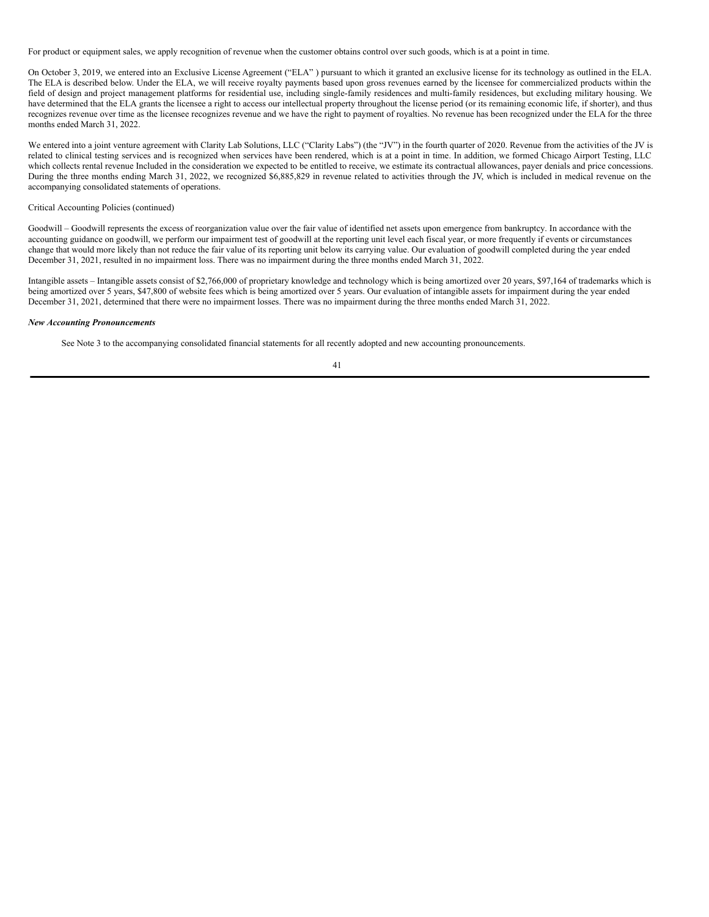For product or equipment sales, we apply recognition of revenue when the customer obtains control over such goods, which is at a point in time.

On October 3, 2019, we entered into an Exclusive License Agreement ("ELA" ) pursuant to which it granted an exclusive license for its technology as outlined in the ELA. The ELA is described below. Under the ELA, we will receive royalty payments based upon gross revenues earned by the licensee for commercialized products within the field of design and project management platforms for residential use, including single-family residences and multi-family residences, but excluding military housing. We have determined that the ELA grants the licensee a right to access our intellectual property throughout the license period (or its remaining economic life, if shorter), and thus recognizes revenue over time as the licensee recognizes revenue and we have the right to payment of royalties. No revenue has been recognized under the ELA for the three months ended March 31, 2022.

We entered into a joint venture agreement with Clarity Lab Solutions, LLC ("Clarity Labs") (the "JV") in the fourth quarter of 2020. Revenue from the activities of the JV is related to clinical testing services and is recognized when services have been rendered, which is at a point in time. In addition, we formed Chicago Airport Testing, LLC which collects rental revenue Included in the consideration we expected to be entitled to receive, we estimate its contractual allowances, payer denials and price concessions. During the three months ending March 31, 2022, we recognized $6,885,829 in revenue related to activities through the JV, which is included in medical revenue on the accompanying consolidated statements of operations.

Critical Accounting Policies (continued)

Goodwill – Goodwill represents the excess of reorganization value over the fair value of identified net assets upon emergence from bankruptcy. In accordance with the accounting guidance on goodwill, we perform our impairment test of goodwill at the reporting unit level each fiscal year, or more frequently if events or circumstances change that would more likely than not reduce the fair value of its reporting unit below its carrying value. Our evaluation of goodwill completed during the year ended December 31, 2021, resulted in no impairment loss. There was no impairment during the three months ended March 31, 2022.

Intangible assets – Intangible assets consist of $2,766,000 of proprietary knowledge and technology which is being amortized over 20 years, $97,164 of trademarks which is being amortized over 5 years, $47,800 of website fees which is being amortized over 5 years. Our evaluation of intangible assets for impairment during the year ended December 31, 2021, determined that there were no impairment losses. There was no impairment during the three months ended March 31, 2022.

***New Accounting Pronouncements***

See Note 3 to the accompanying consolidated financial statements for all recently adopted and new accounting pronouncements.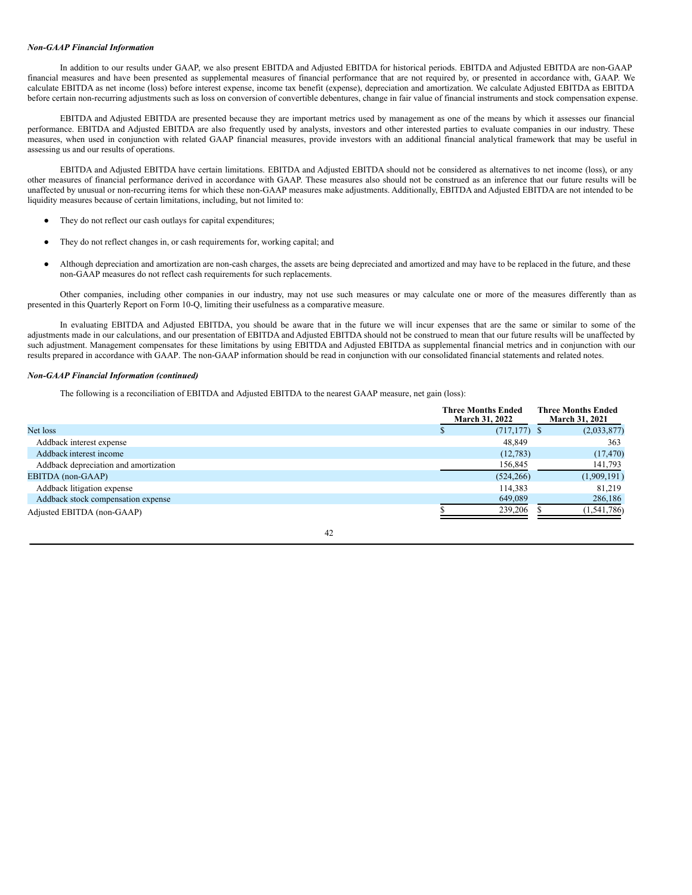***Non-GAAP Financial Information***

In addition to our results under GAAP, we also present EBITDA and Adjusted EBITDA for historical periods. EBITDA and Adjusted EBITDA are non-GAAP financial measures and have been presented as supplemental measures of financial performance that are not required by, or presented in accordance with, GAAP. We calculate EBITDA as net income (loss) before interest expense, income tax benefit (expense), depreciation and amortization. We calculate Adjusted EBITDA as EBITDA before certain non-recurring adjustments such as loss on conversion of convertible debentures, change in fair value of financial instruments and stock compensation expense.

EBITDA and Adjusted EBITDA are presented because they are important metrics used by management as one of the means by which it assesses our financial performance. EBITDA and Adjusted EBITDA are also frequently used by analysts, investors and other interested parties to evaluate companies in our industry. These measures, when used in conjunction with related GAAP financial measures, provide investors with an additional financial analytical framework that may be useful in assessing us and our results of operations.

EBITDA and Adjusted EBITDA have certain limitations. EBITDA and Adjusted EBITDA should not be considered as alternatives to net income (loss), or any other measures of financial performance derived in accordance with GAAP. These measures also should not be construed as an inference that our future results will be unaffected by unusual or non-recurring items for which these non-GAAP measures make adjustments. Additionally, EBITDA and Adjusted EBITDA are not intended to be liquidity measures because of certain limitations, including, but not limited to:

- They do not reflect our cash outlays for capital expenditures;
- They do not reflect changes in, or cash requirements for, working capital; and
- Although depreciation and amortization are non-cash charges, the assets are being depreciated and amortized and may have to be replaced in the future, and these non-GAAP measures do not reflect cash requirements for such replacements.

Other companies, including other companies in our industry, may not use such measures or may calculate one or more of the measures differently than as presented in this Quarterly Report on Form 10-Q, limiting their usefulness as a comparative measure.

In evaluating EBITDA and Adjusted EBITDA, you should be aware that in the future we will incur expenses that are the same or similar to some of the adjustments made in our calculations, and our presentation of EBITDA and Adjusted EBITDA should not be construed to mean that our future results will be unaffected by such adjustment. Management compensates for these limitations by using EBITDA and Adjusted EBITDA as supplemental financial metrics and in conjunction with our results prepared in accordance with GAAP. The non-GAAP information should be read in conjunction with our consolidated financial statements and related notes.

***Non-GAAP Financial Information (continued)***

The following is a reconciliation of EBITDA and Adjusted EBITDA to the nearest GAAP measure, net gain (loss):

| | Three Months Ended March 31, 2022 | Three Months Ended March 31, 2021 |
|---|---|---|
| Net loss | $ (717,177) | $ (2,033,877) |
| Addback interest expense | 48,849 | 363 |
| Addback interest income | (12,783) | (17,470) |
| Addback depreciation and amortization | 156,845 | 141,793 |
| EBITDA (non-GAAP) | (524,266) | (1,909,191) |
| Addback litigation expense | 114,383 | 81,219 |
| Addback stock compensation expense | 649,089 | 286,186 |
| Adjusted EBITDA (non-GAAP) | $ 239,206 | $ (1,541,786) |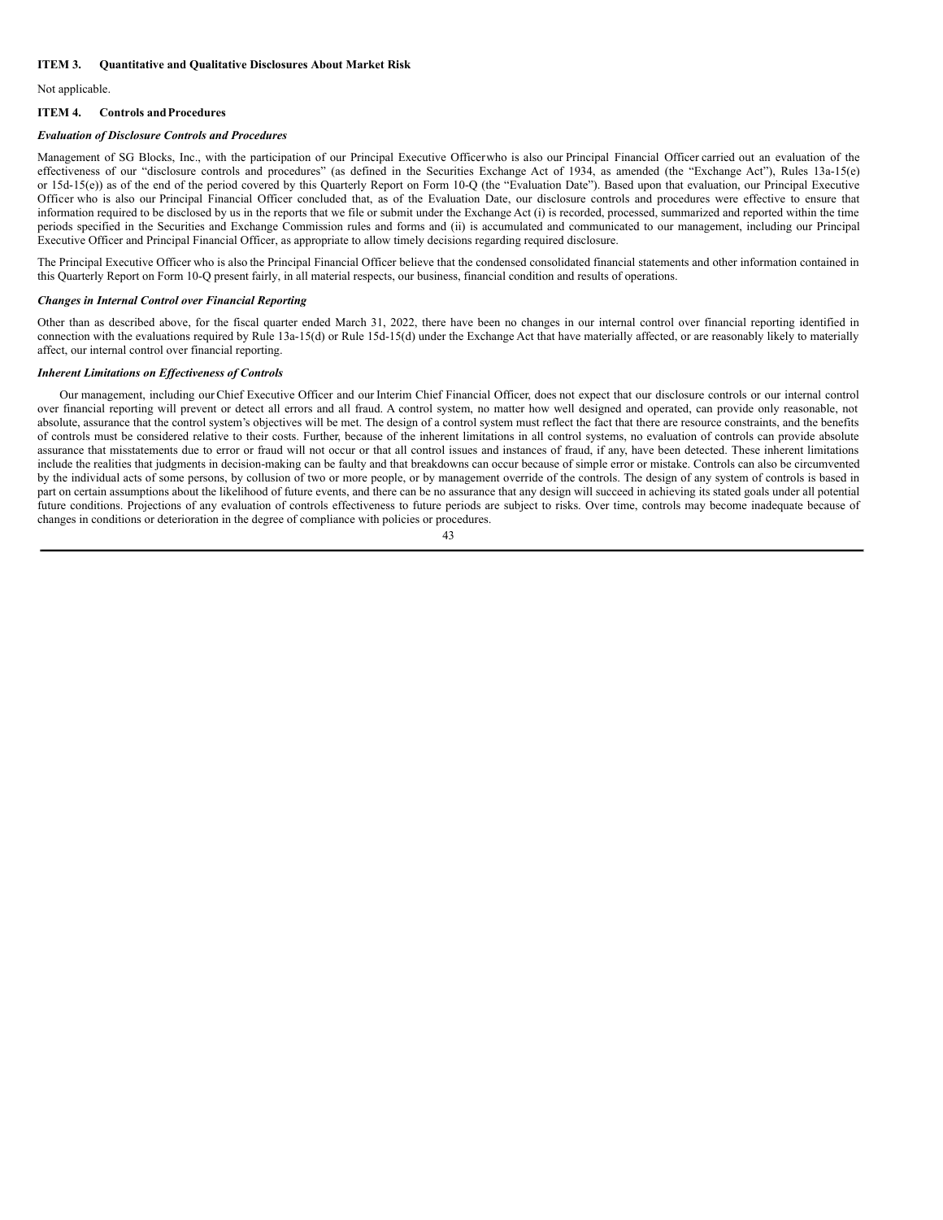**ITEM 3. Quantitative and Qualitative Disclosures About Market Risk**

Not applicable.

**ITEM 4. Controls and Procedures**

***Evaluation of Disclosure Controls and Procedures***

Management of SG Blocks, Inc., with the participation of our Principal Executive Officer who is also our Principal Financial Officer carried out an evaluation of the effectiveness of our "disclosure controls and procedures" (as defined in the Securities Exchange Act of 1934, as amended (the "Exchange Act"), Rules 13a-15(e) or 15d-15(e)) as of the end of the period covered by this Quarterly Report on Form 10-Q (the "Evaluation Date"). Based upon that evaluation, our Principal Executive Officer who is also our Principal Financial Officer concluded that, as of the Evaluation Date, our disclosure controls and procedures were effective to ensure that information required to be disclosed by us in the reports that we file or submit under the Exchange Act (i) is recorded, processed, summarized and reported within the time periods specified in the Securities and Exchange Commission rules and forms and (ii) is accumulated and communicated to our management, including our Principal Executive Officer and Principal Financial Officer, as appropriate to allow timely decisions regarding required disclosure.

The Principal Executive Officer who is also the Principal Financial Officer believe that the condensed consolidated financial statements and other information contained in this Quarterly Report on Form 10-Q present fairly, in all material respects, our business, financial condition and results of operations.

***Changes in Internal Control over Financial Reporting***

Other than as described above, for the fiscal quarter ended March 31, 2022, there have been no changes in our internal control over financial reporting identified in connection with the evaluations required by Rule 13a-15(d) or Rule 15d-15(d) under the Exchange Act that have materially affected, or are reasonably likely to materially affect, our internal control over financial reporting.

***Inherent Limitations on Effectiveness of Controls***

Our management, including our Chief Executive Officer and our Interim Chief Financial Officer, does not expect that our disclosure controls or our internal control over financial reporting will prevent or detect all errors and all fraud. A control system, no matter how well designed and operated, can provide only reasonable, not absolute, assurance that the control system's objectives will be met. The design of a control system must reflect the fact that there are resource constraints, and the benefits of controls must be considered relative to their costs. Further, because of the inherent limitations in all control systems, no evaluation of controls can provide absolute assurance that misstatements due to error or fraud will not occur or that all control issues and instances of fraud, if any, have been detected. These inherent limitations include the realities that judgments in decision-making can be faulty and that breakdowns can occur because of simple error or mistake. Controls can also be circumvented by the individual acts of some persons, by collusion of two or more people, or by management override of the controls. The design of any system of controls is based in part on certain assumptions about the likelihood of future events, and there can be no assurance that any design will succeed in achieving its stated goals under all potential future conditions. Projections of any evaluation of controls effectiveness to future periods are subject to risks. Over time, controls may become inadequate because of changes in conditions or deterioration in the degree of compliance with policies or procedures.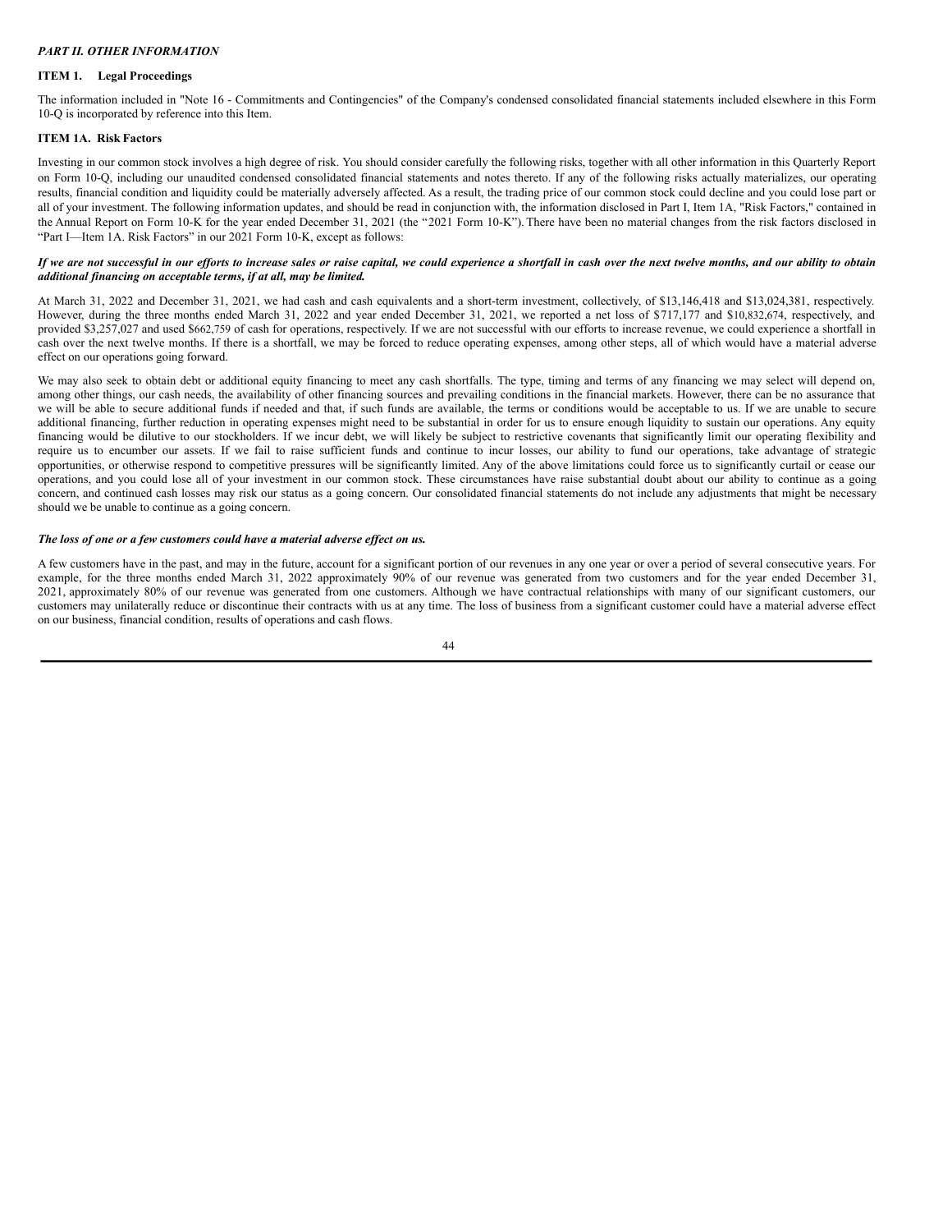***PART II. OTHER INFORMATION***

**ITEM 1. Legal Proceedings**

The information included in "Note 16 - Commitments and Contingencies" of the Company's condensed consolidated financial statements included elsewhere in this Form 10-Q is incorporated by reference into this Item.

**ITEM 1A. Risk Factors**

Investing in our common stock involves a high degree of risk. You should consider carefully the following risks, together with all other information in this Quarterly Report on Form 10-Q, including our unaudited condensed consolidated financial statements and notes thereto. If any of the following risks actually materializes, our operating results, financial condition and liquidity could be materially adversely affected. As a result, the trading price of our common stock could decline and you could lose part or all of your investment. The following information updates, and should be read in conjunction with, the information disclosed in Part I, Item 1A, "Risk Factors," contained in the Annual Report on Form 10-K for the year ended December 31, 2021 (the "2021 Form 10-K"). There have been no material changes from the risk factors disclosed in "Part I—Item 1A. Risk Factors" in our 2021 Form 10-K, except as follows:

***If we are not successful in our efforts to increase sales or raise capital, we could experience a shortfall in cash over the next twelve months, and our ability to obtain additional financing on acceptable terms, if at all, may be limited.***

At March 31, 2022 and December 31, 2021, we had cash and cash equivalents and a short-term investment, collectively, of $13,146,418 and $13,024,381, respectively. However, during the three months ended March 31, 2022 and year ended December 31, 2021, we reported a net loss of $717,177 and $10,832,674, respectively, and provided $3,257,027 and used $662,759 of cash for operations, respectively. If we are not successful with our efforts to increase revenue, we could experience a shortfall in cash over the next twelve months. If there is a shortfall, we may be forced to reduce operating expenses, among other steps, all of which would have a material adverse effect on our operations going forward.

We may also seek to obtain debt or additional equity financing to meet any cash shortfalls. The type, timing and terms of any financing we may select will depend on, among other things, our cash needs, the availability of other financing sources and prevailing conditions in the financial markets. However, there can be no assurance that we will be able to secure additional funds if needed and that, if such funds are available, the terms or conditions would be acceptable to us. If we are unable to secure additional financing, further reduction in operating expenses might need to be substantial in order for us to ensure enough liquidity to sustain our operations. Any equity financing would be dilutive to our stockholders. If we incur debt, we will likely be subject to restrictive covenants that significantly limit our operating flexibility and require us to encumber our assets. If we fail to raise sufficient funds and continue to incur losses, our ability to fund our operations, take advantage of strategic opportunities, or otherwise respond to competitive pressures will be significantly limited. Any of the above limitations could force us to significantly curtail or cease our operations, and you could lose all of your investment in our common stock. These circumstances have raise substantial doubt about our ability to continue as a going concern, and continued cash losses may risk our status as a going concern. Our consolidated financial statements do not include any adjustments that might be necessary should we be unable to continue as a going concern.

***The loss of one or a few customers could have a material adverse effect on us.***

A few customers have in the past, and may in the future, account for a significant portion of our revenues in any one year or over a period of several consecutive years. For example, for the three months ended March 31, 2022 approximately 90% of our revenue was generated from two customers and for the year ended December 31, 2021, approximately 80% of our revenue was generated from one customers. Although we have contractual relationships with many of our significant customers, our customers may unilaterally reduce or discontinue their contracts with us at any time. The loss of business from a significant customer could have a material adverse effect on our business, financial condition, results of operations and cash flows.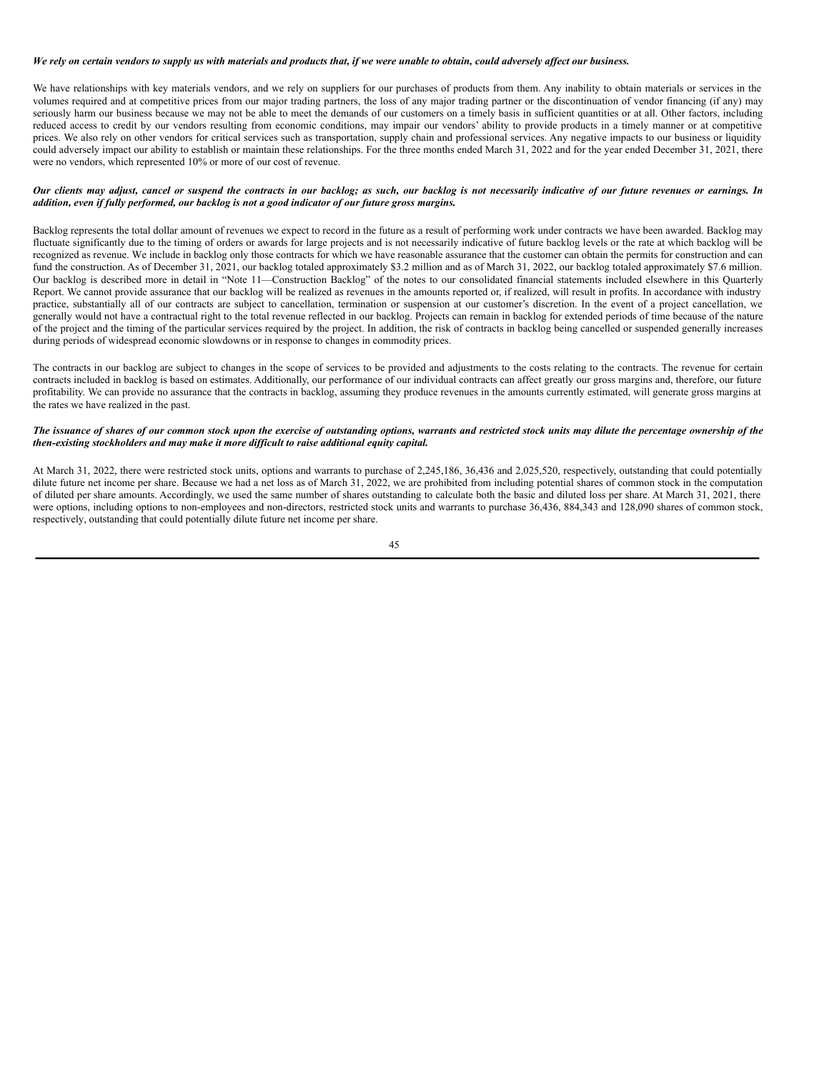***We rely on certain vendors to supply us with materials and products that, if we were unable to obtain, could adversely affect our business.***

We have relationships with key materials vendors, and we rely on suppliers for our purchases of products from them. Any inability to obtain materials or services in the volumes required and at competitive prices from our major trading partners, the loss of any major trading partner or the discontinuation of vendor financing (if any) may seriously harm our business because we may not be able to meet the demands of our customers on a timely basis in sufficient quantities or at all. Other factors, including reduced access to credit by our vendors resulting from economic conditions, may impair our vendors' ability to provide products in a timely manner or at competitive prices. We also rely on other vendors for critical services such as transportation, supply chain and professional services. Any negative impacts to our business or liquidity could adversely impact our ability to establish or maintain these relationships. For the three months ended March 31, 2022 and for the year ended December 31, 2021, there were no vendors, which represented 10% or more of our cost of revenue.

***Our clients may adjust, cancel or suspend the contracts in our backlog; as such, our backlog is not necessarily indicative of our future revenues or earnings. In addition, even if fully performed, our backlog is not a good indicator of our future gross margins.***

Backlog represents the total dollar amount of revenues we expect to record in the future as a result of performing work under contracts we have been awarded. Backlog may fluctuate significantly due to the timing of orders or awards for large projects and is not necessarily indicative of future backlog levels or the rate at which backlog will be recognized as revenue. We include in backlog only those contracts for which we have reasonable assurance that the customer can obtain the permits for construction and can fund the construction. As of December 31, 2021, our backlog totaled approximately $3.2 million and as of March 31, 2022, our backlog totaled approximately $7.6 million. Our backlog is described more in detail in "Note 11—Construction Backlog" of the notes to our consolidated financial statements included elsewhere in this Quarterly Report. We cannot provide assurance that our backlog will be realized as revenues in the amounts reported or, if realized, will result in profits. In accordance with industry practice, substantially all of our contracts are subject to cancellation, termination or suspension at our customer's discretion. In the event of a project cancellation, we generally would not have a contractual right to the total revenue reflected in our backlog. Projects can remain in backlog for extended periods of time because of the nature of the project and the timing of the particular services required by the project. In addition, the risk of contracts in backlog being cancelled or suspended generally increases during periods of widespread economic slowdowns or in response to changes in commodity prices.

The contracts in our backlog are subject to changes in the scope of services to be provided and adjustments to the costs relating to the contracts. The revenue for certain contracts included in backlog is based on estimates. Additionally, our performance of our individual contracts can affect greatly our gross margins and, therefore, our future profitability. We can provide no assurance that the contracts in backlog, assuming they produce revenues in the amounts currently estimated, will generate gross margins at the rates we have realized in the past.

***The issuance of shares of our common stock upon the exercise of outstanding options, warrants and restricted stock units may dilute the percentage ownership of the then-existing stockholders and may make it more difficult to raise additional equity capital.***

At March 31, 2022, there were restricted stock units, options and warrants to purchase of 2,245,186, 36,436 and 2,025,520, respectively, outstanding that could potentially dilute future net income per share. Because we had a net loss as of March 31, 2022, we are prohibited from including potential shares of common stock in the computation of diluted per share amounts. Accordingly, we used the same number of shares outstanding to calculate both the basic and diluted loss per share. At March 31, 2021, there were options, including options to non-employees and non-directors, restricted stock units and warrants to purchase 36,436, 884,343 and 128,090 shares of common stock, respectively, outstanding that could potentially dilute future net income per share.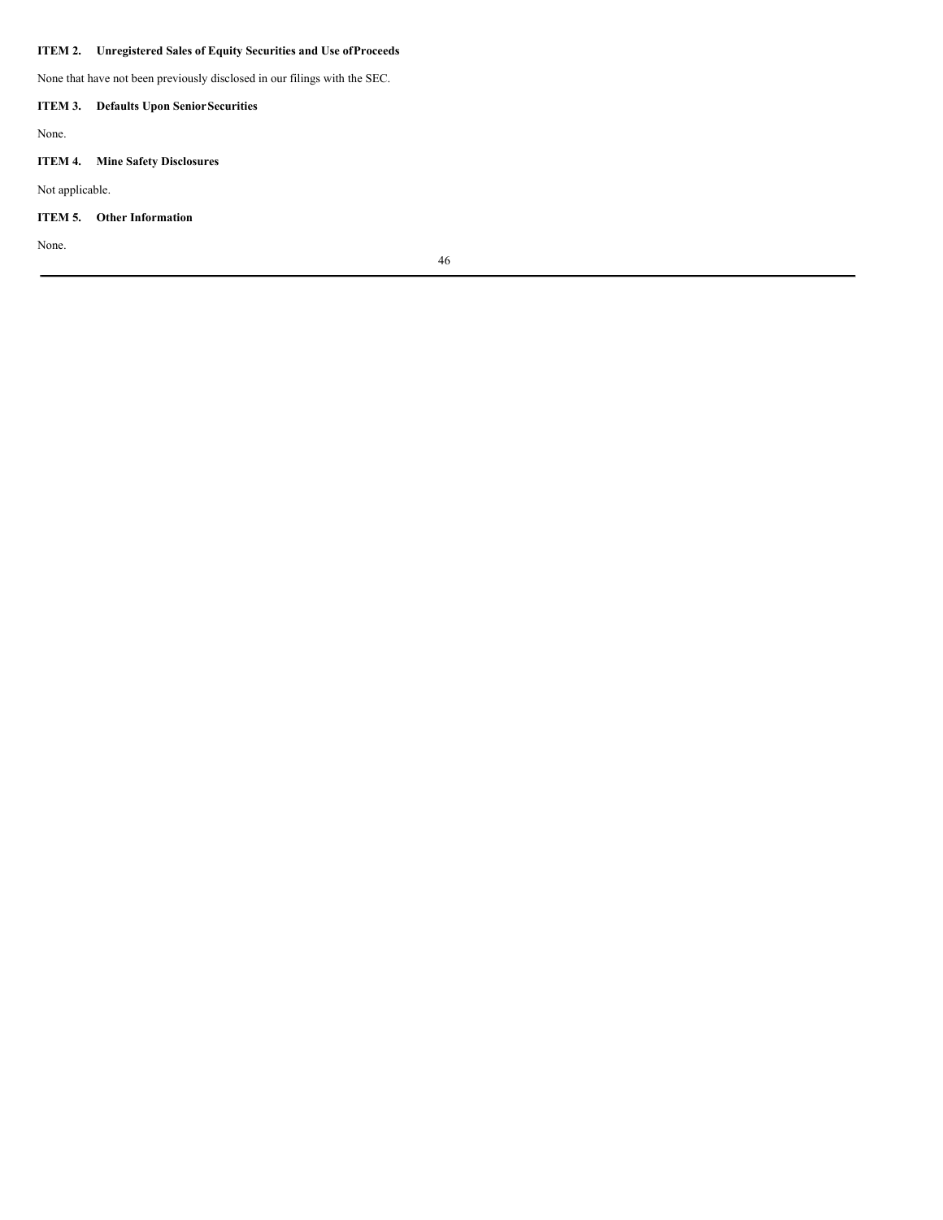## ITEM 2. Unregistered Sales of Equity Securities and Use of Proceeds

None that have not been previously disclosed in our filings with the SEC.

## ITEM 3. Defaults Upon Senior Securities

None.

## ITEM 4. Mine Safety Disclosures

Not applicable.

## ITEM 5. Other Information

None.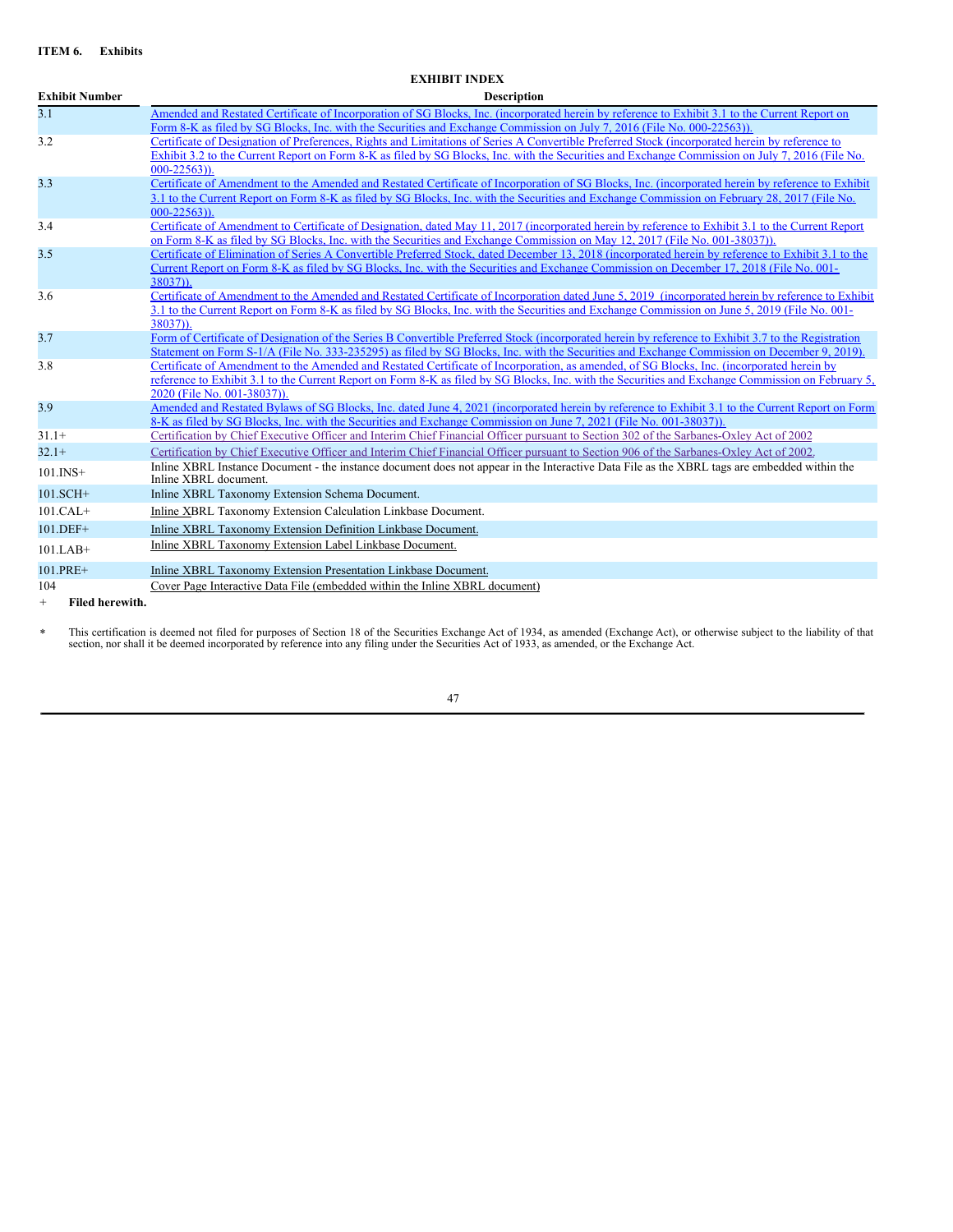**ITEM 6. Exhibits**

**EXHIBIT INDEX**

| Exhibit Number | Description |
|---|---|
| 3.1 | Amended and Restated Certificate of Incorporation of SG Blocks, Inc. (incorporated herein by reference to Exhibit 3.1 to the Current Report on Form 8-K as filed by SG Blocks, Inc. with the Securities and Exchange Commission on July 7, 2016 (File No. 000-22563)). |
| 3.2 | Certificate of Designation of Preferences, Rights and Limitations of Series A Convertible Preferred Stock (incorporated herein by reference to Exhibit 3.2 to the Current Report on Form 8-K as filed by SG Blocks, Inc. with the Securities and Exchange Commission on July 7, 2016 (File No. 000-22563)). |
| 3.3 | Certificate of Amendment to the Amended and Restated Certificate of Incorporation of SG Blocks, Inc. (incorporated herein by reference to Exhibit 3.1 to the Current Report on Form 8-K as filed by SG Blocks, Inc. with the Securities and Exchange Commission on February 28, 2017 (File No. 000-22563)). |
| 3.4 | Certificate of Amendment to Certificate of Designation, dated May 11, 2017 (incorporated herein by reference to Exhibit 3.1 to the Current Report on Form 8-K as filed by SG Blocks, Inc. with the Securities and Exchange Commission on May 12, 2017 (File No. 001-38037)). |
| 3.5 | Certificate of Elimination of Series A Convertible Preferred Stock, dated December 13, 2018 (incorporated herein by reference to Exhibit 3.1 to the Current Report on Form 8-K as filed by SG Blocks, Inc. with the Securities and Exchange Commission on December 17, 2018 (File No. 001-38037)). |
| 3.6 | Certificate of Amendment to the Amended and Restated Certificate of Incorporation dated June 5, 2019 (incorporated herein by reference to Exhibit 3.1 to the Current Report on Form 8-K as filed by SG Blocks, Inc. with the Securities and Exchange Commission on June 5, 2019 (File No. 001-38037)). |
| 3.7 | Form of Certificate of Designation of the Series B Convertible Preferred Stock (incorporated herein by reference to Exhibit 3.7 to the Registration Statement on Form S-1/A (File No. 333-235295) as filed by SG Blocks, Inc. with the Securities and Exchange Commission on December 9, 2019). |
| 3.8 | Certificate of Amendment to the Amended and Restated Certificate of Incorporation, as amended, of SG Blocks, Inc. (incorporated herein by reference to Exhibit 3.1 to the Current Report on Form 8-K as filed by SG Blocks, Inc. with the Securities and Exchange Commission on February 5, 2020 (File No. 001-38037)). |
| 3.9 | Amended and Restated Bylaws of SG Blocks, Inc. dated June 4, 2021 (incorporated herein by reference to Exhibit 3.1 to the Current Report on Form 8-K as filed by SG Blocks, Inc. with the Securities and Exchange Commission on June 7, 2021 (File No. 001-38037)). |
| 31.1+ | Certification by Chief Executive Officer and Interim Chief Financial Officer pursuant to Section 302 of the Sarbanes-Oxley Act of 2002 |
| 32.1+ | Certification by Chief Executive Officer and Interim Chief Financial Officer pursuant to Section 906 of the Sarbanes-Oxley Act of 2002. |
| 101.INS+ | Inline XBRL Instance Document - the instance document does not appear in the Interactive Data File as the XBRL tags are embedded within the Inline XBRL document. |
| 101.SCH+ | Inline XBRL Taxonomy Extension Schema Document. |
| 101.CAL+ | Inline XBRL Taxonomy Extension Calculation Linkbase Document. |
| 101.DEF+ | Inline XBRL Taxonomy Extension Definition Linkbase Document. |
| 101.LAB+ | Inline XBRL Taxonomy Extension Label Linkbase Document. |
| 101.PRE+ | Inline XBRL Taxonomy Extension Presentation Linkbase Document. |
| 104 | Cover Page Interactive Data File (embedded within the Inline XBRL document) |

\+ **Filed herewith.**

\* This certification is deemed not filed for purposes of Section 18 of the Securities Exchange Act of 1934, as amended (Exchange Act), or otherwise subject to the liability of that section, nor shall it be deemed incorporated by reference into any filing under the Securities Act of 1933, as amended, or the Exchange Act.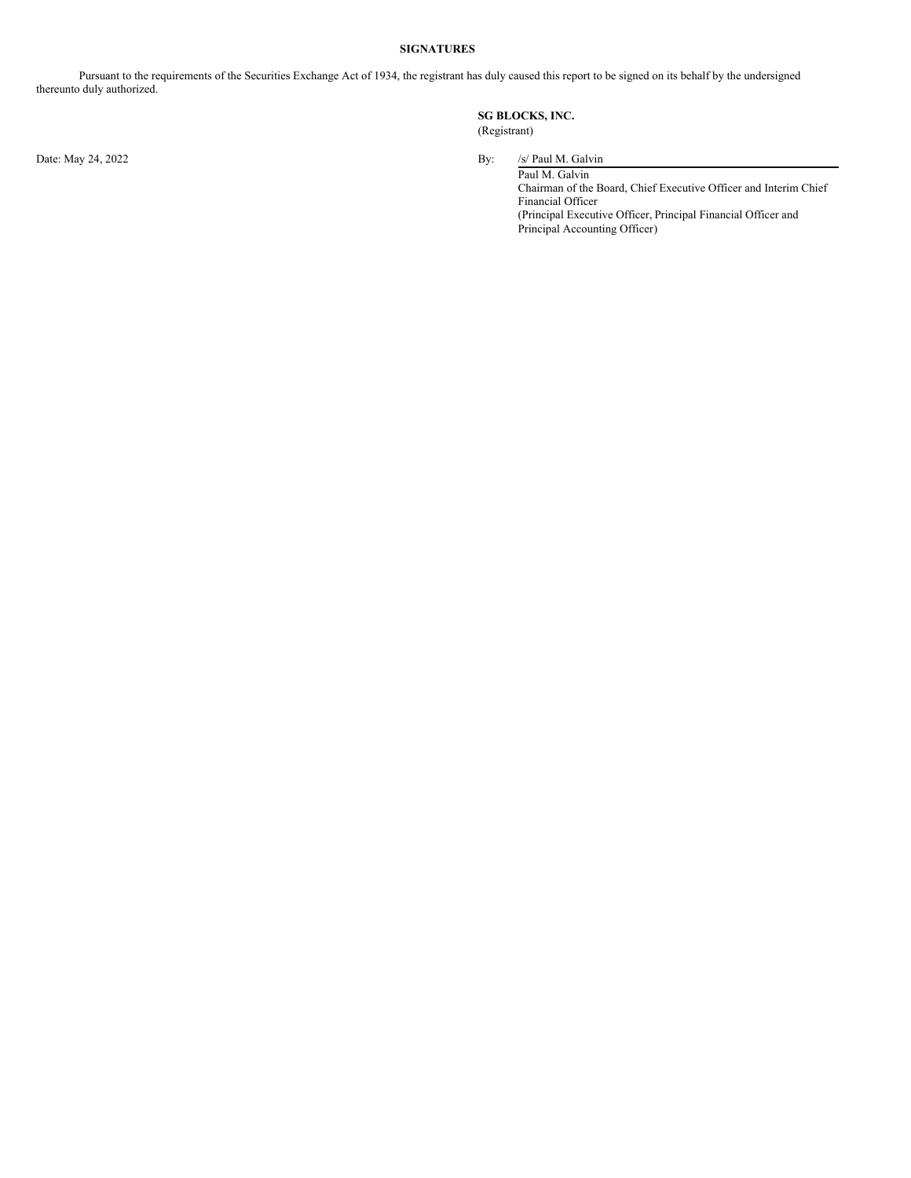**SIGNATURES**

Pursuant to the requirements of the Securities Exchange Act of 1934, the registrant has duly caused this report to be signed on its behalf by the undersigned thereunto duly authorized.

**SG BLOCKS, INC.**
(Registrant)

Date: May 24, 2022

By: /s/ Paul M. Galvin

Paul M. Galvin
Chairman of the Board, Chief Executive Officer and Interim Chief Financial Officer
(Principal Executive Officer, Principal Financial Officer and Principal Accounting Officer)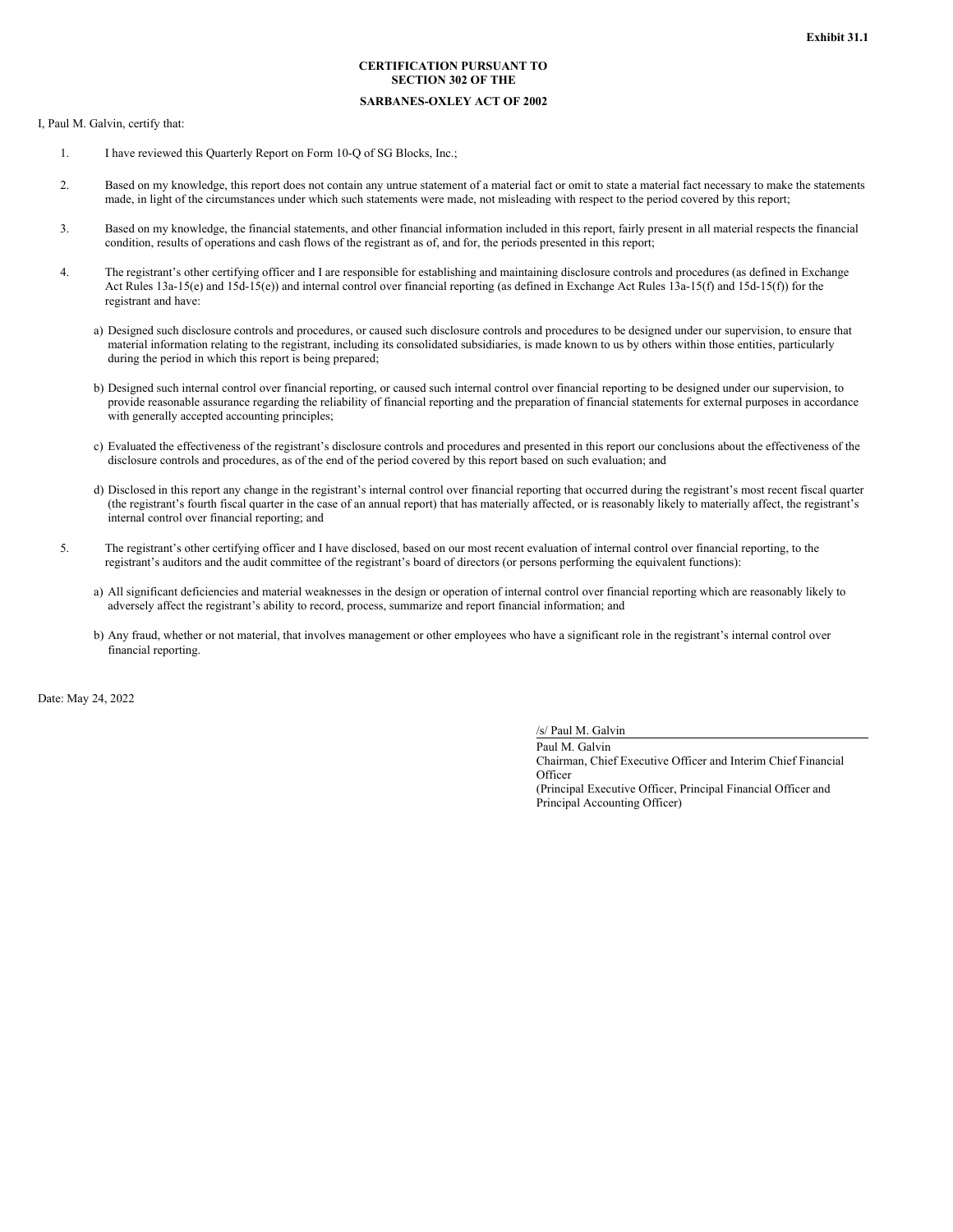**Exhibit 31.1**

**CERTIFICATION PURSUANT TO SECTION 302 OF THE**

**SARBANES-OXLEY ACT OF 2002**

I, Paul M. Galvin, certify that:

1. I have reviewed this Quarterly Report on Form 10-Q of SG Blocks, Inc.;

2. Based on my knowledge, this report does not contain any untrue statement of a material fact or omit to state a material fact necessary to make the statements made, in light of the circumstances under which such statements were made, not misleading with respect to the period covered by this report;

3. Based on my knowledge, the financial statements, and other financial information included in this report, fairly present in all material respects the financial condition, results of operations and cash flows of the registrant as of, and for, the periods presented in this report;

4. The registrant's other certifying officer and I are responsible for establishing and maintaining disclosure controls and procedures (as defined in Exchange Act Rules 13a-15(e) and 15d-15(e)) and internal control over financial reporting (as defined in Exchange Act Rules 13a-15(f) and 15d-15(f)) for the registrant and have:

   a) Designed such disclosure controls and procedures, or caused such disclosure controls and procedures to be designed under our supervision, to ensure that material information relating to the registrant, including its consolidated subsidiaries, is made known to us by others within those entities, particularly during the period in which this report is being prepared;

   b) Designed such internal control over financial reporting, or caused such internal control over financial reporting to be designed under our supervision, to provide reasonable assurance regarding the reliability of financial reporting and the preparation of financial statements for external purposes in accordance with generally accepted accounting principles;

   c) Evaluated the effectiveness of the registrant's disclosure controls and procedures and presented in this report our conclusions about the effectiveness of the disclosure controls and procedures, as of the end of the period covered by this report based on such evaluation; and

   d) Disclosed in this report any change in the registrant's internal control over financial reporting that occurred during the registrant's most recent fiscal quarter (the registrant's fourth fiscal quarter in the case of an annual report) that has materially affected, or is reasonably likely to materially affect, the registrant's internal control over financial reporting; and

5. The registrant's other certifying officer and I have disclosed, based on our most recent evaluation of internal control over financial reporting, to the registrant's auditors and the audit committee of the registrant's board of directors (or persons performing the equivalent functions):

   a) All significant deficiencies and material weaknesses in the design or operation of internal control over financial reporting which are reasonably likely to adversely affect the registrant's ability to record, process, summarize and report financial information; and

   b) Any fraud, whether or not material, that involves management or other employees who have a significant role in the registrant's internal control over financial reporting.

Date: May 24, 2022

/s/ Paul M. Galvin

Paul M. Galvin
Chairman, Chief Executive Officer and Interim Chief Financial Officer
(Principal Executive Officer, Principal Financial Officer and Principal Accounting Officer)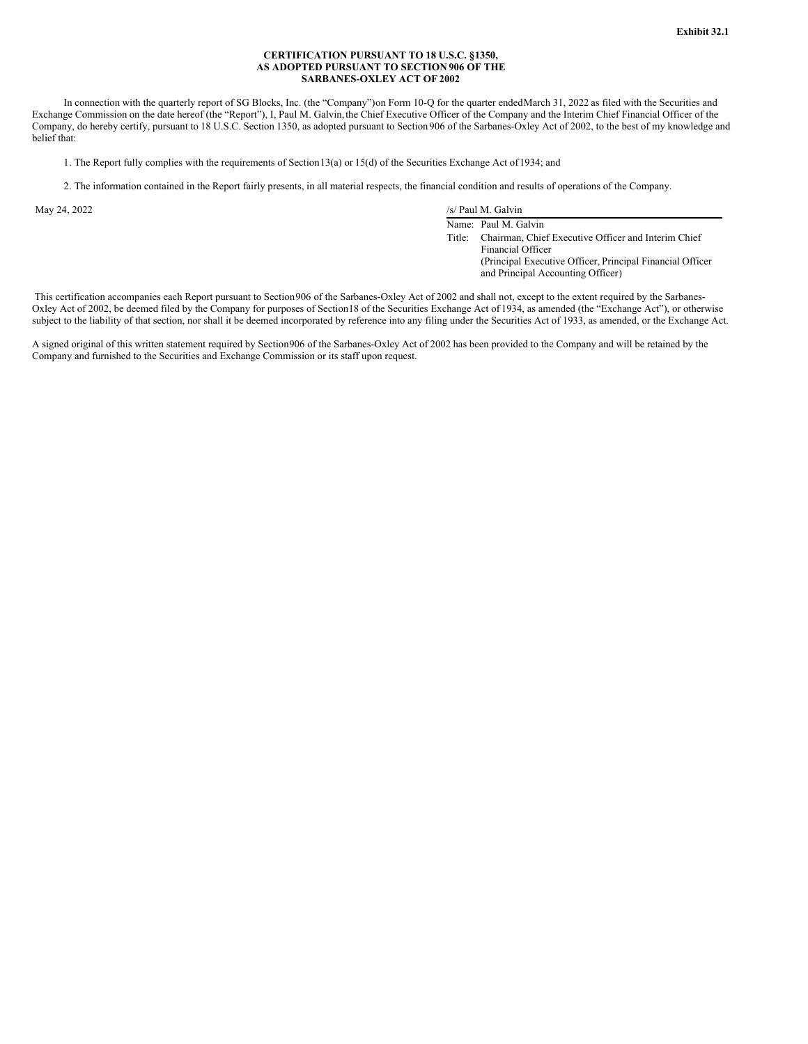**Exhibit 32.1**

**CERTIFICATION PURSUANT TO 18 U.S.C. §1350,
AS ADOPTED PURSUANT TO SECTION 906 OF THE
SARBANES-OXLEY ACT OF 2002**

In connection with the quarterly report of SG Blocks, Inc. (the "Company")on Form 10-Q for the quarter ended March 31, 2022 as filed with the Securities and Exchange Commission on the date hereof (the "Report"), I, Paul M. Galvin, the Chief Executive Officer of the Company and the Interim Chief Financial Officer of the Company, do hereby certify, pursuant to 18 U.S.C. Section 1350, as adopted pursuant to Section 906 of the Sarbanes-Oxley Act of 2002, to the best of my knowledge and belief that:

1. The Report fully complies with the requirements of Section 13(a) or 15(d) of the Securities Exchange Act of 1934; and

2. The information contained in the Report fairly presents, in all material respects, the financial condition and results of operations of the Company.

May 24, 2022

/s/ Paul M. Galvin

Name: Paul M. Galvin

Title: Chairman, Chief Executive Officer and Interim Chief Financial Officer
(Principal Executive Officer, Principal Financial Officer and Principal Accounting Officer)

This certification accompanies each Report pursuant to Section 906 of the Sarbanes-Oxley Act of 2002 and shall not, except to the extent required by the Sarbanes-Oxley Act of 2002, be deemed filed by the Company for purposes of Section 18 of the Securities Exchange Act of 1934, as amended (the "Exchange Act"), or otherwise subject to the liability of that section, nor shall it be deemed incorporated by reference into any filing under the Securities Act of 1933, as amended, or the Exchange Act.

A signed original of this written statement required by Section 906 of the Sarbanes-Oxley Act of 2002 has been provided to the Company and will be retained by the Company and furnished to the Securities and Exchange Commission or its staff upon request.